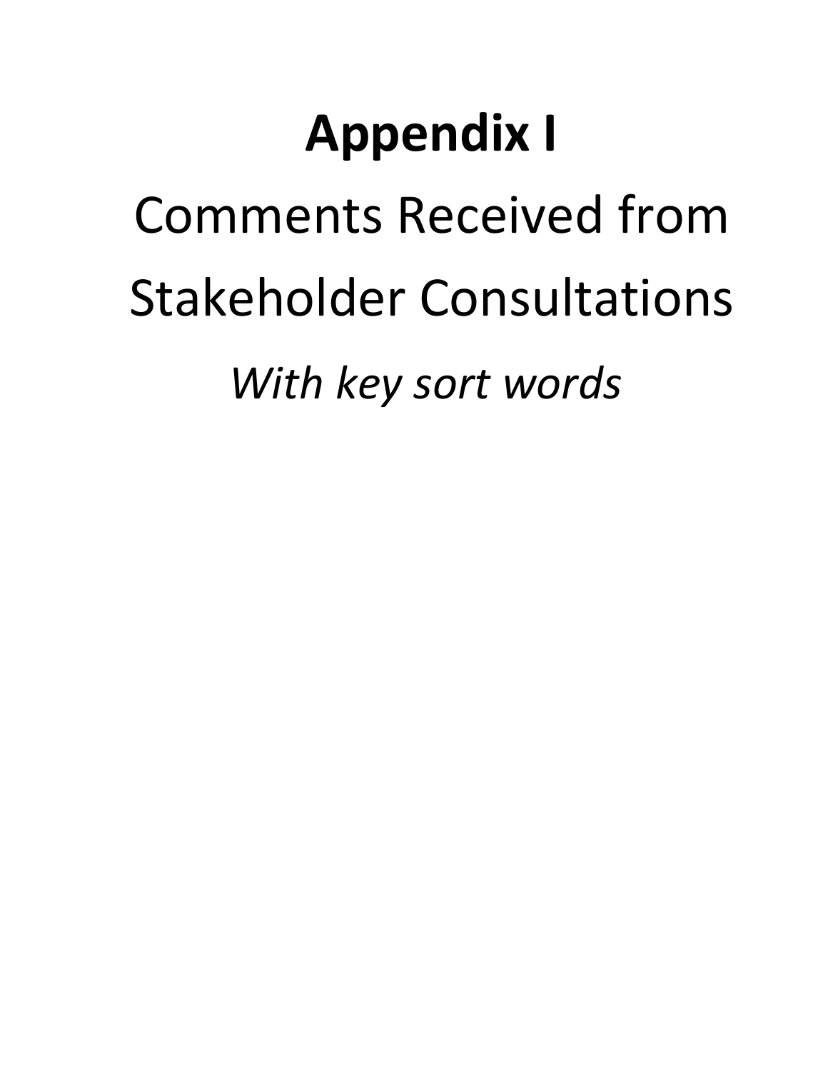# Appendix I

Comments Received from Stakeholder Consultations

*With key sort words*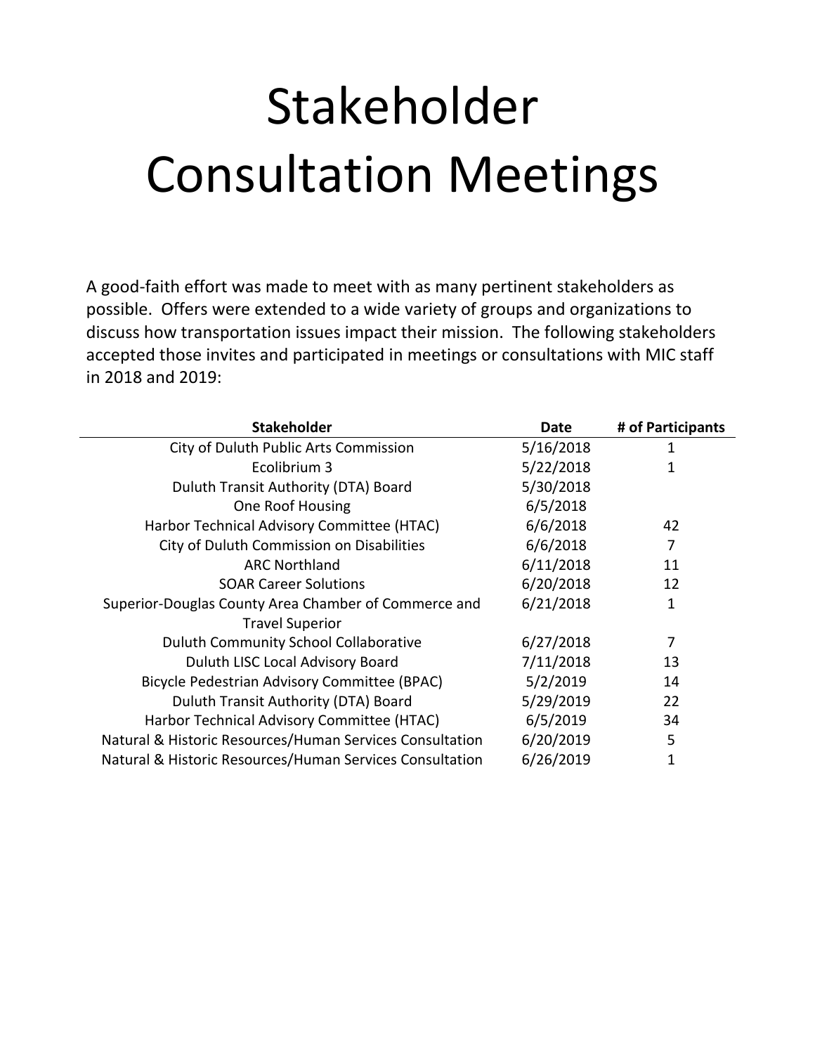# Stakeholder Consultation Meetings

A good-faith effort was made to meet with as many pertinent stakeholders as possible. Offers were extended to a wide variety of groups and organizations to discuss how transportation issues impact their mission. The following stakeholders accepted those invites and participated in meetings or consultations with MIC staff in 2018 and 2019:

| Stakeholder | Date | # of Participants |
|---|---|---|
| City of Duluth Public Arts Commission | 5/16/2018 | 1 |
| Ecolibrium 3 | 5/22/2018 | 1 |
| Duluth Transit Authority (DTA) Board | 5/30/2018 | |
| One Roof Housing | 6/5/2018 | |
| Harbor Technical Advisory Committee (HTAC) | 6/6/2018 | 42 |
| City of Duluth Commission on Disabilities | 6/6/2018 | 7 |
| ARC Northland | 6/11/2018 | 11 |
| SOAR Career Solutions | 6/20/2018 | 12 |
| Superior-Douglas County Area Chamber of Commerce and Travel Superior | 6/21/2018 | 1 |
| Duluth Community School Collaborative | 6/27/2018 | 7 |
| Duluth LISC Local Advisory Board | 7/11/2018 | 13 |
| Bicycle Pedestrian Advisory Committee (BPAC) | 5/2/2019 | 14 |
| Duluth Transit Authority (DTA) Board | 5/29/2019 | 22 |
| Harbor Technical Advisory Committee (HTAC) | 6/5/2019 | 34 |
| Natural & Historic Resources/Human Services Consultation | 6/20/2019 | 5 |
| Natural & Historic Resources/Human Services Consultation | 6/26/2019 | 1 |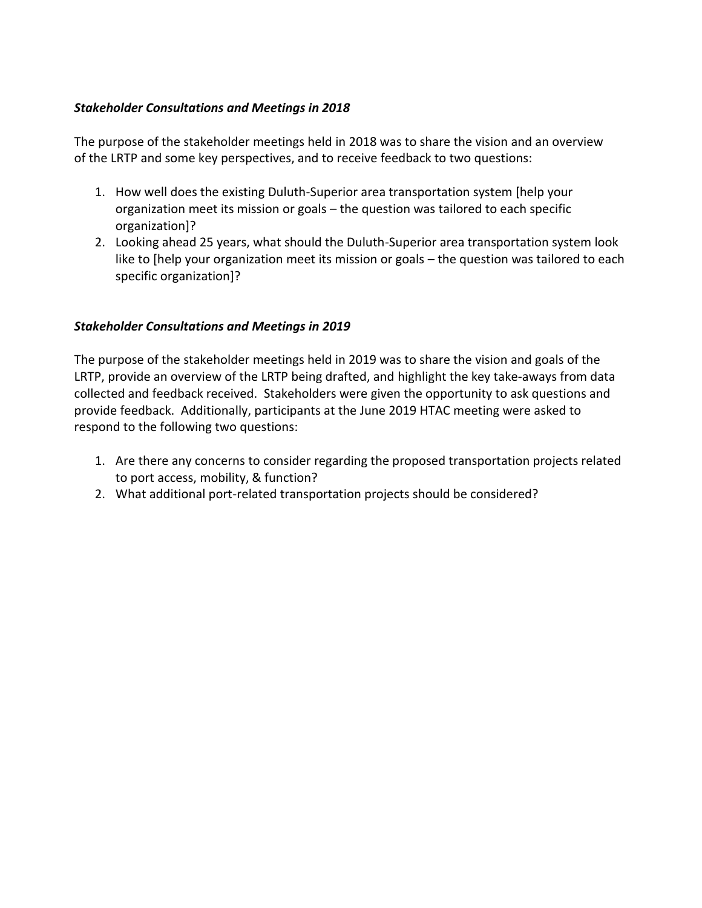***Stakeholder Consultations and Meetings in 2018***

The purpose of the stakeholder meetings held in 2018 was to share the vision and an overview of the LRTP and some key perspectives, and to receive feedback to two questions:

1. How well does the existing Duluth-Superior area transportation system [help your organization meet its mission or goals – the question was tailored to each specific organization]?
2. Looking ahead 25 years, what should the Duluth-Superior area transportation system look like to [help your organization meet its mission or goals – the question was tailored to each specific organization]?

***Stakeholder Consultations and Meetings in 2019***

The purpose of the stakeholder meetings held in 2019 was to share the vision and goals of the LRTP, provide an overview of the LRTP being drafted, and highlight the key take-aways from data collected and feedback received. Stakeholders were given the opportunity to ask questions and provide feedback. Additionally, participants at the June 2019 HTAC meeting were asked to respond to the following two questions:

1. Are there any concerns to consider regarding the proposed transportation projects related to port access, mobility, & function?
2. What additional port-related transportation projects should be considered?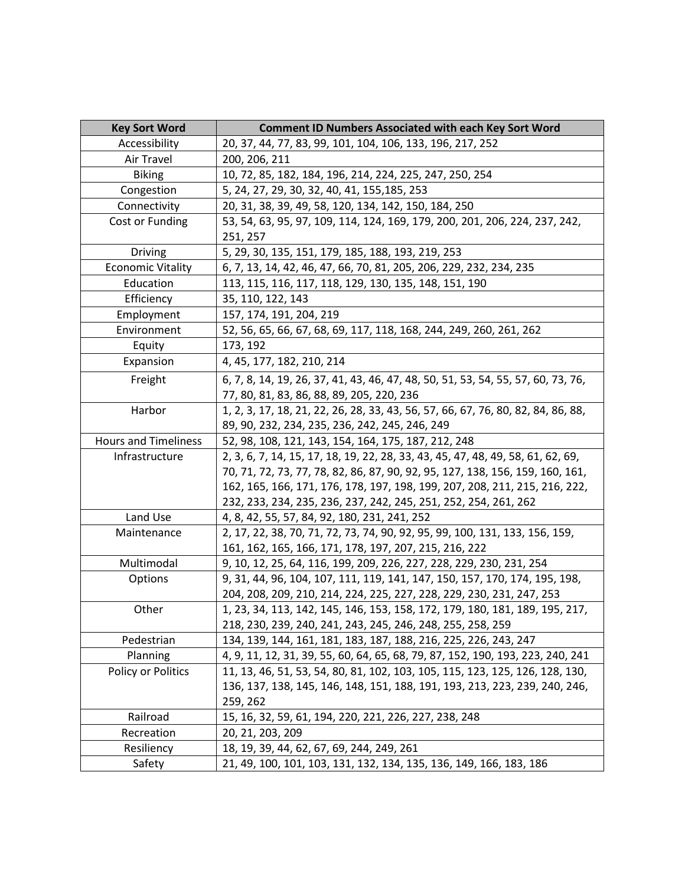| Key Sort Word | Comment ID Numbers Associated with each Key Sort Word |
| --- | --- |
| Accessibility | 20, 37, 44, 77, 83, 99, 101, 104, 106, 133, 196, 217, 252 |
| Air Travel | 200, 206, 211 |
| Biking | 10, 72, 85, 182, 184, 196, 214, 224, 225, 247, 250, 254 |
| Congestion | 5, 24, 27, 29, 30, 32, 40, 41, 155,185, 253 |
| Connectivity | 20, 31, 38, 39, 49, 58, 120, 134, 142, 150, 184, 250 |
| Cost or Funding | 53, 54, 63, 95, 97, 109, 114, 124, 169, 179, 200, 201, 206, 224, 237, 242, 251, 257 |
| Driving | 5, 29, 30, 135, 151, 179, 185, 188, 193, 219, 253 |
| Economic Vitality | 6, 7, 13, 14, 42, 46, 47, 66, 70, 81, 205, 206, 229, 232, 234, 235 |
| Education | 113, 115, 116, 117, 118, 129, 130, 135, 148, 151, 190 |
| Efficiency | 35, 110, 122, 143 |
| Employment | 157, 174, 191, 204, 219 |
| Environment | 52, 56, 65, 66, 67, 68, 69, 117, 118, 168, 244, 249, 260, 261, 262 |
| Equity | 173, 192 |
| Expansion | 4, 45, 177, 182, 210, 214 |
| Freight | 6, 7, 8, 14, 19, 26, 37, 41, 43, 46, 47, 48, 50, 51, 53, 54, 55, 57, 60, 73, 76, 77, 80, 81, 83, 86, 88, 89, 205, 220, 236 |
| Harbor | 1, 2, 3, 17, 18, 21, 22, 26, 28, 33, 43, 56, 57, 66, 67, 76, 80, 82, 84, 86, 88, 89, 90, 232, 234, 235, 236, 242, 245, 246, 249 |
| Hours and Timeliness | 52, 98, 108, 121, 143, 154, 164, 175, 187, 212, 248 |
| Infrastructure | 2, 3, 6, 7, 14, 15, 17, 18, 19, 22, 28, 33, 43, 45, 47, 48, 49, 58, 61, 62, 69, 70, 71, 72, 73, 77, 78, 82, 86, 87, 90, 92, 95, 127, 138, 156, 159, 160, 161, 162, 165, 166, 171, 176, 178, 197, 198, 199, 207, 208, 211, 215, 216, 222, 232, 233, 234, 235, 236, 237, 242, 245, 251, 252, 254, 261, 262 |
| Land Use | 4, 8, 42, 55, 57, 84, 92, 180, 231, 241, 252 |
| Maintenance | 2, 17, 22, 38, 70, 71, 72, 73, 74, 90, 92, 95, 99, 100, 131, 133, 156, 159, 161, 162, 165, 166, 171, 178, 197, 207, 215, 216, 222 |
| Multimodal | 9, 10, 12, 25, 64, 116, 199, 209, 226, 227, 228, 229, 230, 231, 254 |
| Options | 9, 31, 44, 96, 104, 107, 111, 119, 141, 147, 150, 157, 170, 174, 195, 198, 204, 208, 209, 210, 214, 224, 225, 227, 228, 229, 230, 231, 247, 253 |
| Other | 1, 23, 34, 113, 142, 145, 146, 153, 158, 172, 179, 180, 181, 189, 195, 217, 218, 230, 239, 240, 241, 243, 245, 246, 248, 255, 258, 259 |
| Pedestrian | 134, 139, 144, 161, 181, 183, 187, 188, 216, 225, 226, 243, 247 |
| Planning | 4, 9, 11, 12, 31, 39, 55, 60, 64, 65, 68, 79, 87, 152, 190, 193, 223, 240, 241 |
| Policy or Politics | 11, 13, 46, 51, 53, 54, 80, 81, 102, 103, 105, 115, 123, 125, 126, 128, 130, 136, 137, 138, 145, 146, 148, 151, 188, 191, 193, 213, 223, 239, 240, 246, 259, 262 |
| Railroad | 15, 16, 32, 59, 61, 194, 220, 221, 226, 227, 238, 248 |
| Recreation | 20, 21, 203, 209 |
| Resiliency | 18, 19, 39, 44, 62, 67, 69, 244, 249, 261 |
| Safety | 21, 49, 100, 101, 103, 131, 132, 134, 135, 136, 149, 166, 183, 186 |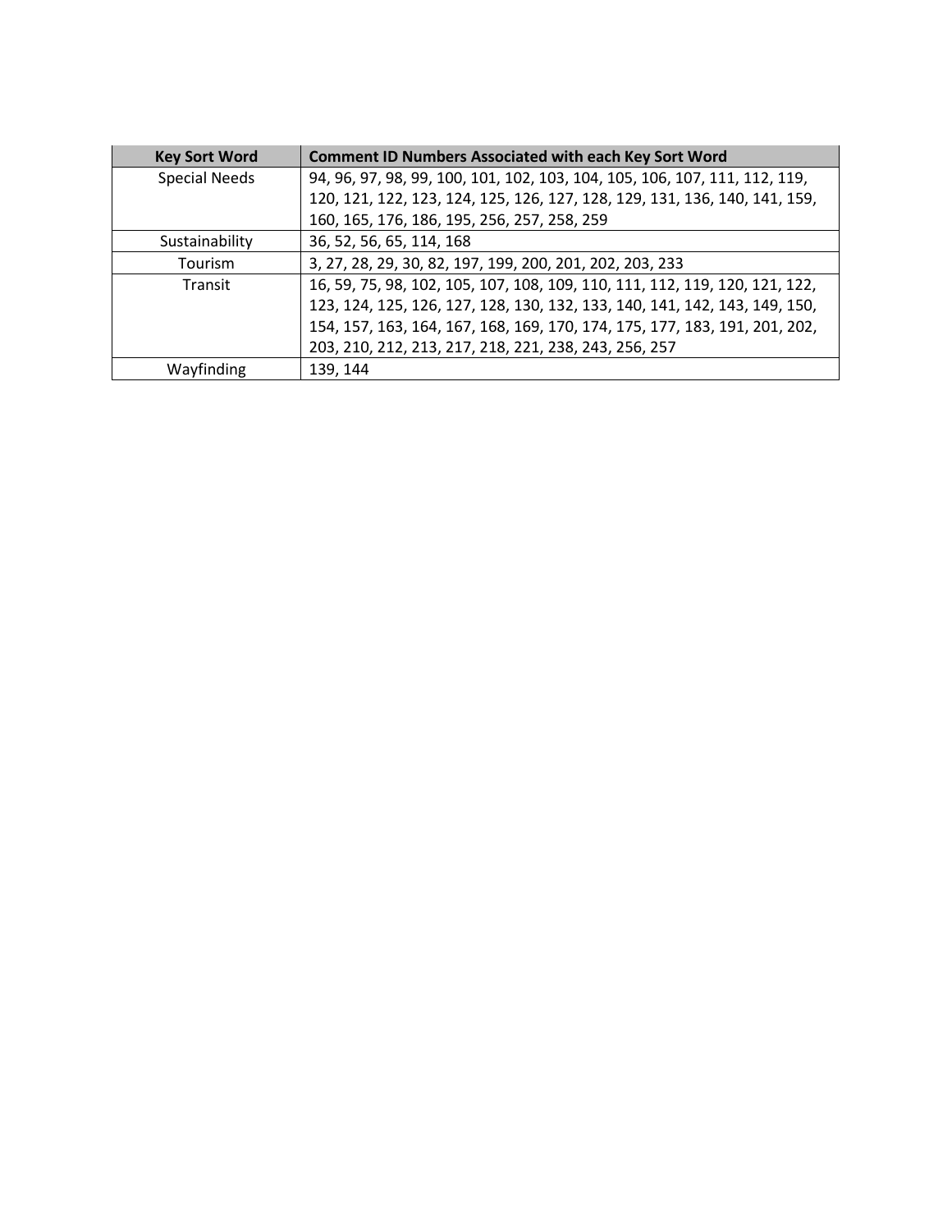| Key Sort Word | Comment ID Numbers Associated with each Key Sort Word |
|---|---|
| Special Needs | 94, 96, 97, 98, 99, 100, 101, 102, 103, 104, 105, 106, 107, 111, 112, 119, 120, 121, 122, 123, 124, 125, 126, 127, 128, 129, 131, 136, 140, 141, 159, 160, 165, 176, 186, 195, 256, 257, 258, 259 |
| Sustainability | 36, 52, 56, 65, 114, 168 |
| Tourism | 3, 27, 28, 29, 30, 82, 197, 199, 200, 201, 202, 203, 233 |
| Transit | 16, 59, 75, 98, 102, 105, 107, 108, 109, 110, 111, 112, 119, 120, 121, 122, 123, 124, 125, 126, 127, 128, 130, 132, 133, 140, 141, 142, 143, 149, 150, 154, 157, 163, 164, 167, 168, 169, 170, 174, 175, 177, 183, 191, 201, 202, 203, 210, 212, 213, 217, 218, 221, 238, 243, 256, 257 |
| Wayfinding | 139, 144 |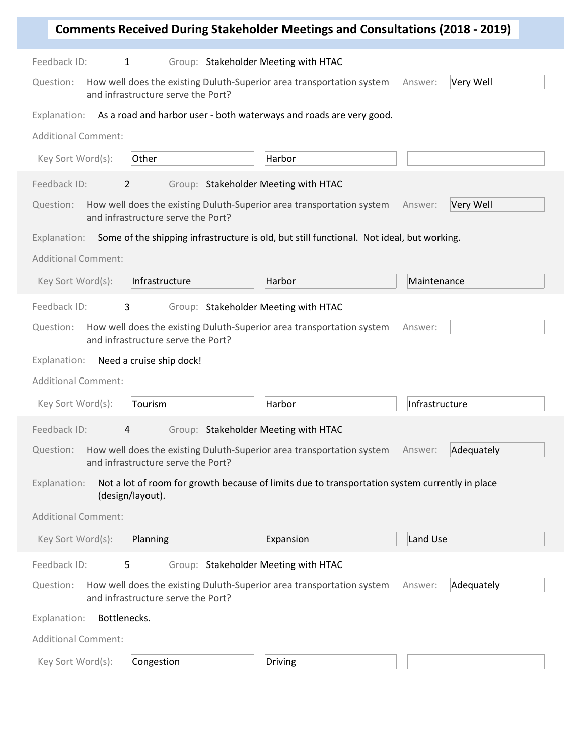# Comments Received During Stakeholder Meetings and Consultations (2018 - 2019)

Feedback ID: 1 Group: Stakeholder Meeting with HTAC

Question: How well does the existing Duluth-Superior area transportation system and infrastructure serve the Port?

Answer: Very Well

Explanation: As a road and harbor user - both waterways and roads are very good.

Additional Comment:

Key Sort Word(s): Other | Harbor

---

Feedback ID: 2 Group: Stakeholder Meeting with HTAC

Question: How well does the existing Duluth-Superior area transportation system and infrastructure serve the Port?

Answer: Very Well

Explanation: Some of the shipping infrastructure is old, but still functional. Not ideal, but working.

Additional Comment:

Key Sort Word(s): Infrastructure | Harbor | Maintenance

---

Feedback ID: 3 Group: Stakeholder Meeting with HTAC

Question: How well does the existing Duluth-Superior area transportation system and infrastructure serve the Port?

Answer:

Explanation: Need a cruise ship dock!

Additional Comment:

Key Sort Word(s): Tourism | Harbor | Infrastructure

---

Feedback ID: 4 Group: Stakeholder Meeting with HTAC

Question: How well does the existing Duluth-Superior area transportation system and infrastructure serve the Port?

Answer: Adequately

Explanation: Not a lot of room for growth because of limits due to transportation system currently in place (design/layout).

Additional Comment:

Key Sort Word(s): Planning | Expansion | Land Use

---

Feedback ID: 5 Group: Stakeholder Meeting with HTAC

Question: How well does the existing Duluth-Superior area transportation system and infrastructure serve the Port?

Answer: Adequately

Explanation: Bottlenecks.

Additional Comment:

Key Sort Word(s): Congestion | Driving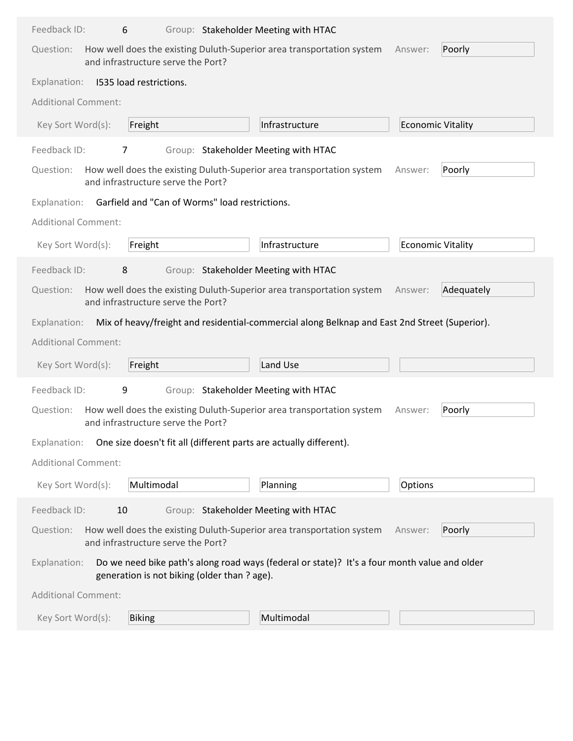Feedback ID: 6 Group: Stakeholder Meeting with HTAC

Question: How well does the existing Duluth-Superior area transportation system and infrastructure serve the Port?

Answer: Poorly

Explanation: I535 load restrictions.

Additional Comment:

Key Sort Word(s): Freight | Infrastructure | Economic Vitality

---

Feedback ID: 7 Group: Stakeholder Meeting with HTAC

Question: How well does the existing Duluth-Superior area transportation system and infrastructure serve the Port?

Answer: Poorly

Explanation: Garfield and "Can of Worms" load restrictions.

Additional Comment:

Key Sort Word(s): Freight | Infrastructure | Economic Vitality

---

Feedback ID: 8 Group: Stakeholder Meeting with HTAC

Question: How well does the existing Duluth-Superior area transportation system and infrastructure serve the Port?

Answer: Adequately

Explanation: Mix of heavy/freight and residential-commercial along Belknap and East 2nd Street (Superior).

Additional Comment:

Key Sort Word(s): Freight | Land Use

---

Feedback ID: 9 Group: Stakeholder Meeting with HTAC

Question: How well does the existing Duluth-Superior area transportation system and infrastructure serve the Port?

Answer: Poorly

Explanation: One size doesn't fit all (different parts are actually different).

Additional Comment:

Key Sort Word(s): Multimodal | Planning | Options

---

Feedback ID: 10 Group: Stakeholder Meeting with HTAC

Question: How well does the existing Duluth-Superior area transportation system and infrastructure serve the Port?

Answer: Poorly

Explanation: Do we need bike path's along road ways (federal or state)? It's a four month value and older generation is not biking (older than ? age).

Additional Comment:

Key Sort Word(s): Biking | Multimodal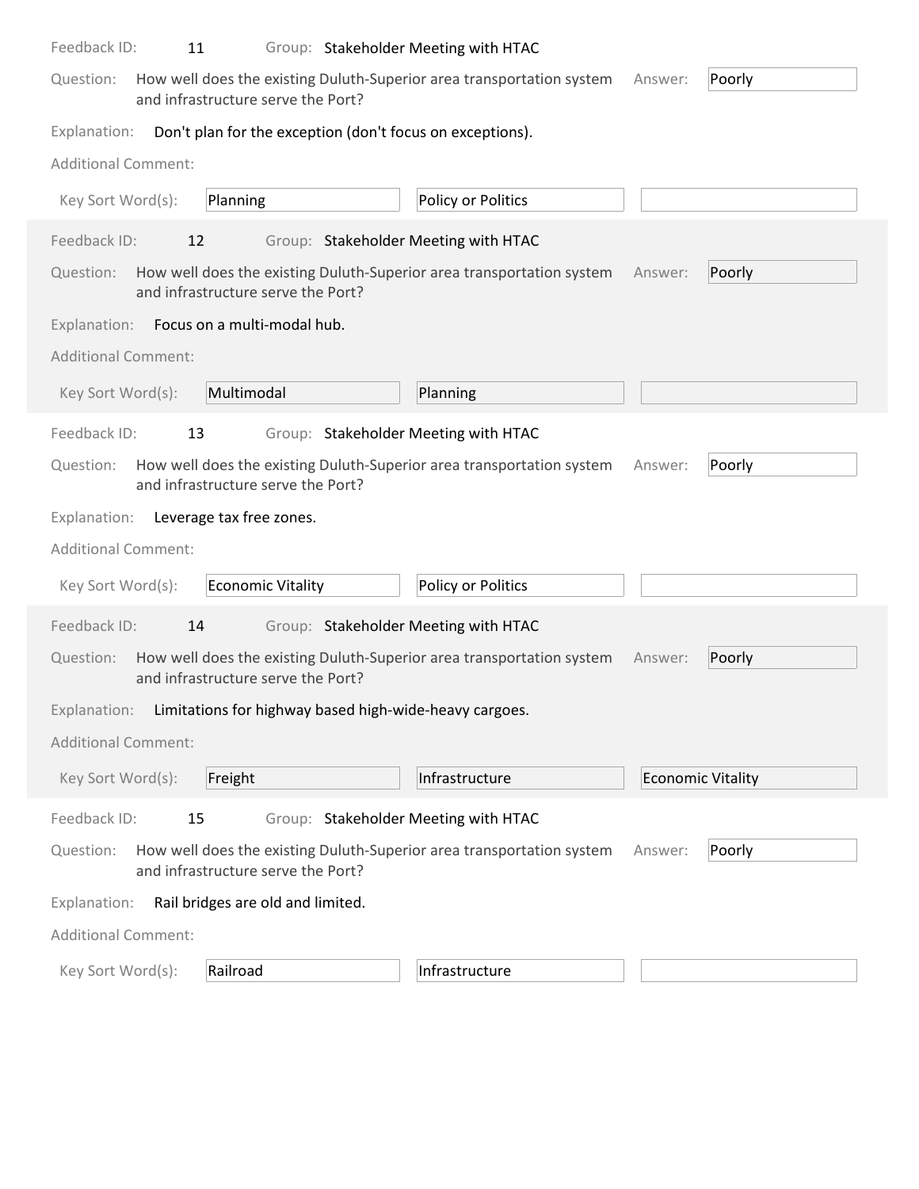Feedback ID: 11 Group: Stakeholder Meeting with HTAC

Question: How well does the existing Duluth-Superior area transportation system and infrastructure serve the Port? Answer: Poorly

Explanation: Don't plan for the exception (don't focus on exceptions).

Additional Comment:

Key Sort Word(s): Planning | Policy or Politics

---

Feedback ID: 12 Group: Stakeholder Meeting with HTAC

Question: How well does the existing Duluth-Superior area transportation system and infrastructure serve the Port? Answer: Poorly

Explanation: Focus on a multi-modal hub.

Additional Comment:

Key Sort Word(s): Multimodal | Planning

---

Feedback ID: 13 Group: Stakeholder Meeting with HTAC

Question: How well does the existing Duluth-Superior area transportation system and infrastructure serve the Port? Answer: Poorly

Explanation: Leverage tax free zones.

Additional Comment:

Key Sort Word(s): Economic Vitality | Policy or Politics

---

Feedback ID: 14 Group: Stakeholder Meeting with HTAC

Question: How well does the existing Duluth-Superior area transportation system and infrastructure serve the Port? Answer: Poorly

Explanation: Limitations for highway based high-wide-heavy cargoes.

Additional Comment:

Key Sort Word(s): Freight | Infrastructure | Economic Vitality

---

Feedback ID: 15 Group: Stakeholder Meeting with HTAC

Question: How well does the existing Duluth-Superior area transportation system and infrastructure serve the Port? Answer: Poorly

Explanation: Rail bridges are old and limited.

Additional Comment:

Key Sort Word(s): Railroad | Infrastructure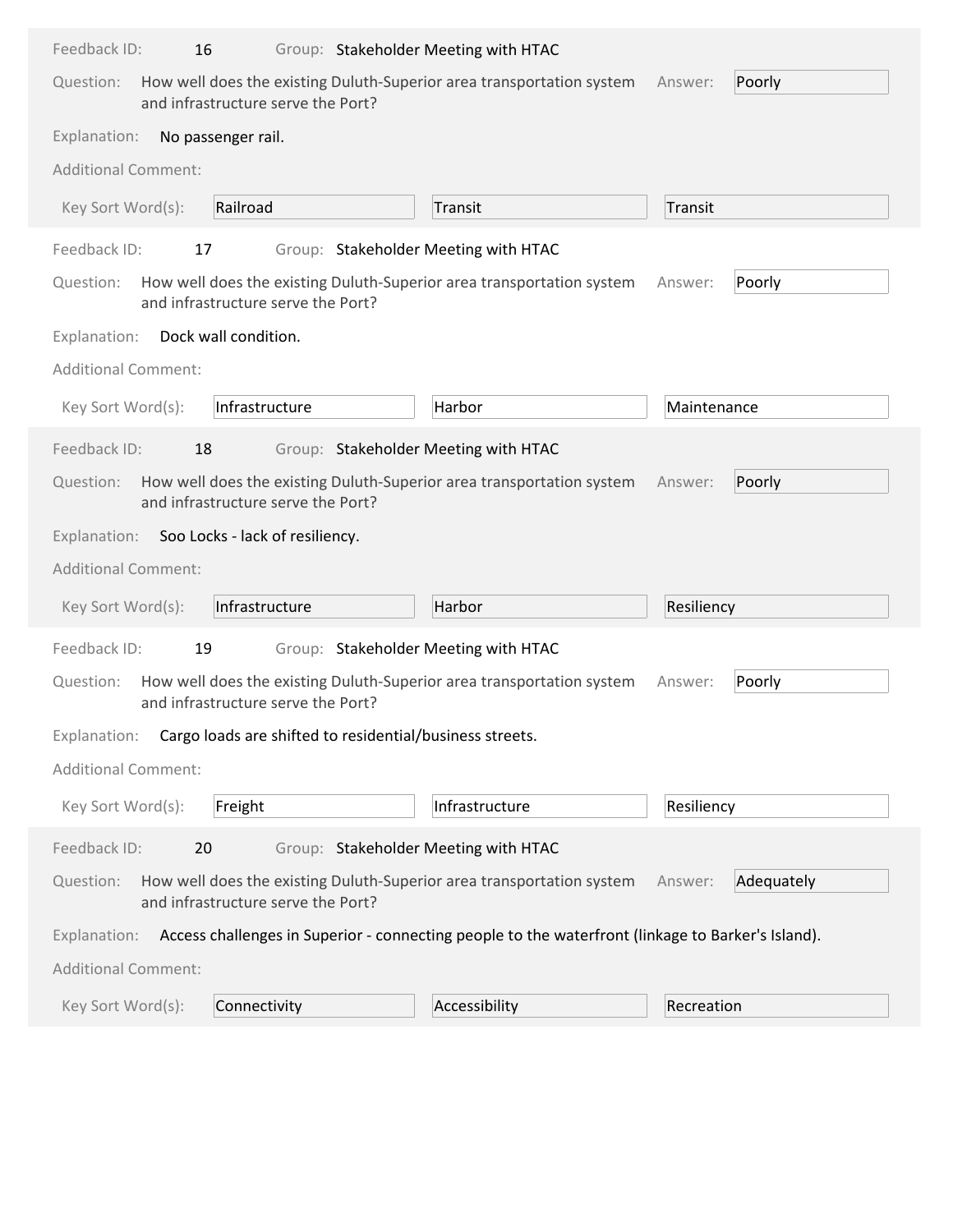Feedback ID: 16 Group: Stakeholder Meeting with HTAC

Question: How well does the existing Duluth-Superior area transportation system and infrastructure serve the Port? Answer: Poorly

Explanation: No passenger rail.

Additional Comment:

Key Sort Word(s): Railroad | Transit | Transit

---

Feedback ID: 17 Group: Stakeholder Meeting with HTAC

Question: How well does the existing Duluth-Superior area transportation system and infrastructure serve the Port? Answer: Poorly

Explanation: Dock wall condition.

Additional Comment:

Key Sort Word(s): Infrastructure | Harbor | Maintenance

---

Feedback ID: 18 Group: Stakeholder Meeting with HTAC

Question: How well does the existing Duluth-Superior area transportation system and infrastructure serve the Port? Answer: Poorly

Explanation: Soo Locks - lack of resiliency.

Additional Comment:

Key Sort Word(s): Infrastructure | Harbor | Resiliency

---

Feedback ID: 19 Group: Stakeholder Meeting with HTAC

Question: How well does the existing Duluth-Superior area transportation system and infrastructure serve the Port? Answer: Poorly

Explanation: Cargo loads are shifted to residential/business streets.

Additional Comment:

Key Sort Word(s): Freight | Infrastructure | Resiliency

---

Feedback ID: 20 Group: Stakeholder Meeting with HTAC

Question: How well does the existing Duluth-Superior area transportation system and infrastructure serve the Port? Answer: Adequately

Explanation: Access challenges in Superior - connecting people to the waterfront (linkage to Barker's Island).

Additional Comment:

Key Sort Word(s): Connectivity | Accessibility | Recreation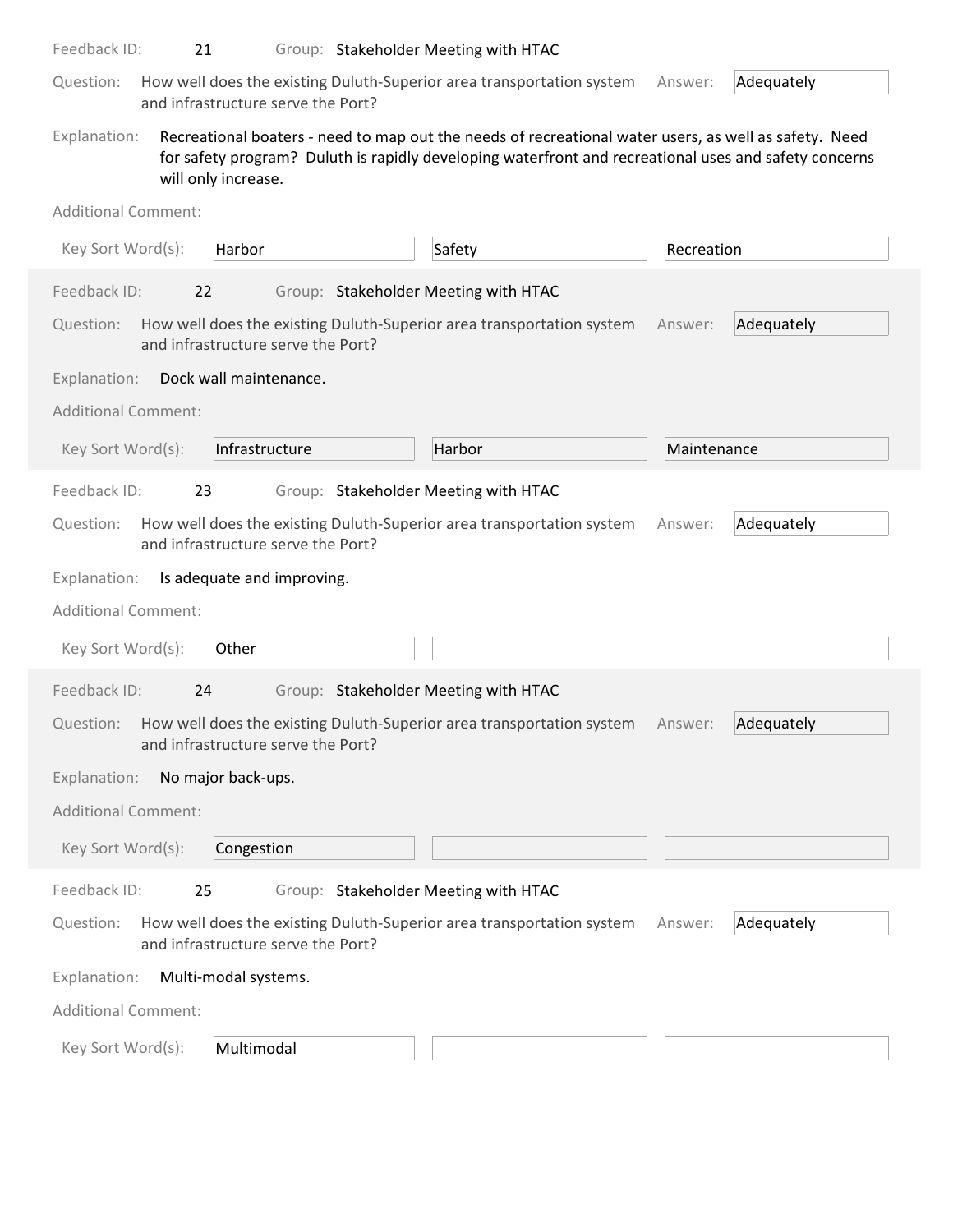Feedback ID: 21 Group: Stakeholder Meeting with HTAC

Question: How well does the existing Duluth-Superior area transportation system and infrastructure serve the Port?

Answer: Adequately

Explanation: Recreational boaters - need to map out the needs of recreational water users, as well as safety. Need for safety program? Duluth is rapidly developing waterfront and recreational uses and safety concerns will only increase.

Additional Comment:

Key Sort Word(s): Harbor | Safety | Recreation

---

Feedback ID: 22 Group: Stakeholder Meeting with HTAC

Question: How well does the existing Duluth-Superior area transportation system and infrastructure serve the Port?

Answer: Adequately

Explanation: Dock wall maintenance.

Additional Comment:

Key Sort Word(s): Infrastructure | Harbor | Maintenance

---

Feedback ID: 23 Group: Stakeholder Meeting with HTAC

Question: How well does the existing Duluth-Superior area transportation system and infrastructure serve the Port?

Answer: Adequately

Explanation: Is adequate and improving.

Additional Comment:

Key Sort Word(s): Other

---

Feedback ID: 24 Group: Stakeholder Meeting with HTAC

Question: How well does the existing Duluth-Superior area transportation system and infrastructure serve the Port?

Answer: Adequately

Explanation: No major back-ups.

Additional Comment:

Key Sort Word(s): Congestion

---

Feedback ID: 25 Group: Stakeholder Meeting with HTAC

Question: How well does the existing Duluth-Superior area transportation system and infrastructure serve the Port?

Answer: Adequately

Explanation: Multi-modal systems.

Additional Comment:

Key Sort Word(s): Multimodal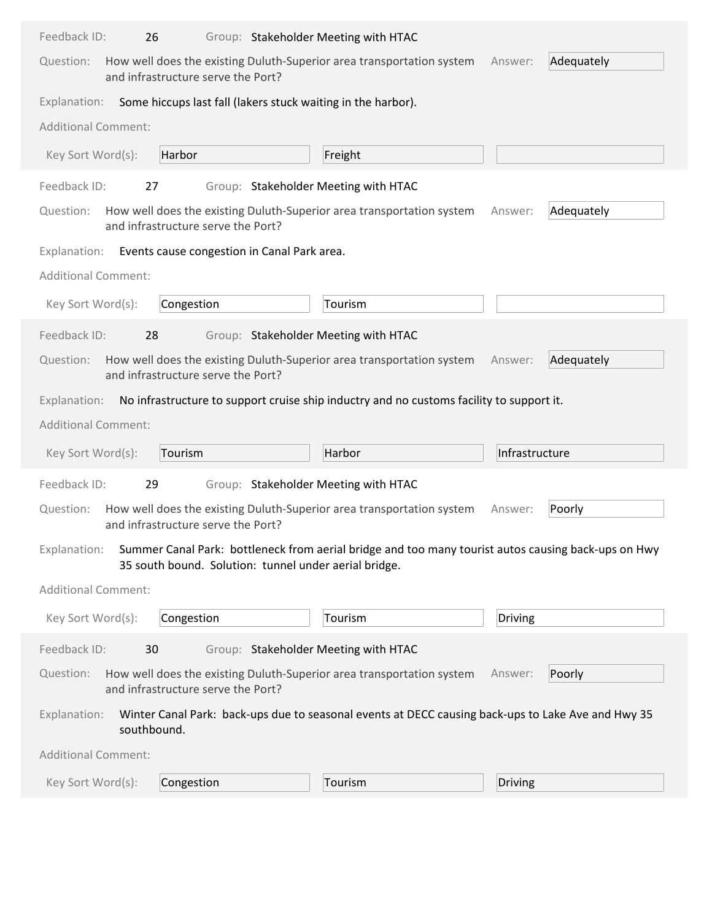Feedback ID: 26 Group: Stakeholder Meeting with HTAC

Question: How well does the existing Duluth-Superior area transportation system and infrastructure serve the Port? Answer: Adequately

Explanation: Some hiccups last fall (lakers stuck waiting in the harbor).

Additional Comment:

Key Sort Word(s): Harbor | Freight

---

Feedback ID: 27 Group: Stakeholder Meeting with HTAC

Question: How well does the existing Duluth-Superior area transportation system and infrastructure serve the Port? Answer: Adequately

Explanation: Events cause congestion in Canal Park area.

Additional Comment:

Key Sort Word(s): Congestion | Tourism

---

Feedback ID: 28 Group: Stakeholder Meeting with HTAC

Question: How well does the existing Duluth-Superior area transportation system and infrastructure serve the Port? Answer: Adequately

Explanation: No infrastructure to support cruise ship inductry and no customs facility to support it.

Additional Comment:

Key Sort Word(s): Tourism | Harbor | Infrastructure

---

Feedback ID: 29 Group: Stakeholder Meeting with HTAC

Question: How well does the existing Duluth-Superior area transportation system and infrastructure serve the Port? Answer: Poorly

Explanation: Summer Canal Park: bottleneck from aerial bridge and too many tourist autos causing back-ups on Hwy 35 south bound. Solution: tunnel under aerial bridge.

Additional Comment:

Key Sort Word(s): Congestion | Tourism | Driving

---

Feedback ID: 30 Group: Stakeholder Meeting with HTAC

Question: How well does the existing Duluth-Superior area transportation system and infrastructure serve the Port? Answer: Poorly

Explanation: Winter Canal Park: back-ups due to seasonal events at DECC causing back-ups to Lake Ave and Hwy 35 southbound.

Additional Comment:

Key Sort Word(s): Congestion | Tourism | Driving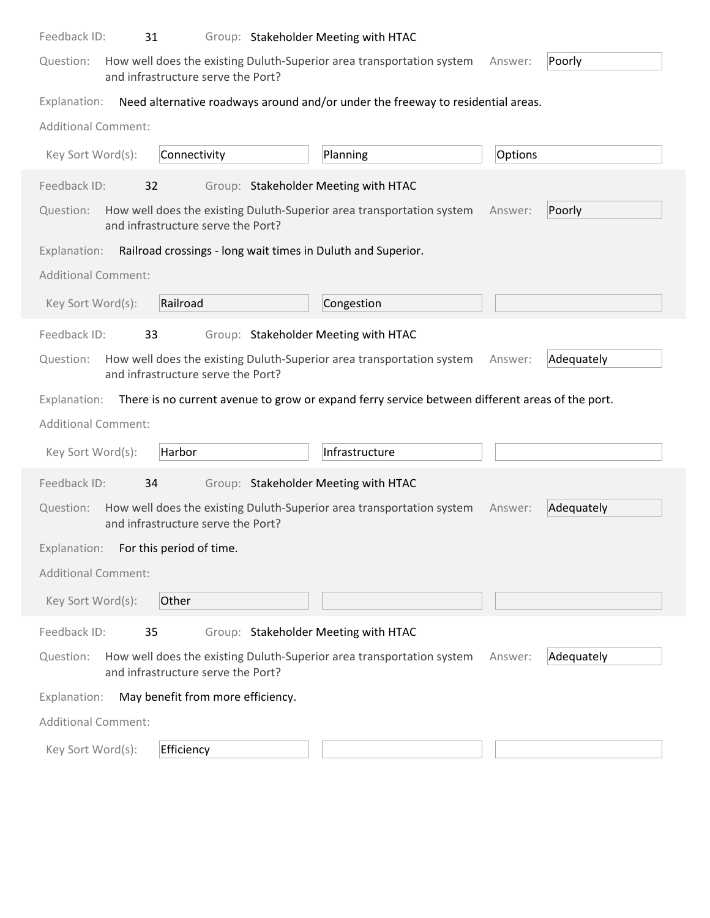Feedback ID: 31 Group: Stakeholder Meeting with HTAC

Question: How well does the existing Duluth-Superior area transportation system and infrastructure serve the Port? Answer: Poorly

Explanation: Need alternative roadways around and/or under the freeway to residential areas.

Additional Comment:

Key Sort Word(s): Connectivity | Planning | Options

---

Feedback ID: 32 Group: Stakeholder Meeting with HTAC

Question: How well does the existing Duluth-Superior area transportation system and infrastructure serve the Port? Answer: Poorly

Explanation: Railroad crossings - long wait times in Duluth and Superior.

Additional Comment:

Key Sort Word(s): Railroad | Congestion

---

Feedback ID: 33 Group: Stakeholder Meeting with HTAC

Question: How well does the existing Duluth-Superior area transportation system and infrastructure serve the Port? Answer: Adequately

Explanation: There is no current avenue to grow or expand ferry service between different areas of the port.

Additional Comment:

Key Sort Word(s): Harbor | Infrastructure

---

Feedback ID: 34 Group: Stakeholder Meeting with HTAC

Question: How well does the existing Duluth-Superior area transportation system and infrastructure serve the Port? Answer: Adequately

Explanation: For this period of time.

Additional Comment:

Key Sort Word(s): Other

---

Feedback ID: 35 Group: Stakeholder Meeting with HTAC

Question: How well does the existing Duluth-Superior area transportation system and infrastructure serve the Port? Answer: Adequately

Explanation: May benefit from more efficiency.

Additional Comment:

Key Sort Word(s): Efficiency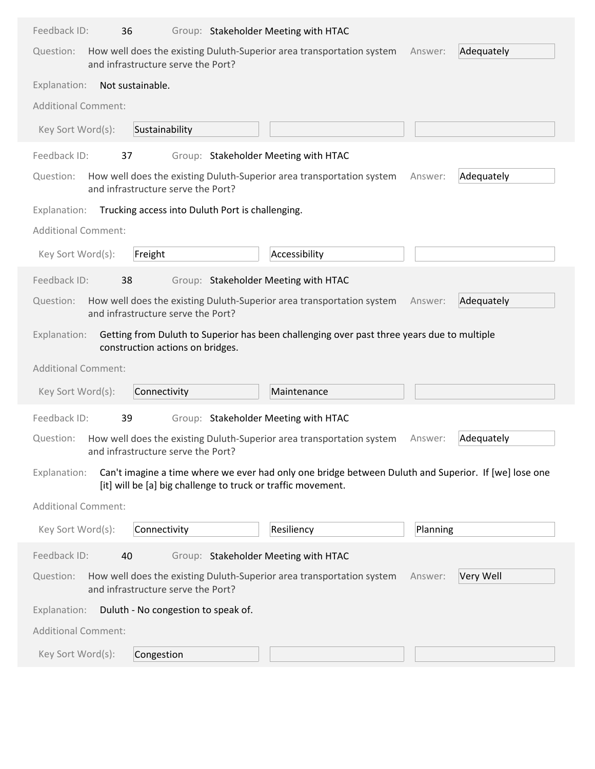Feedback ID: 36 Group: Stakeholder Meeting with HTAC

Question: How well does the existing Duluth-Superior area transportation system and infrastructure serve the Port? Answer: Adequately

Explanation: Not sustainable.

Additional Comment:

Key Sort Word(s): Sustainability

---

Feedback ID: 37 Group: Stakeholder Meeting with HTAC

Question: How well does the existing Duluth-Superior area transportation system and infrastructure serve the Port? Answer: Adequately

Explanation: Trucking access into Duluth Port is challenging.

Additional Comment:

Key Sort Word(s): Freight | Accessibility

---

Feedback ID: 38 Group: Stakeholder Meeting with HTAC

Question: How well does the existing Duluth-Superior area transportation system and infrastructure serve the Port? Answer: Adequately

Explanation: Getting from Duluth to Superior has been challenging over past three years due to multiple construction actions on bridges.

Additional Comment:

Key Sort Word(s): Connectivity | Maintenance

---

Feedback ID: 39 Group: Stakeholder Meeting with HTAC

Question: How well does the existing Duluth-Superior area transportation system and infrastructure serve the Port? Answer: Adequately

Explanation: Can't imagine a time where we ever had only one bridge between Duluth and Superior. If [we] lose one [it] will be [a] big challenge to truck or traffic movement.

Additional Comment:

Key Sort Word(s): Connectivity | Resiliency | Planning

---

Feedback ID: 40 Group: Stakeholder Meeting with HTAC

Question: How well does the existing Duluth-Superior area transportation system and infrastructure serve the Port? Answer: Very Well

Explanation: Duluth - No congestion to speak of.

Additional Comment:

Key Sort Word(s): Congestion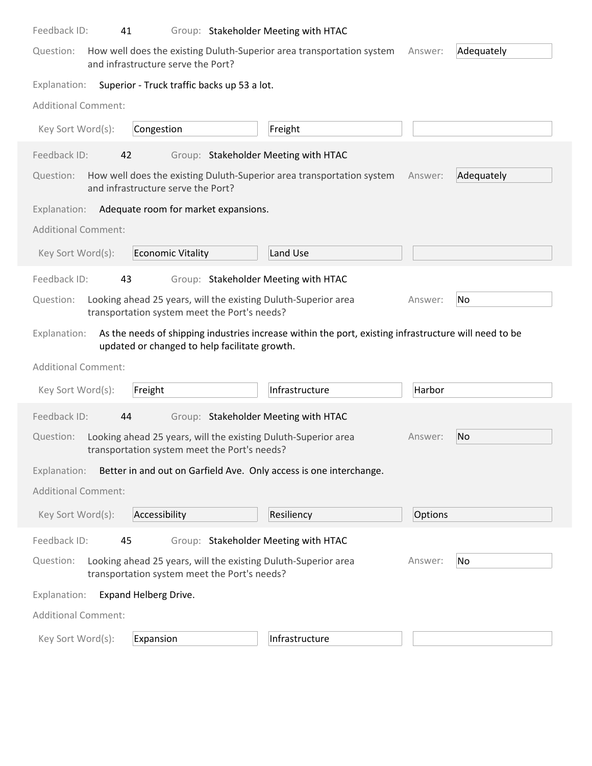Feedback ID: 41 Group: Stakeholder Meeting with HTAC

Question: How well does the existing Duluth-Superior area transportation system and infrastructure serve the Port? Answer: Adequately

Explanation: Superior - Truck traffic backs up 53 a lot.

Additional Comment:

Key Sort Word(s): Congestion | Freight

---

Feedback ID: 42 Group: Stakeholder Meeting with HTAC

Question: How well does the existing Duluth-Superior area transportation system and infrastructure serve the Port? Answer: Adequately

Explanation: Adequate room for market expansions.

Additional Comment:

Key Sort Word(s): Economic Vitality | Land Use

---

Feedback ID: 43 Group: Stakeholder Meeting with HTAC

Question: Looking ahead 25 years, will the existing Duluth-Superior area transportation system meet the Port's needs? Answer: No

Explanation: As the needs of shipping industries increase within the port, existing infrastructure will need to be updated or changed to help facilitate growth.

Additional Comment:

Key Sort Word(s): Freight | Infrastructure | Harbor

---

Feedback ID: 44 Group: Stakeholder Meeting with HTAC

Question: Looking ahead 25 years, will the existing Duluth-Superior area transportation system meet the Port's needs? Answer: No

Explanation: Better in and out on Garfield Ave. Only access is one interchange.

Additional Comment:

Key Sort Word(s): Accessibility | Resiliency | Options

---

Feedback ID: 45 Group: Stakeholder Meeting with HTAC

Question: Looking ahead 25 years, will the existing Duluth-Superior area transportation system meet the Port's needs? Answer: No

Explanation: Expand Helberg Drive.

Additional Comment:

Key Sort Word(s): Expansion | Infrastructure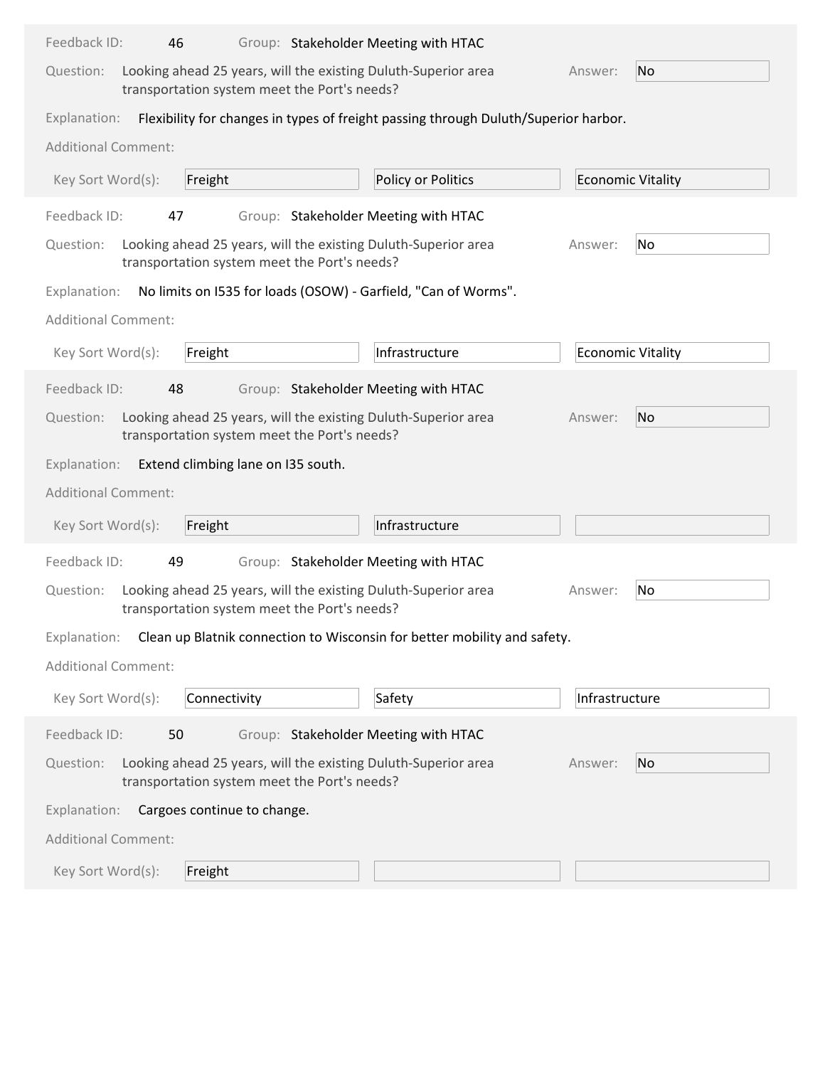Feedback ID: 46 Group: Stakeholder Meeting with HTAC

Question: Looking ahead 25 years, will the existing Duluth-Superior area transportation system meet the Port's needs? Answer: No

Explanation: Flexibility for changes in types of freight passing through Duluth/Superior harbor.

Additional Comment:

Key Sort Word(s): Freight | Policy or Politics | Economic Vitality

---

Feedback ID: 47 Group: Stakeholder Meeting with HTAC

Question: Looking ahead 25 years, will the existing Duluth-Superior area transportation system meet the Port's needs? Answer: No

Explanation: No limits on I535 for loads (OSOW) - Garfield, "Can of Worms".

Additional Comment:

Key Sort Word(s): Freight | Infrastructure | Economic Vitality

---

Feedback ID: 48 Group: Stakeholder Meeting with HTAC

Question: Looking ahead 25 years, will the existing Duluth-Superior area transportation system meet the Port's needs? Answer: No

Explanation: Extend climbing lane on I35 south.

Additional Comment:

Key Sort Word(s): Freight | Infrastructure

---

Feedback ID: 49 Group: Stakeholder Meeting with HTAC

Question: Looking ahead 25 years, will the existing Duluth-Superior area transportation system meet the Port's needs? Answer: No

Explanation: Clean up Blatnik connection to Wisconsin for better mobility and safety.

Additional Comment:

Key Sort Word(s): Connectivity | Safety | Infrastructure

---

Feedback ID: 50 Group: Stakeholder Meeting with HTAC

Question: Looking ahead 25 years, will the existing Duluth-Superior area transportation system meet the Port's needs? Answer: No

Explanation: Cargoes continue to change.

Additional Comment:

Key Sort Word(s): Freight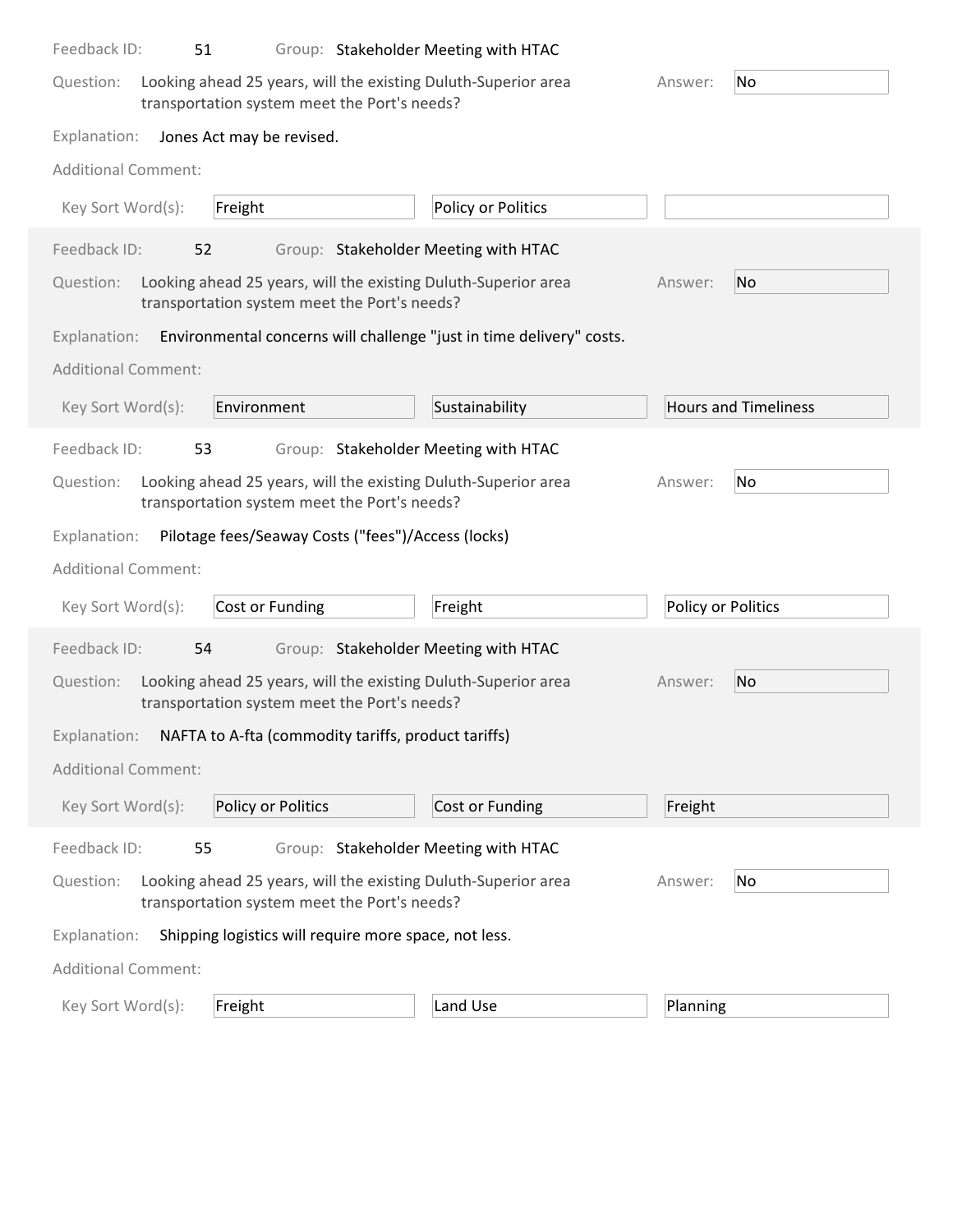Feedback ID: 51 Group: Stakeholder Meeting with HTAC

Question: Looking ahead 25 years, will the existing Duluth-Superior area transportation system meet the Port's needs?

Answer: No

Explanation: Jones Act may be revised.

Additional Comment:

Key Sort Word(s): Freight | Policy or Politics

---

Feedback ID: 52 Group: Stakeholder Meeting with HTAC

Question: Looking ahead 25 years, will the existing Duluth-Superior area transportation system meet the Port's needs?

Answer: No

Explanation: Environmental concerns will challenge "just in time delivery" costs.

Additional Comment:

Key Sort Word(s): Environment | Sustainability | Hours and Timeliness

---

Feedback ID: 53 Group: Stakeholder Meeting with HTAC

Question: Looking ahead 25 years, will the existing Duluth-Superior area transportation system meet the Port's needs?

Answer: No

Explanation: Pilotage fees/Seaway Costs ("fees")/Access (locks)

Additional Comment:

Key Sort Word(s): Cost or Funding | Freight | Policy or Politics

---

Feedback ID: 54 Group: Stakeholder Meeting with HTAC

Question: Looking ahead 25 years, will the existing Duluth-Superior area transportation system meet the Port's needs?

Answer: No

Explanation: NAFTA to A-fta (commodity tariffs, product tariffs)

Additional Comment:

Key Sort Word(s): Policy or Politics | Cost or Funding | Freight

---

Feedback ID: 55 Group: Stakeholder Meeting with HTAC

Question: Looking ahead 25 years, will the existing Duluth-Superior area transportation system meet the Port's needs?

Answer: No

Explanation: Shipping logistics will require more space, not less.

Additional Comment:

Key Sort Word(s): Freight | Land Use | Planning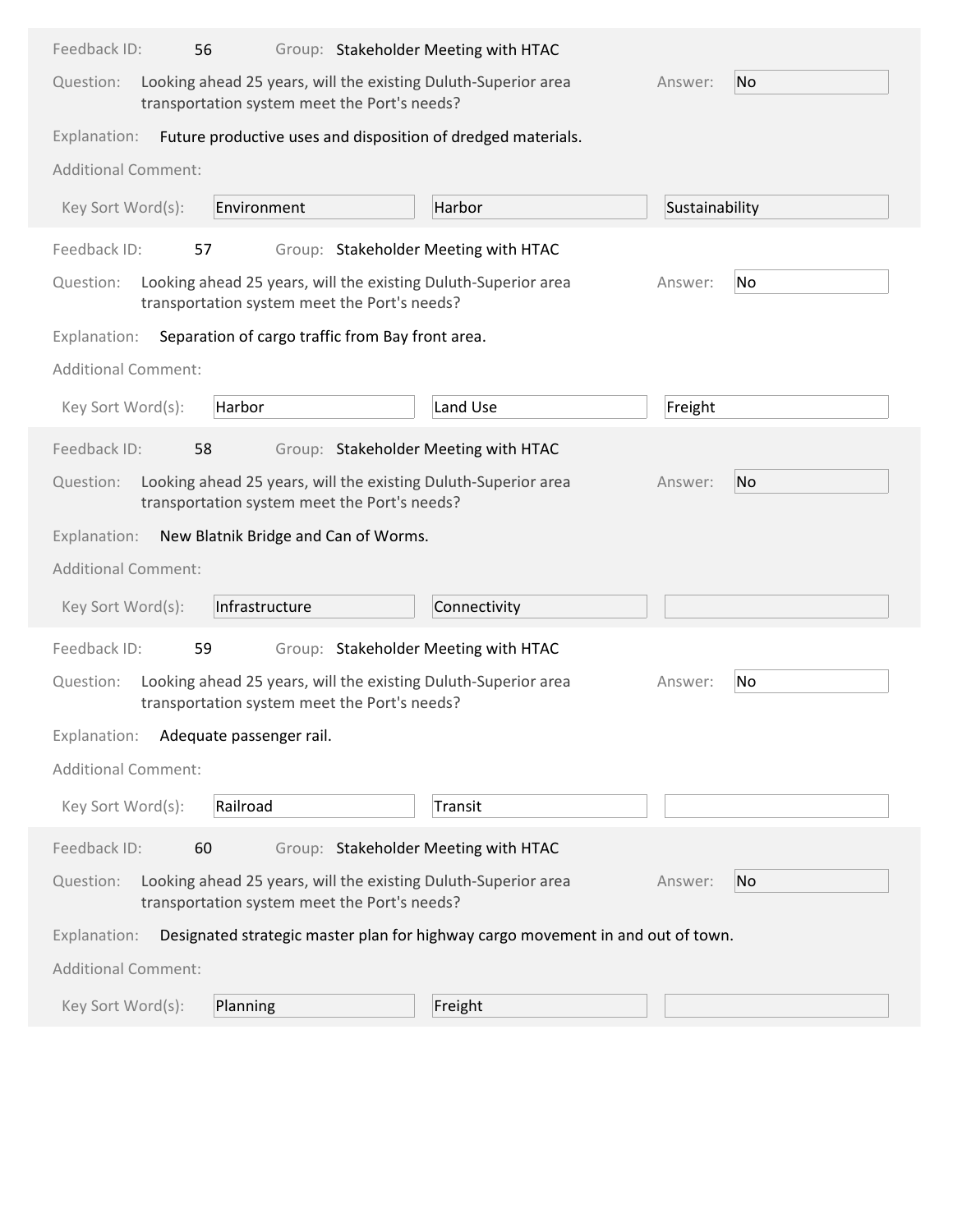Feedback ID: 56 Group: Stakeholder Meeting with HTAC

Question: Looking ahead 25 years, will the existing Duluth-Superior area transportation system meet the Port's needs?

Answer: No

Explanation: Future productive uses and disposition of dredged materials.

Additional Comment:

Key Sort Word(s): Environment | Harbor | Sustainability

---

Feedback ID: 57 Group: Stakeholder Meeting with HTAC

Question: Looking ahead 25 years, will the existing Duluth-Superior area transportation system meet the Port's needs?

Answer: No

Explanation: Separation of cargo traffic from Bay front area.

Additional Comment:

Key Sort Word(s): Harbor | Land Use | Freight

---

Feedback ID: 58 Group: Stakeholder Meeting with HTAC

Question: Looking ahead 25 years, will the existing Duluth-Superior area transportation system meet the Port's needs?

Answer: No

Explanation: New Blatnik Bridge and Can of Worms.

Additional Comment:

Key Sort Word(s): Infrastructure | Connectivity

---

Feedback ID: 59 Group: Stakeholder Meeting with HTAC

Question: Looking ahead 25 years, will the existing Duluth-Superior area transportation system meet the Port's needs?

Answer: No

Explanation: Adequate passenger rail.

Additional Comment:

Key Sort Word(s): Railroad | Transit

---

Feedback ID: 60 Group: Stakeholder Meeting with HTAC

Question: Looking ahead 25 years, will the existing Duluth-Superior area transportation system meet the Port's needs?

Answer: No

Explanation: Designated strategic master plan for highway cargo movement in and out of town.

Additional Comment:

Key Sort Word(s): Planning | Freight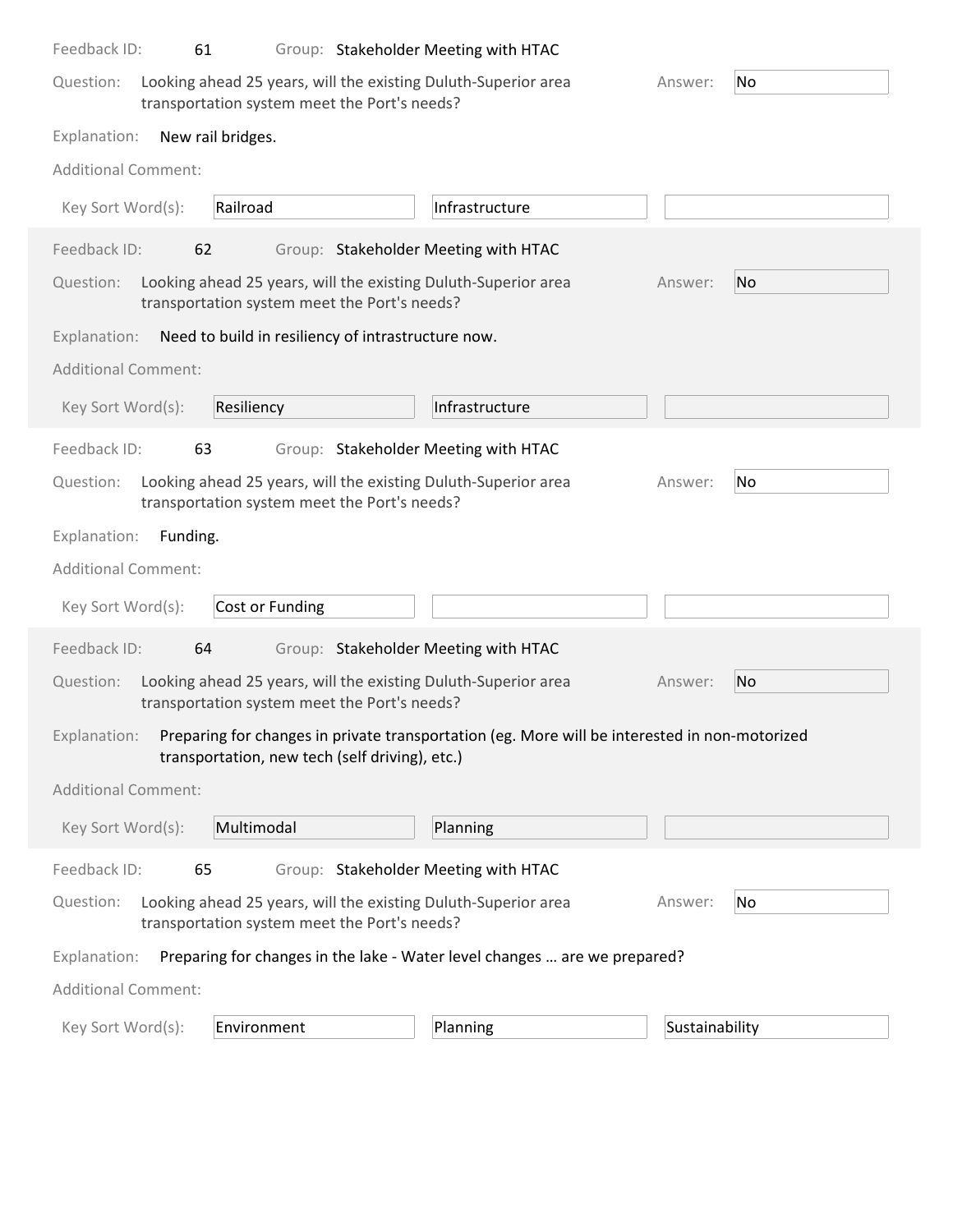Feedback ID: 61 Group: Stakeholder Meeting with HTAC

Question: Looking ahead 25 years, will the existing Duluth-Superior area transportation system meet the Port's needs?

Answer: No

Explanation: New rail bridges.

Additional Comment:

Key Sort Word(s): Railroad | Infrastructure

---

Feedback ID: 62 Group: Stakeholder Meeting with HTAC

Question: Looking ahead 25 years, will the existing Duluth-Superior area transportation system meet the Port's needs?

Answer: No

Explanation: Need to build in resiliency of intrastructure now.

Additional Comment:

Key Sort Word(s): Resiliency | Infrastructure

---

Feedback ID: 63 Group: Stakeholder Meeting with HTAC

Question: Looking ahead 25 years, will the existing Duluth-Superior area transportation system meet the Port's needs?

Answer: No

Explanation: Funding.

Additional Comment:

Key Sort Word(s): Cost or Funding

---

Feedback ID: 64 Group: Stakeholder Meeting with HTAC

Question: Looking ahead 25 years, will the existing Duluth-Superior area transportation system meet the Port's needs?

Answer: No

Explanation: Preparing for changes in private transportation (eg. More will be interested in non-motorized transportation, new tech (self driving), etc.)

Additional Comment:

Key Sort Word(s): Multimodal | Planning

---

Feedback ID: 65 Group: Stakeholder Meeting with HTAC

Question: Looking ahead 25 years, will the existing Duluth-Superior area transportation system meet the Port's needs?

Answer: No

Explanation: Preparing for changes in the lake - Water level changes … are we prepared?

Additional Comment:

Key Sort Word(s): Environment | Planning | Sustainability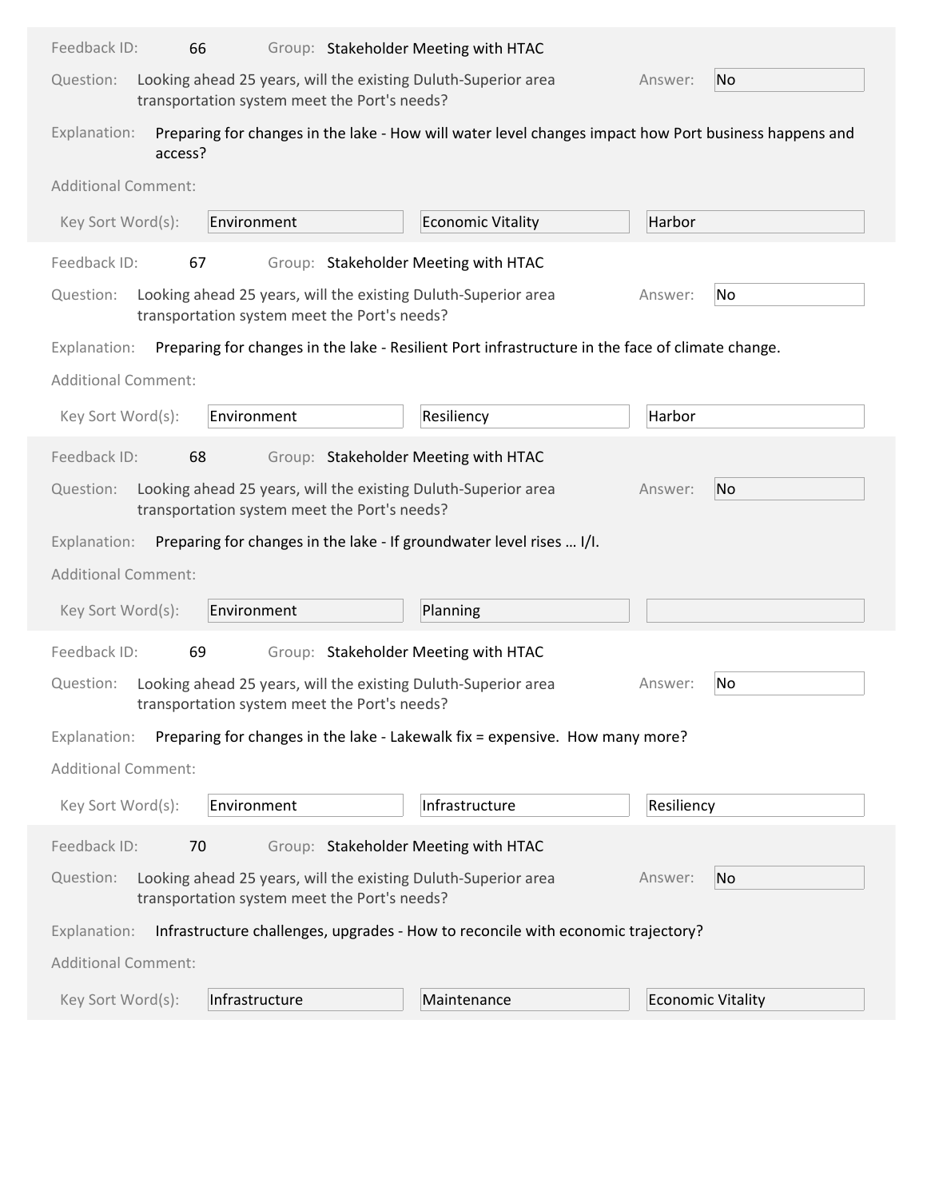Feedback ID: 66 Group: Stakeholder Meeting with HTAC

Question: Looking ahead 25 years, will the existing Duluth-Superior area transportation system meet the Port's needs? Answer: No

Explanation: Preparing for changes in the lake - How will water level changes impact how Port business happens and access?

Additional Comment:

Key Sort Word(s): Environment | Economic Vitality | Harbor

---

Feedback ID: 67 Group: Stakeholder Meeting with HTAC

Question: Looking ahead 25 years, will the existing Duluth-Superior area transportation system meet the Port's needs? Answer: No

Explanation: Preparing for changes in the lake - Resilient Port infrastructure in the face of climate change.

Additional Comment:

Key Sort Word(s): Environment | Resiliency | Harbor

---

Feedback ID: 68 Group: Stakeholder Meeting with HTAC

Question: Looking ahead 25 years, will the existing Duluth-Superior area transportation system meet the Port's needs? Answer: No

Explanation: Preparing for changes in the lake - If groundwater level rises … I/I.

Additional Comment:

Key Sort Word(s): Environment | Planning

---

Feedback ID: 69 Group: Stakeholder Meeting with HTAC

Question: Looking ahead 25 years, will the existing Duluth-Superior area transportation system meet the Port's needs? Answer: No

Explanation: Preparing for changes in the lake - Lakewalk fix = expensive. How many more?

Additional Comment:

Key Sort Word(s): Environment | Infrastructure | Resiliency

---

Feedback ID: 70 Group: Stakeholder Meeting with HTAC

Question: Looking ahead 25 years, will the existing Duluth-Superior area transportation system meet the Port's needs? Answer: No

Explanation: Infrastructure challenges, upgrades - How to reconcile with economic trajectory?

Additional Comment:

Key Sort Word(s): Infrastructure | Maintenance | Economic Vitality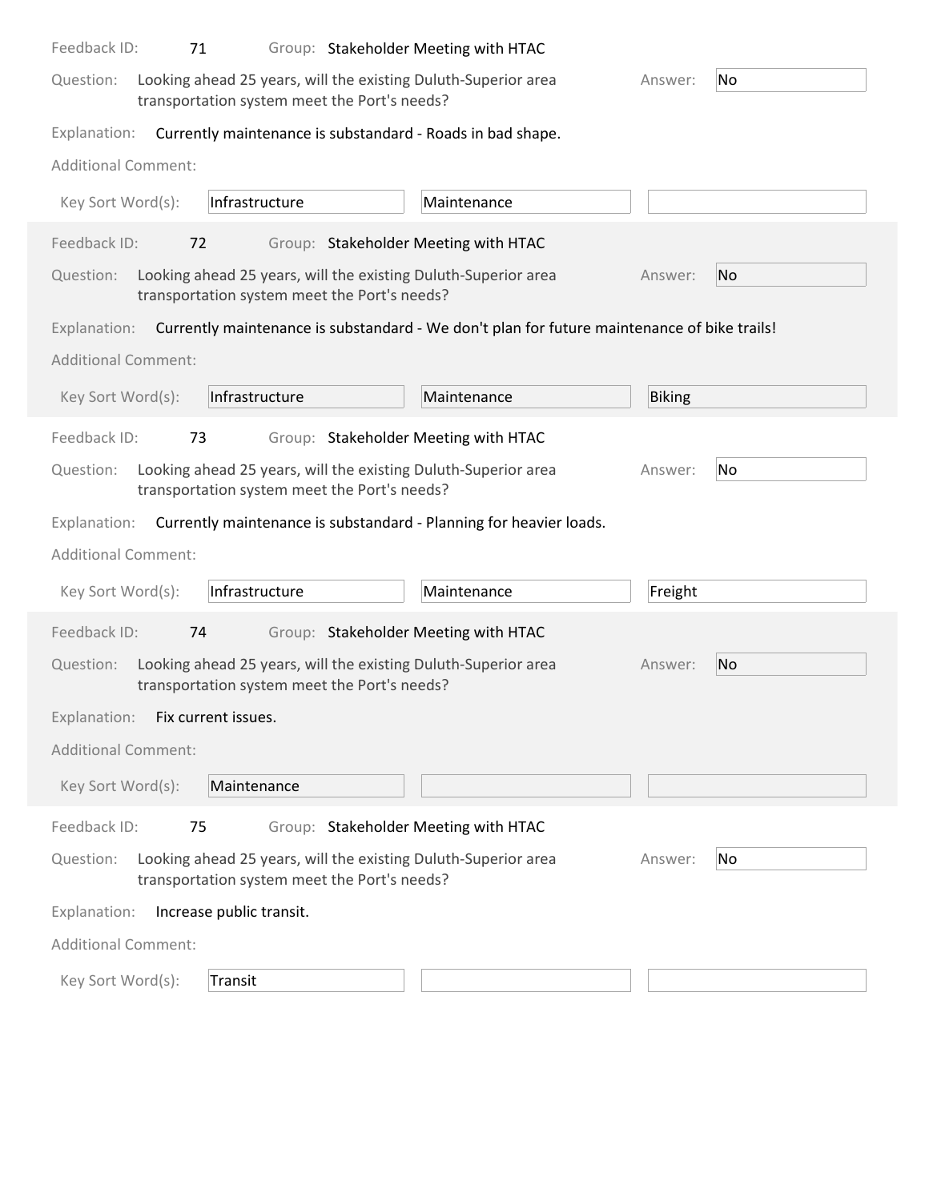Feedback ID: 71 Group: Stakeholder Meeting with HTAC

Question: Looking ahead 25 years, will the existing Duluth-Superior area transportation system meet the Port's needs? Answer: No

Explanation: Currently maintenance is substandard - Roads in bad shape.

Additional Comment:

Key Sort Word(s): Infrastructure | Maintenance |

---

Feedback ID: 72 Group: Stakeholder Meeting with HTAC

Question: Looking ahead 25 years, will the existing Duluth-Superior area transportation system meet the Port's needs? Answer: No

Explanation: Currently maintenance is substandard - We don't plan for future maintenance of bike trails!

Additional Comment:

Key Sort Word(s): Infrastructure | Maintenance | Biking

---

Feedback ID: 73 Group: Stakeholder Meeting with HTAC

Question: Looking ahead 25 years, will the existing Duluth-Superior area transportation system meet the Port's needs? Answer: No

Explanation: Currently maintenance is substandard - Planning for heavier loads.

Additional Comment:

Key Sort Word(s): Infrastructure | Maintenance | Freight

---

Feedback ID: 74 Group: Stakeholder Meeting with HTAC

Question: Looking ahead 25 years, will the existing Duluth-Superior area transportation system meet the Port's needs? Answer: No

Explanation: Fix current issues.

Additional Comment:

Key Sort Word(s): Maintenance | |

---

Feedback ID: 75 Group: Stakeholder Meeting with HTAC

Question: Looking ahead 25 years, will the existing Duluth-Superior area transportation system meet the Port's needs? Answer: No

Explanation: Increase public transit.

Additional Comment:

Key Sort Word(s): Transit | |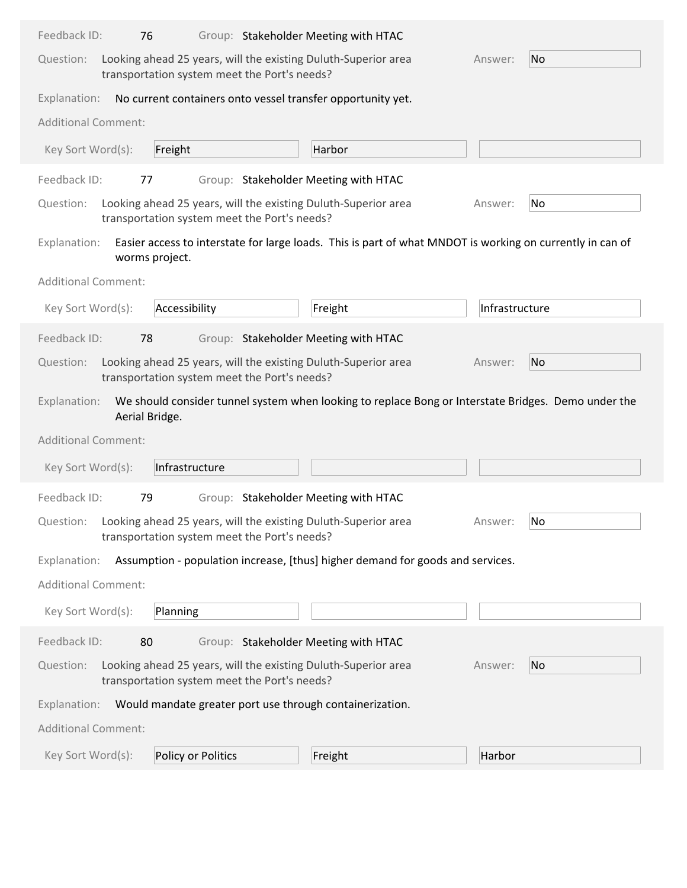Feedback ID: 76 Group: Stakeholder Meeting with HTAC

Question: Looking ahead 25 years, will the existing Duluth-Superior area transportation system meet the Port's needs?

Answer: No

Explanation: No current containers onto vessel transfer opportunity yet.

Additional Comment:

Key Sort Word(s): Freight | Harbor

---

Feedback ID: 77 Group: Stakeholder Meeting with HTAC

Question: Looking ahead 25 years, will the existing Duluth-Superior area transportation system meet the Port's needs?

Answer: No

Explanation: Easier access to interstate for large loads. This is part of what MNDOT is working on currently in can of worms project.

Additional Comment:

Key Sort Word(s): Accessibility | Freight | Infrastructure

---

Feedback ID: 78 Group: Stakeholder Meeting with HTAC

Question: Looking ahead 25 years, will the existing Duluth-Superior area transportation system meet the Port's needs?

Answer: No

Explanation: We should consider tunnel system when looking to replace Bong or Interstate Bridges. Demo under the Aerial Bridge.

Additional Comment:

Key Sort Word(s): Infrastructure

---

Feedback ID: 79 Group: Stakeholder Meeting with HTAC

Question: Looking ahead 25 years, will the existing Duluth-Superior area transportation system meet the Port's needs?

Answer: No

Explanation: Assumption - population increase, [thus] higher demand for goods and services.

Additional Comment:

Key Sort Word(s): Planning

---

Feedback ID: 80 Group: Stakeholder Meeting with HTAC

Question: Looking ahead 25 years, will the existing Duluth-Superior area transportation system meet the Port's needs?

Answer: No

Explanation: Would mandate greater port use through containerization.

Additional Comment:

Key Sort Word(s): Policy or Politics | Freight | Harbor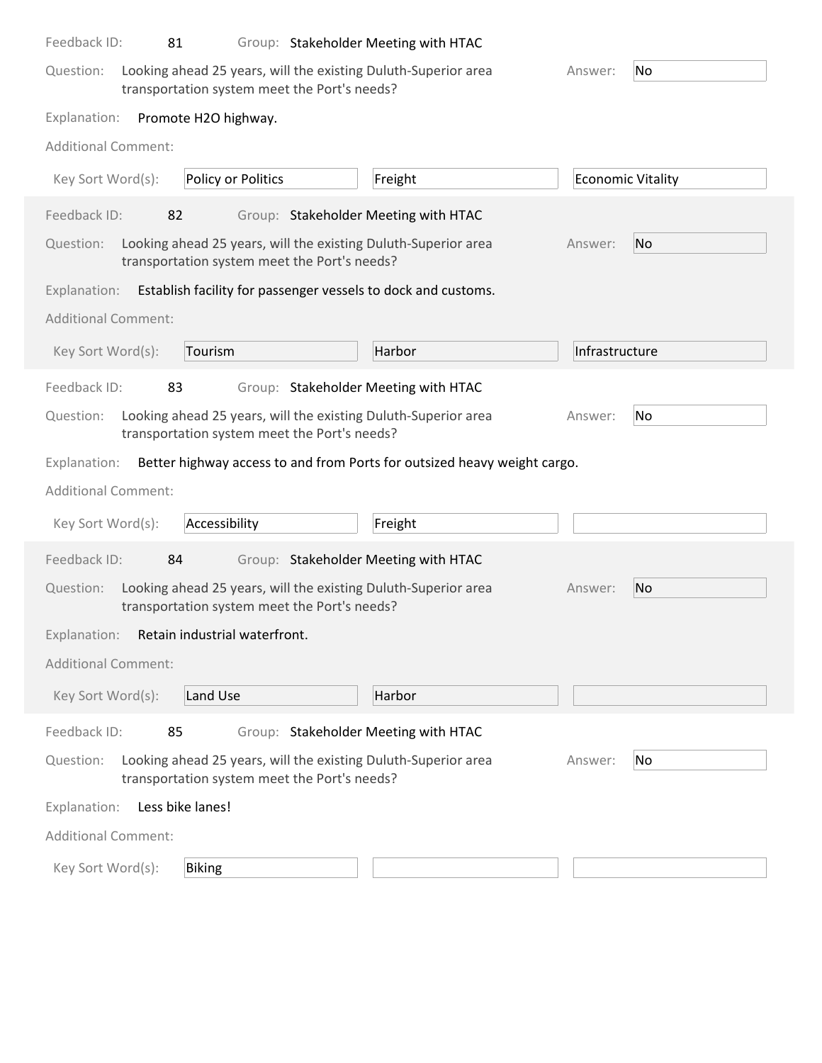Feedback ID: 81 Group: Stakeholder Meeting with HTAC

Question: Looking ahead 25 years, will the existing Duluth-Superior area transportation system meet the Port's needs?

Answer: No

Explanation: Promote H2O highway.

Additional Comment:

Key Sort Word(s): Policy or Politics | Freight | Economic Vitality

---

Feedback ID: 82 Group: Stakeholder Meeting with HTAC

Question: Looking ahead 25 years, will the existing Duluth-Superior area transportation system meet the Port's needs?

Answer: No

Explanation: Establish facility for passenger vessels to dock and customs.

Additional Comment:

Key Sort Word(s): Tourism | Harbor | Infrastructure

---

Feedback ID: 83 Group: Stakeholder Meeting with HTAC

Question: Looking ahead 25 years, will the existing Duluth-Superior area transportation system meet the Port's needs?

Answer: No

Explanation: Better highway access to and from Ports for outsized heavy weight cargo.

Additional Comment:

Key Sort Word(s): Accessibility | Freight

---

Feedback ID: 84 Group: Stakeholder Meeting with HTAC

Question: Looking ahead 25 years, will the existing Duluth-Superior area transportation system meet the Port's needs?

Answer: No

Explanation: Retain industrial waterfront.

Additional Comment:

Key Sort Word(s): Land Use | Harbor

---

Feedback ID: 85 Group: Stakeholder Meeting with HTAC

Question: Looking ahead 25 years, will the existing Duluth-Superior area transportation system meet the Port's needs?

Answer: No

Explanation: Less bike lanes!

Additional Comment:

Key Sort Word(s): Biking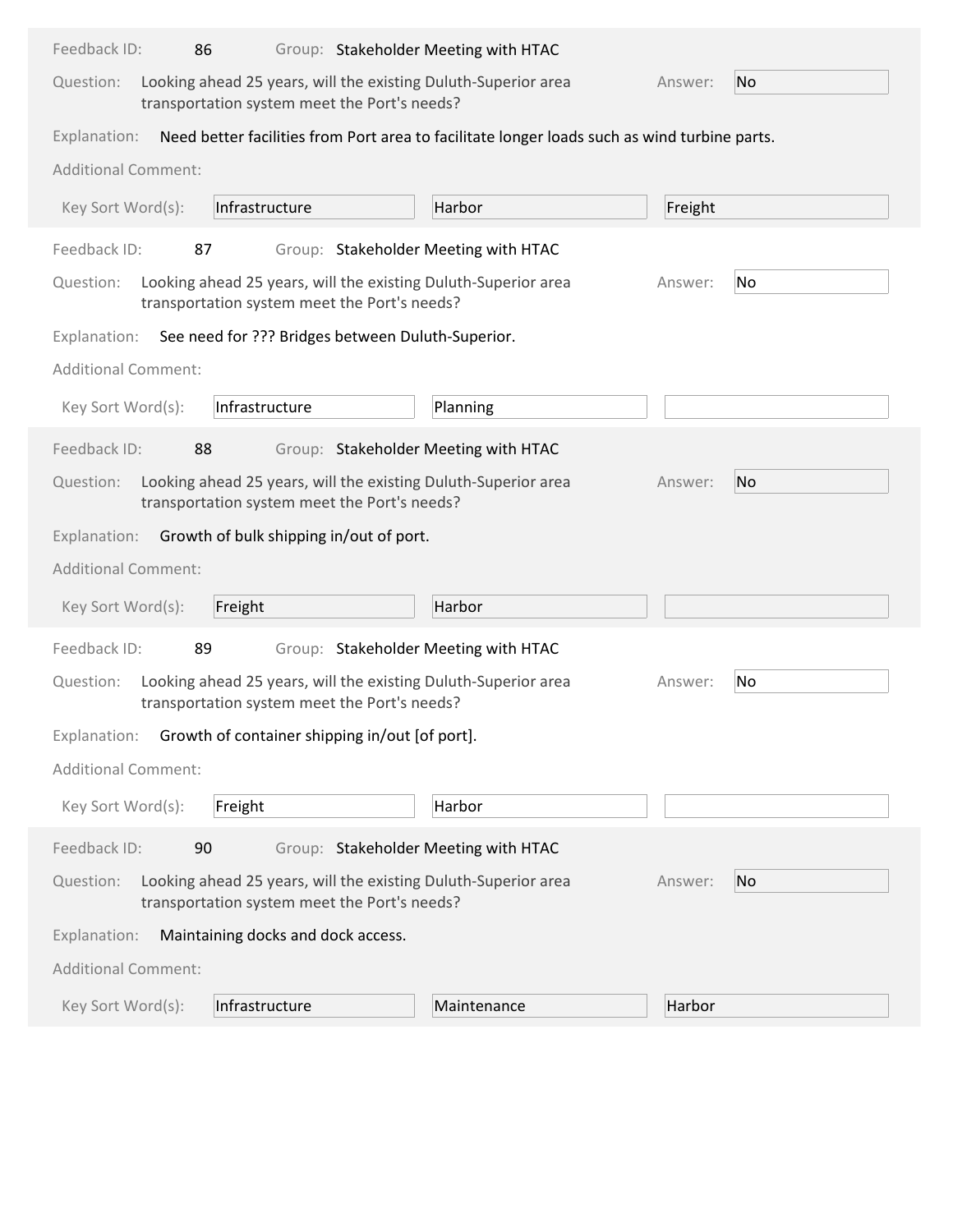Feedback ID: 86 Group: Stakeholder Meeting with HTAC

Question: Looking ahead 25 years, will the existing Duluth-Superior area transportation system meet the Port's needs? Answer: No

Explanation: Need better facilities from Port area to facilitate longer loads such as wind turbine parts.

Additional Comment:

Key Sort Word(s): Infrastructure | Harbor | Freight

---

Feedback ID: 87 Group: Stakeholder Meeting with HTAC

Question: Looking ahead 25 years, will the existing Duluth-Superior area transportation system meet the Port's needs? Answer: No

Explanation: See need for ??? Bridges between Duluth-Superior.

Additional Comment:

Key Sort Word(s): Infrastructure | Planning

---

Feedback ID: 88 Group: Stakeholder Meeting with HTAC

Question: Looking ahead 25 years, will the existing Duluth-Superior area transportation system meet the Port's needs? Answer: No

Explanation: Growth of bulk shipping in/out of port.

Additional Comment:

Key Sort Word(s): Freight | Harbor

---

Feedback ID: 89 Group: Stakeholder Meeting with HTAC

Question: Looking ahead 25 years, will the existing Duluth-Superior area transportation system meet the Port's needs? Answer: No

Explanation: Growth of container shipping in/out [of port].

Additional Comment:

Key Sort Word(s): Freight | Harbor

---

Feedback ID: 90 Group: Stakeholder Meeting with HTAC

Question: Looking ahead 25 years, will the existing Duluth-Superior area transportation system meet the Port's needs? Answer: No

Explanation: Maintaining docks and dock access.

Additional Comment:

Key Sort Word(s): Infrastructure | Maintenance | Harbor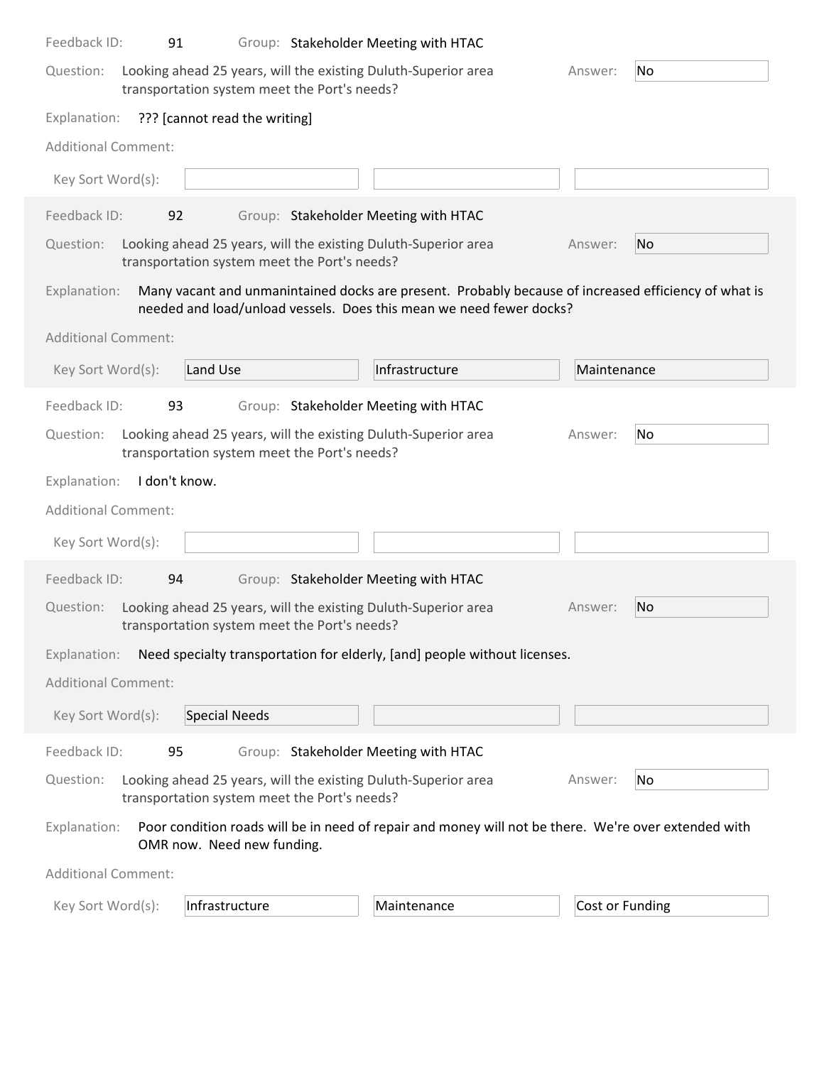Feedback ID: 91 Group: Stakeholder Meeting with HTAC

Question: Looking ahead 25 years, will the existing Duluth-Superior area transportation system meet the Port's needs?

Answer: No

Explanation: ??? [cannot read the writing]

Additional Comment:

Key Sort Word(s):

---

Feedback ID: 92 Group: Stakeholder Meeting with HTAC

Question: Looking ahead 25 years, will the existing Duluth-Superior area transportation system meet the Port's needs?

Answer: No

Explanation: Many vacant and unmanintained docks are present. Probably because of increased efficiency of what is needed and load/unload vessels. Does this mean we need fewer docks?

Additional Comment:

Key Sort Word(s): Land Use | Infrastructure | Maintenance

---

Feedback ID: 93 Group: Stakeholder Meeting with HTAC

Question: Looking ahead 25 years, will the existing Duluth-Superior area transportation system meet the Port's needs?

Answer: No

Explanation: I don't know.

Additional Comment:

Key Sort Word(s):

---

Feedback ID: 94 Group: Stakeholder Meeting with HTAC

Question: Looking ahead 25 years, will the existing Duluth-Superior area transportation system meet the Port's needs?

Answer: No

Explanation: Need specialty transportation for elderly, [and] people without licenses.

Additional Comment:

Key Sort Word(s): Special Needs

---

Feedback ID: 95 Group: Stakeholder Meeting with HTAC

Question: Looking ahead 25 years, will the existing Duluth-Superior area transportation system meet the Port's needs?

Answer: No

Explanation: Poor condition roads will be in need of repair and money will not be there. We're over extended with OMR now. Need new funding.

Additional Comment:

Key Sort Word(s): Infrastructure | Maintenance | Cost or Funding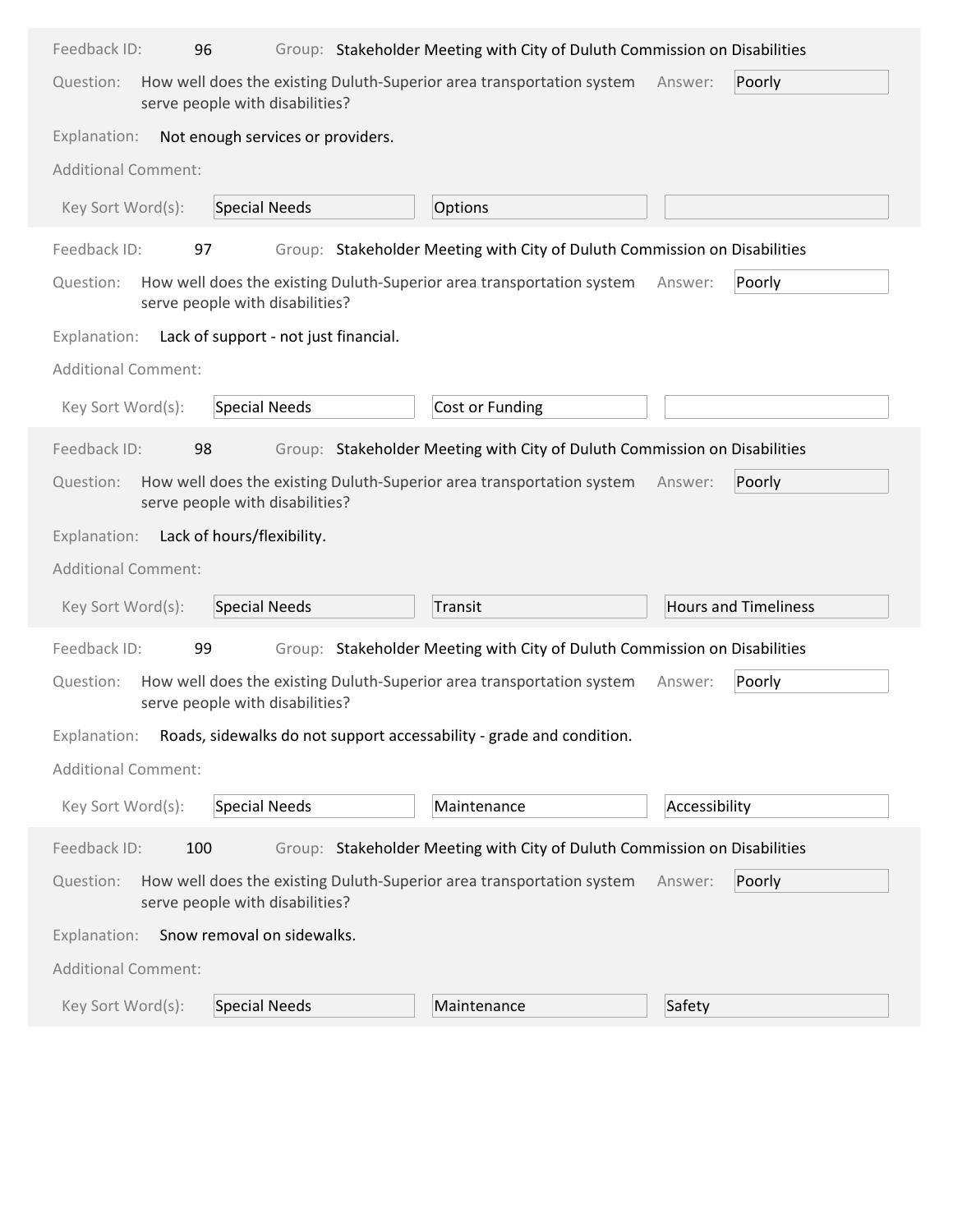Feedback ID: 96 Group: Stakeholder Meeting with City of Duluth Commission on Disabilities

Question: How well does the existing Duluth-Superior area transportation system serve people with disabilities? Answer: Poorly

Explanation: Not enough services or providers.

Additional Comment:

Key Sort Word(s): Special Needs | Options |

---

Feedback ID: 97 Group: Stakeholder Meeting with City of Duluth Commission on Disabilities

Question: How well does the existing Duluth-Superior area transportation system serve people with disabilities? Answer: Poorly

Explanation: Lack of support - not just financial.

Additional Comment:

Key Sort Word(s): Special Needs | Cost or Funding |

---

Feedback ID: 98 Group: Stakeholder Meeting with City of Duluth Commission on Disabilities

Question: How well does the existing Duluth-Superior area transportation system serve people with disabilities? Answer: Poorly

Explanation: Lack of hours/flexibility.

Additional Comment:

Key Sort Word(s): Special Needs | Transit | Hours and Timeliness

---

Feedback ID: 99 Group: Stakeholder Meeting with City of Duluth Commission on Disabilities

Question: How well does the existing Duluth-Superior area transportation system serve people with disabilities? Answer: Poorly

Explanation: Roads, sidewalks do not support accessability - grade and condition.

Additional Comment:

Key Sort Word(s): Special Needs | Maintenance | Accessibility

---

Feedback ID: 100 Group: Stakeholder Meeting with City of Duluth Commission on Disabilities

Question: How well does the existing Duluth-Superior area transportation system serve people with disabilities? Answer: Poorly

Explanation: Snow removal on sidewalks.

Additional Comment:

Key Sort Word(s): Special Needs | Maintenance | Safety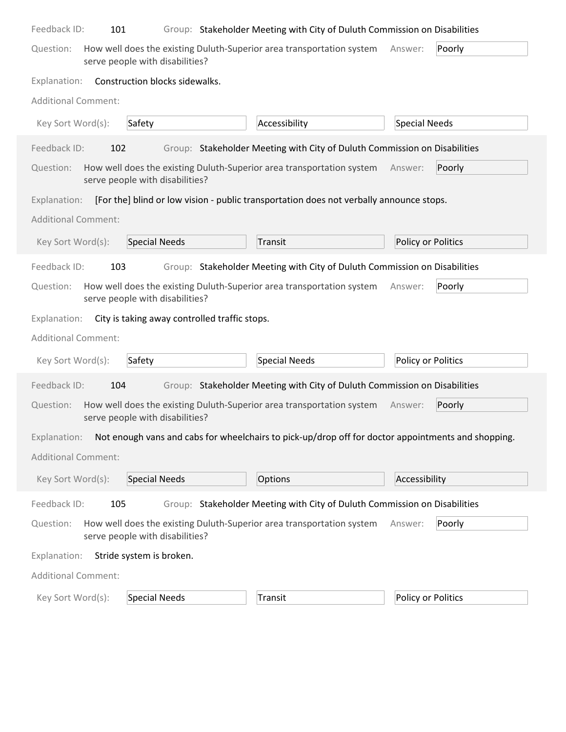Feedback ID: 101 Group: Stakeholder Meeting with City of Duluth Commission on Disabilities

Question: How well does the existing Duluth-Superior area transportation system serve people with disabilities? Answer: Poorly

Explanation: Construction blocks sidewalks.

Additional Comment:

Key Sort Word(s): Safety | Accessibility | Special Needs

---

Feedback ID: 102 Group: Stakeholder Meeting with City of Duluth Commission on Disabilities

Question: How well does the existing Duluth-Superior area transportation system serve people with disabilities? Answer: Poorly

Explanation: [For the] blind or low vision - public transportation does not verbally announce stops.

Additional Comment:

Key Sort Word(s): Special Needs | Transit | Policy or Politics

---

Feedback ID: 103 Group: Stakeholder Meeting with City of Duluth Commission on Disabilities

Question: How well does the existing Duluth-Superior area transportation system serve people with disabilities? Answer: Poorly

Explanation: City is taking away controlled traffic stops.

Additional Comment:

Key Sort Word(s): Safety | Special Needs | Policy or Politics

---

Feedback ID: 104 Group: Stakeholder Meeting with City of Duluth Commission on Disabilities

Question: How well does the existing Duluth-Superior area transportation system serve people with disabilities? Answer: Poorly

Explanation: Not enough vans and cabs for wheelchairs to pick-up/drop off for doctor appointments and shopping.

Additional Comment:

Key Sort Word(s): Special Needs | Options | Accessibility

---

Feedback ID: 105 Group: Stakeholder Meeting with City of Duluth Commission on Disabilities

Question: How well does the existing Duluth-Superior area transportation system serve people with disabilities? Answer: Poorly

Explanation: Stride system is broken.

Additional Comment:

Key Sort Word(s): Special Needs | Transit | Policy or Politics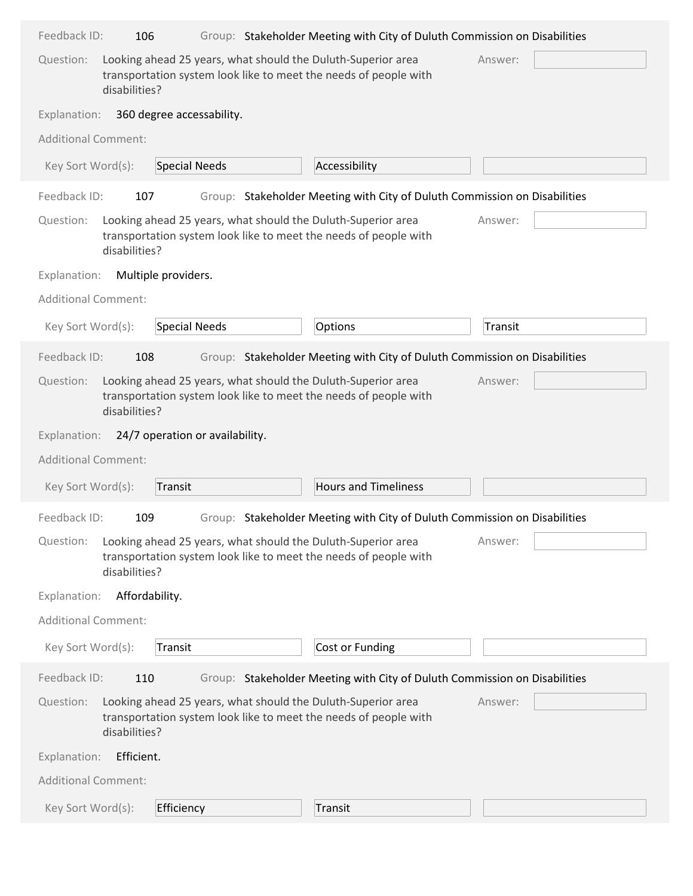Feedback ID: 106 Group: Stakeholder Meeting with City of Duluth Commission on Disabilities

Question: Looking ahead 25 years, what should the Duluth-Superior area transportation system look like to meet the needs of people with disabilities?

Answer:

Explanation: 360 degree accessability.

Additional Comment:

Key Sort Word(s): Special Needs | Accessibility

---

Feedback ID: 107 Group: Stakeholder Meeting with City of Duluth Commission on Disabilities

Question: Looking ahead 25 years, what should the Duluth-Superior area transportation system look like to meet the needs of people with disabilities?

Answer:

Explanation: Multiple providers.

Additional Comment:

Key Sort Word(s): Special Needs | Options | Transit

---

Feedback ID: 108 Group: Stakeholder Meeting with City of Duluth Commission on Disabilities

Question: Looking ahead 25 years, what should the Duluth-Superior area transportation system look like to meet the needs of people with disabilities?

Answer:

Explanation: 24/7 operation or availability.

Additional Comment:

Key Sort Word(s): Transit | Hours and Timeliness

---

Feedback ID: 109 Group: Stakeholder Meeting with City of Duluth Commission on Disabilities

Question: Looking ahead 25 years, what should the Duluth-Superior area transportation system look like to meet the needs of people with disabilities?

Answer:

Explanation: Affordability.

Additional Comment:

Key Sort Word(s): Transit | Cost or Funding

---

Feedback ID: 110 Group: Stakeholder Meeting with City of Duluth Commission on Disabilities

Question: Looking ahead 25 years, what should the Duluth-Superior area transportation system look like to meet the needs of people with disabilities?

Answer:

Explanation: Efficient.

Additional Comment:

Key Sort Word(s): Efficiency | Transit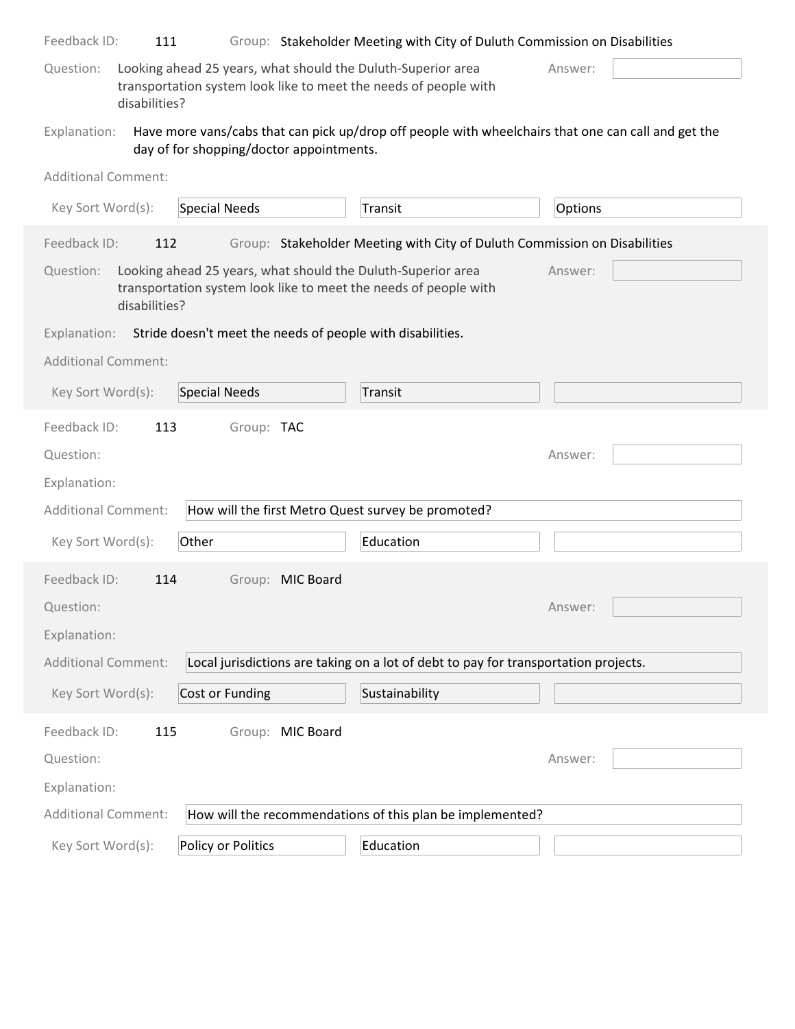Feedback ID: 111 Group: Stakeholder Meeting with City of Duluth Commission on Disabilities

Question: Looking ahead 25 years, what should the Duluth-Superior area transportation system look like to meet the needs of people with disabilities?

Answer:

Explanation: Have more vans/cabs that can pick up/drop off people with wheelchairs that one can call and get the day of for shopping/doctor appointments.

Additional Comment:

Key Sort Word(s): Special Needs | Transit | Options

---

Feedback ID: 112 Group: Stakeholder Meeting with City of Duluth Commission on Disabilities

Question: Looking ahead 25 years, what should the Duluth-Superior area transportation system look like to meet the needs of people with disabilities?

Answer:

Explanation: Stride doesn't meet the needs of people with disabilities.

Additional Comment:

Key Sort Word(s): Special Needs | Transit

---

Feedback ID: 113 Group: TAC

Question:

Answer:

Explanation:

Additional Comment: How will the first Metro Quest survey be promoted?

Key Sort Word(s): Other | Education

---

Feedback ID: 114 Group: MIC Board

Question:

Answer:

Explanation:

Additional Comment: Local jurisdictions are taking on a lot of debt to pay for transportation projects.

Key Sort Word(s): Cost or Funding | Sustainability

---

Feedback ID: 115 Group: MIC Board

Question:

Answer:

Explanation:

Additional Comment: How will the recommendations of this plan be implemented?

Key Sort Word(s): Policy or Politics | Education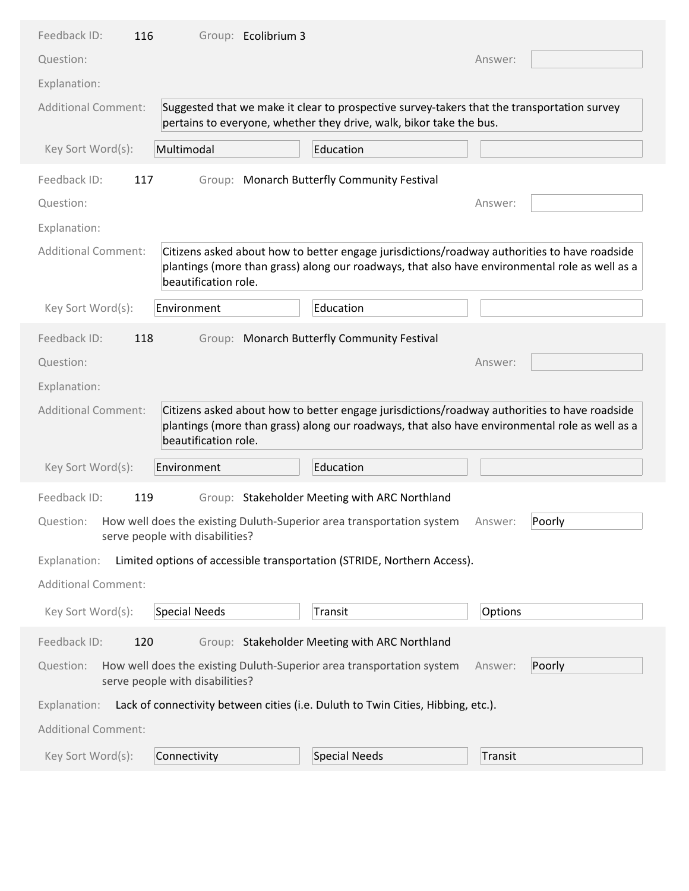Feedback ID: 116 Group: Ecolibrium 3

Question:

Answer:

Explanation:

Additional Comment: Suggested that we make it clear to prospective survey-takers that the transportation survey pertains to everyone, whether they drive, walk, bikor take the bus.

Key Sort Word(s): Multimodal | Education

---

Feedback ID: 117 Group: Monarch Butterfly Community Festival

Question:

Answer:

Explanation:

Additional Comment: Citizens asked about how to better engage jurisdictions/roadway authorities to have roadside plantings (more than grass) along our roadways, that also have environmental role as well as a beautification role.

Key Sort Word(s): Environment | Education

---

Feedback ID: 118 Group: Monarch Butterfly Community Festival

Question:

Answer:

Explanation:

Additional Comment: Citizens asked about how to better engage jurisdictions/roadway authorities to have roadside plantings (more than grass) along our roadways, that also have environmental role as well as a beautification role.

Key Sort Word(s): Environment | Education

---

Feedback ID: 119 Group: Stakeholder Meeting with ARC Northland

Question: How well does the existing Duluth-Superior area transportation system serve people with disabilities?

Answer: Poorly

Explanation: Limited options of accessible transportation (STRIDE, Northern Access).

Additional Comment:

Key Sort Word(s): Special Needs | Transit | Options

---

Feedback ID: 120 Group: Stakeholder Meeting with ARC Northland

Question: How well does the existing Duluth-Superior area transportation system serve people with disabilities?

Answer: Poorly

Explanation: Lack of connectivity between cities (i.e. Duluth to Twin Cities, Hibbing, etc.).

Additional Comment:

Key Sort Word(s): Connectivity | Special Needs | Transit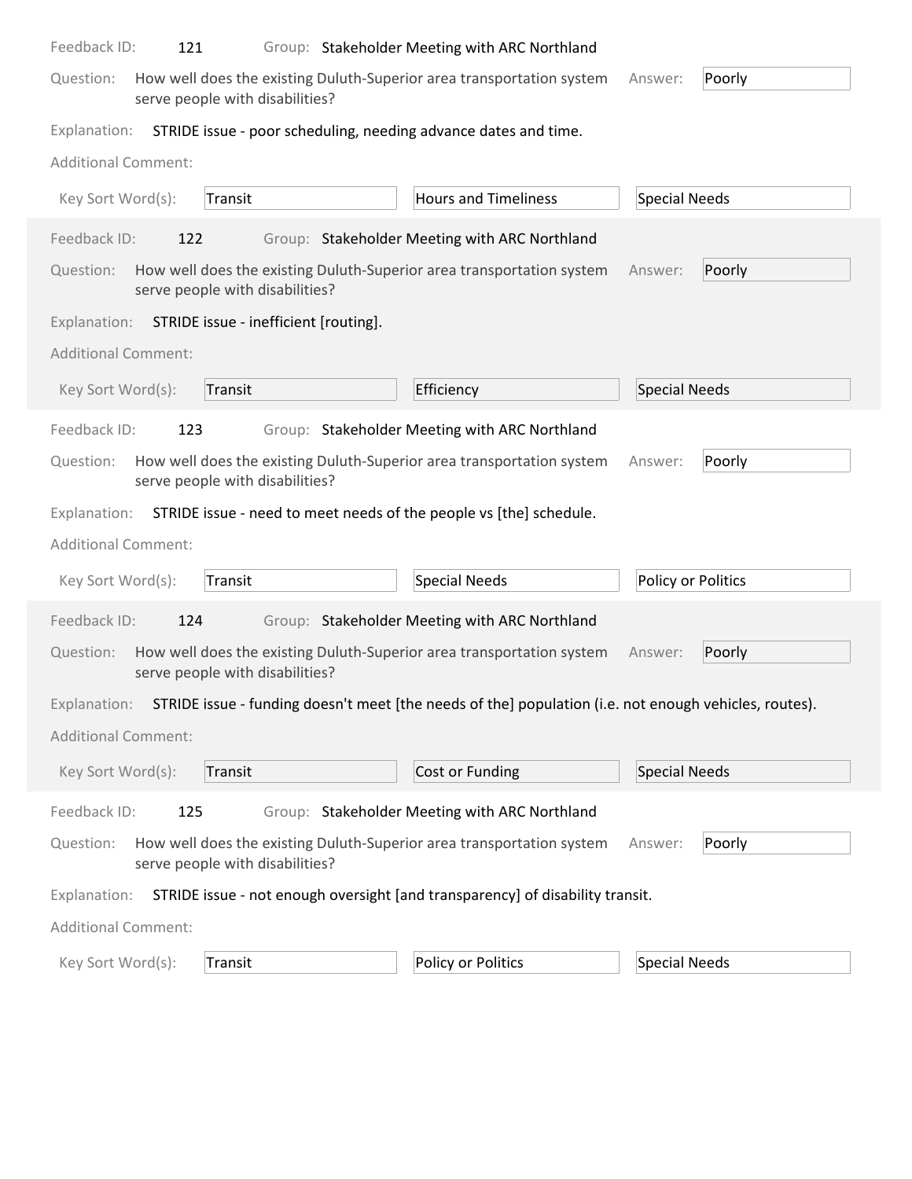Feedback ID: 121 Group: Stakeholder Meeting with ARC Northland

Question: How well does the existing Duluth-Superior area transportation system serve people with disabilities? Answer: Poorly

Explanation: STRIDE issue - poor scheduling, needing advance dates and time.

Additional Comment:

Key Sort Word(s): Transit | Hours and Timeliness | Special Needs

Feedback ID: 122 Group: Stakeholder Meeting with ARC Northland

Question: How well does the existing Duluth-Superior area transportation system serve people with disabilities? Answer: Poorly

Explanation: STRIDE issue - inefficient [routing].

Additional Comment:

Key Sort Word(s): Transit | Efficiency | Special Needs

Feedback ID: 123 Group: Stakeholder Meeting with ARC Northland

Question: How well does the existing Duluth-Superior area transportation system serve people with disabilities? Answer: Poorly

Explanation: STRIDE issue - need to meet needs of the people vs [the] schedule.

Additional Comment:

Key Sort Word(s): Transit | Special Needs | Policy or Politics

Feedback ID: 124 Group: Stakeholder Meeting with ARC Northland

Question: How well does the existing Duluth-Superior area transportation system serve people with disabilities? Answer: Poorly

Explanation: STRIDE issue - funding doesn't meet [the needs of the] population (i.e. not enough vehicles, routes).

Additional Comment:

Key Sort Word(s): Transit | Cost or Funding | Special Needs

Feedback ID: 125 Group: Stakeholder Meeting with ARC Northland

Question: How well does the existing Duluth-Superior area transportation system serve people with disabilities? Answer: Poorly

Explanation: STRIDE issue - not enough oversight [and transparency] of disability transit.

Additional Comment:

Key Sort Word(s): Transit | Policy or Politics | Special Needs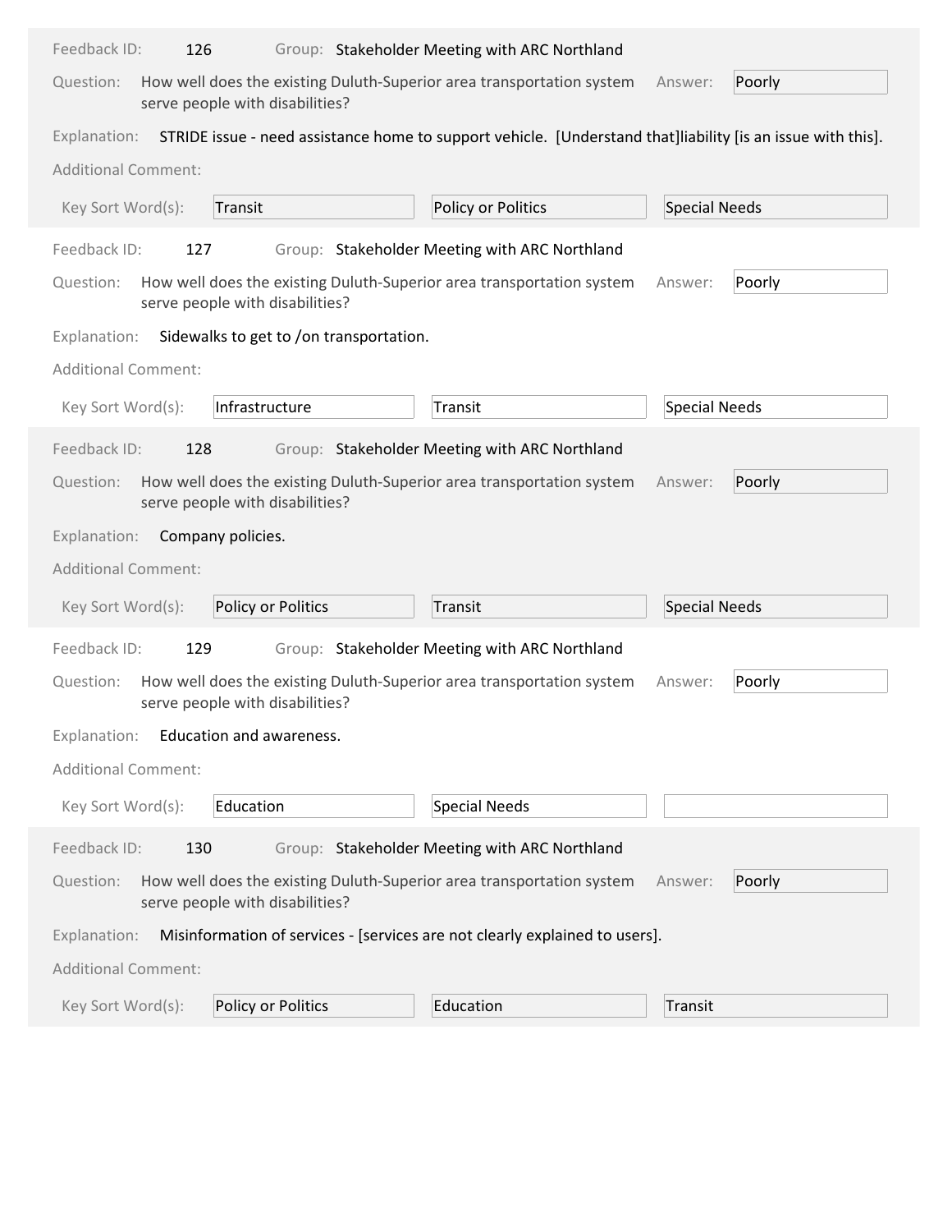Feedback ID: 126 Group: Stakeholder Meeting with ARC Northland

Question: How well does the existing Duluth-Superior area transportation system serve people with disabilities? Answer: Poorly

Explanation: STRIDE issue - need assistance home to support vehicle. [Understand that]liability [is an issue with this].

Additional Comment:

Key Sort Word(s): Transit | Policy or Politics | Special Needs

Feedback ID: 127 Group: Stakeholder Meeting with ARC Northland

Question: How well does the existing Duluth-Superior area transportation system serve people with disabilities? Answer: Poorly

Explanation: Sidewalks to get to /on transportation.

Additional Comment:

Key Sort Word(s): Infrastructure | Transit | Special Needs

Feedback ID: 128 Group: Stakeholder Meeting with ARC Northland

Question: How well does the existing Duluth-Superior area transportation system serve people with disabilities? Answer: Poorly

Explanation: Company policies.

Additional Comment:

Key Sort Word(s): Policy or Politics | Transit | Special Needs

Feedback ID: 129 Group: Stakeholder Meeting with ARC Northland

Question: How well does the existing Duluth-Superior area transportation system serve people with disabilities? Answer: Poorly

Explanation: Education and awareness.

Additional Comment:

Key Sort Word(s): Education | Special Needs

Feedback ID: 130 Group: Stakeholder Meeting with ARC Northland

Question: How well does the existing Duluth-Superior area transportation system serve people with disabilities? Answer: Poorly

Explanation: Misinformation of services - [services are not clearly explained to users].

Additional Comment:

Key Sort Word(s): Policy or Politics | Education | Transit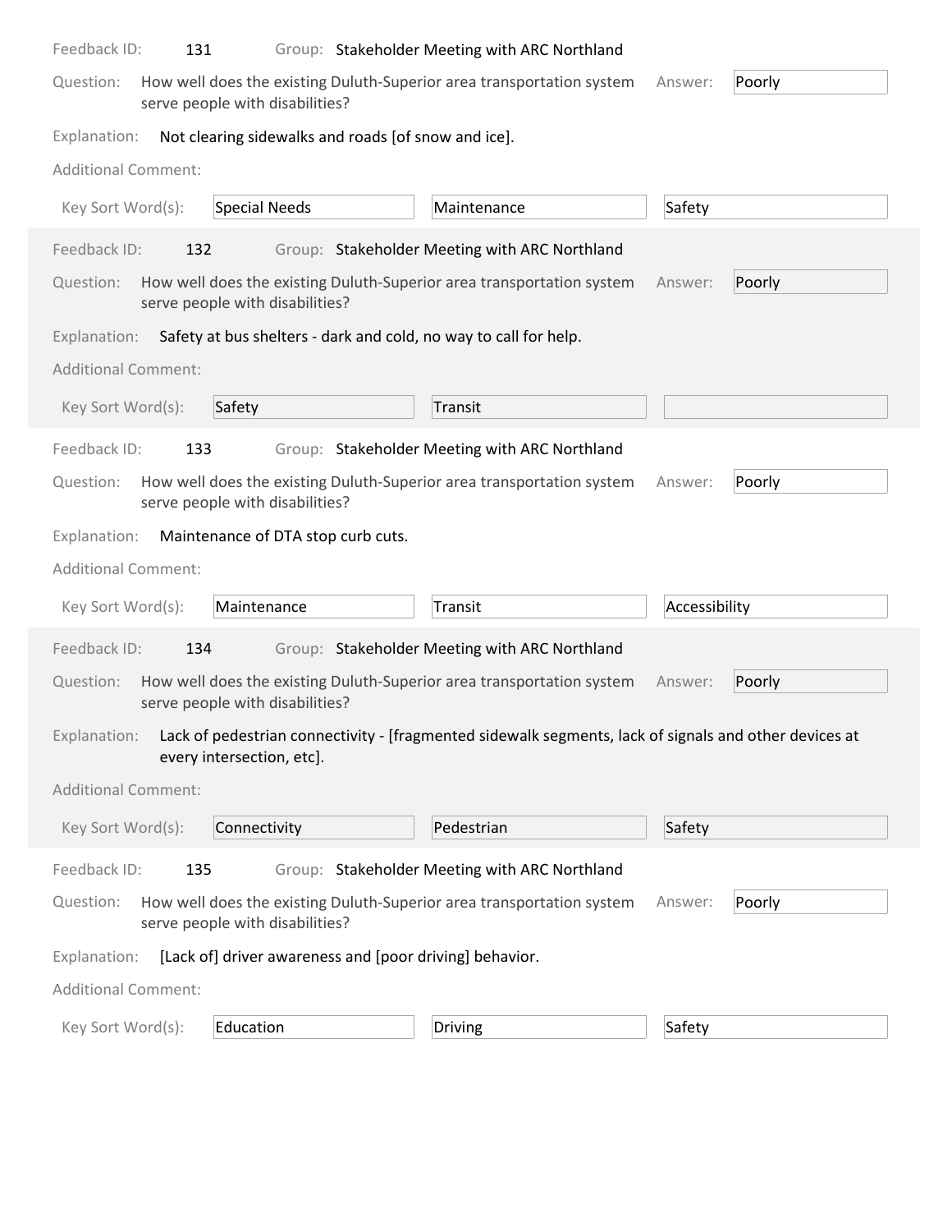Feedback ID: 131 Group: Stakeholder Meeting with ARC Northland

Question: How well does the existing Duluth-Superior area transportation system serve people with disabilities? Answer: Poorly

Explanation: Not clearing sidewalks and roads [of snow and ice].

Additional Comment:

Key Sort Word(s): Special Needs | Maintenance | Safety

---

Feedback ID: 132 Group: Stakeholder Meeting with ARC Northland

Question: How well does the existing Duluth-Superior area transportation system serve people with disabilities? Answer: Poorly

Explanation: Safety at bus shelters - dark and cold, no way to call for help.

Additional Comment:

Key Sort Word(s): Safety | Transit

---

Feedback ID: 133 Group: Stakeholder Meeting with ARC Northland

Question: How well does the existing Duluth-Superior area transportation system serve people with disabilities? Answer: Poorly

Explanation: Maintenance of DTA stop curb cuts.

Additional Comment:

Key Sort Word(s): Maintenance | Transit | Accessibility

---

Feedback ID: 134 Group: Stakeholder Meeting with ARC Northland

Question: How well does the existing Duluth-Superior area transportation system serve people with disabilities? Answer: Poorly

Explanation: Lack of pedestrian connectivity - [fragmented sidewalk segments, lack of signals and other devices at every intersection, etc].

Additional Comment:

Key Sort Word(s): Connectivity | Pedestrian | Safety

---

Feedback ID: 135 Group: Stakeholder Meeting with ARC Northland

Question: How well does the existing Duluth-Superior area transportation system serve people with disabilities? Answer: Poorly

Explanation: [Lack of] driver awareness and [poor driving] behavior.

Additional Comment:

Key Sort Word(s): Education | Driving | Safety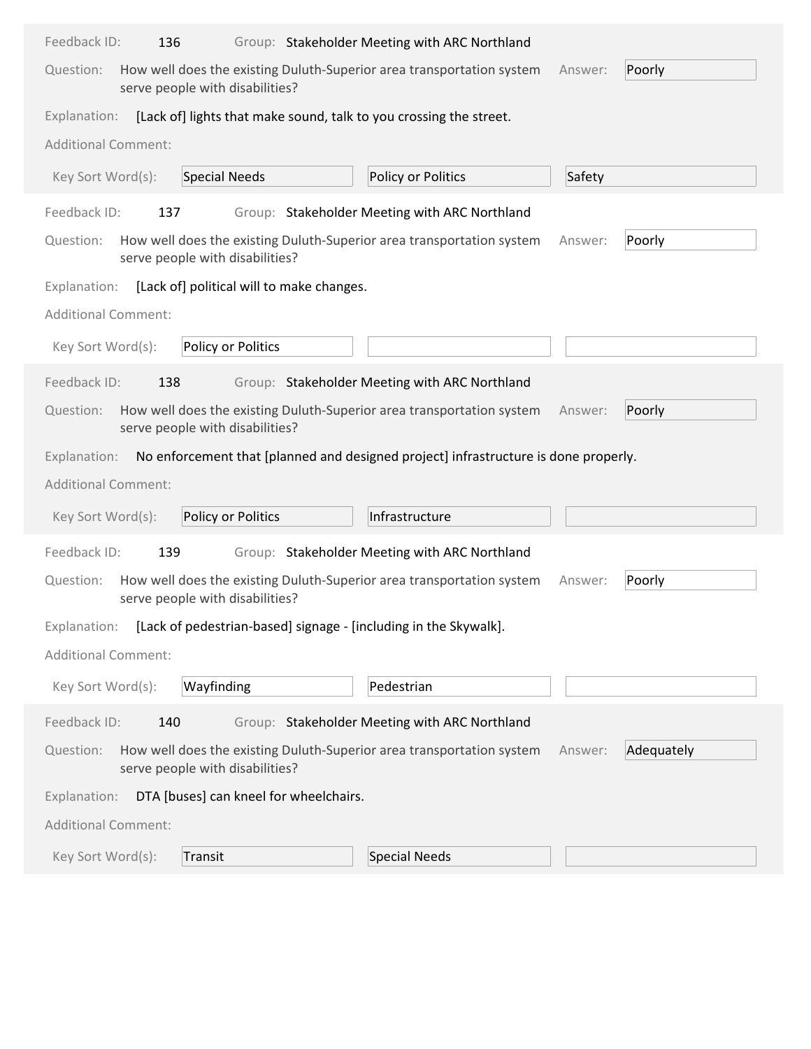Feedback ID: 136 Group: Stakeholder Meeting with ARC Northland

Question: How well does the existing Duluth-Superior area transportation system serve people with disabilities? Answer: Poorly

Explanation: [Lack of] lights that make sound, talk to you crossing the street.

Additional Comment:

Key Sort Word(s): Special Needs | Policy or Politics | Safety

Feedback ID: 137 Group: Stakeholder Meeting with ARC Northland

Question: How well does the existing Duluth-Superior area transportation system serve people with disabilities? Answer: Poorly

Explanation: [Lack of] political will to make changes.

Additional Comment:

Key Sort Word(s): Policy or Politics

Feedback ID: 138 Group: Stakeholder Meeting with ARC Northland

Question: How well does the existing Duluth-Superior area transportation system serve people with disabilities? Answer: Poorly

Explanation: No enforcement that [planned and designed project] infrastructure is done properly.

Additional Comment:

Key Sort Word(s): Policy or Politics | Infrastructure

Feedback ID: 139 Group: Stakeholder Meeting with ARC Northland

Question: How well does the existing Duluth-Superior area transportation system serve people with disabilities? Answer: Poorly

Explanation: [Lack of pedestrian-based] signage - [including in the Skywalk].

Additional Comment:

Key Sort Word(s): Wayfinding | Pedestrian

Feedback ID: 140 Group: Stakeholder Meeting with ARC Northland

Question: How well does the existing Duluth-Superior area transportation system serve people with disabilities? Answer: Adequately

Explanation: DTA [buses] can kneel for wheelchairs.

Additional Comment:

Key Sort Word(s): Transit | Special Needs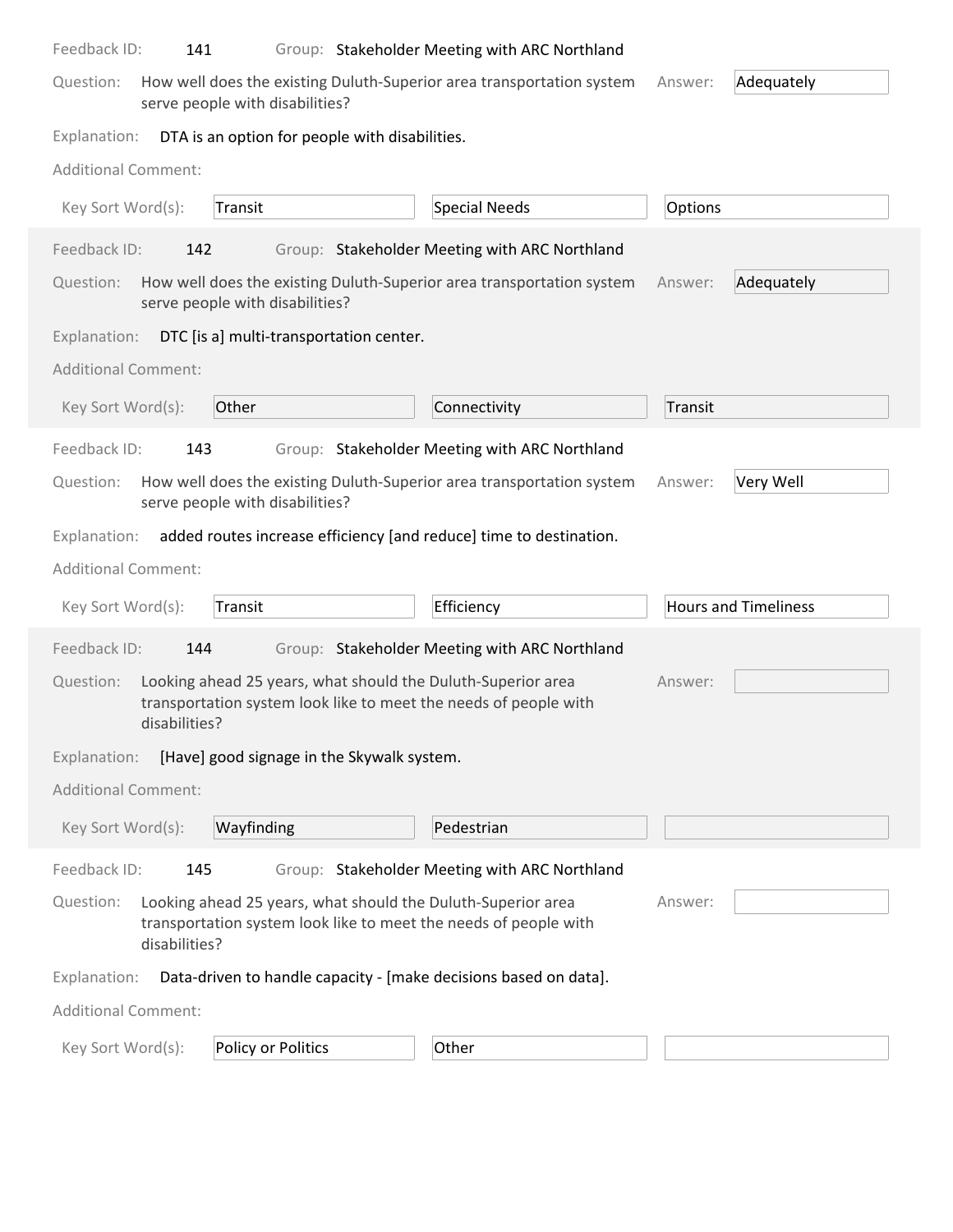Feedback ID: 141 Group: Stakeholder Meeting with ARC Northland

Question: How well does the existing Duluth-Superior area transportation system serve people with disabilities?

Answer: Adequately

Explanation: DTA is an option for people with disabilities.

Additional Comment:

Key Sort Word(s): Transit | Special Needs | Options

---

Feedback ID: 142 Group: Stakeholder Meeting with ARC Northland

Question: How well does the existing Duluth-Superior area transportation system serve people with disabilities?

Answer: Adequately

Explanation: DTC [is a] multi-transportation center.

Additional Comment:

Key Sort Word(s): Other | Connectivity | Transit

---

Feedback ID: 143 Group: Stakeholder Meeting with ARC Northland

Question: How well does the existing Duluth-Superior area transportation system serve people with disabilities?

Answer: Very Well

Explanation: added routes increase efficiency [and reduce] time to destination.

Additional Comment:

Key Sort Word(s): Transit | Efficiency | Hours and Timeliness

---

Feedback ID: 144 Group: Stakeholder Meeting with ARC Northland

Question: Looking ahead 25 years, what should the Duluth-Superior area transportation system look like to meet the needs of people with disabilities?

Answer:

Explanation: [Have] good signage in the Skywalk system.

Additional Comment:

Key Sort Word(s): Wayfinding | Pedestrian

---

Feedback ID: 145 Group: Stakeholder Meeting with ARC Northland

Question: Looking ahead 25 years, what should the Duluth-Superior area transportation system look like to meet the needs of people with disabilities?

Answer:

Explanation: Data-driven to handle capacity - [make decisions based on data].

Additional Comment:

Key Sort Word(s): Policy or Politics | Other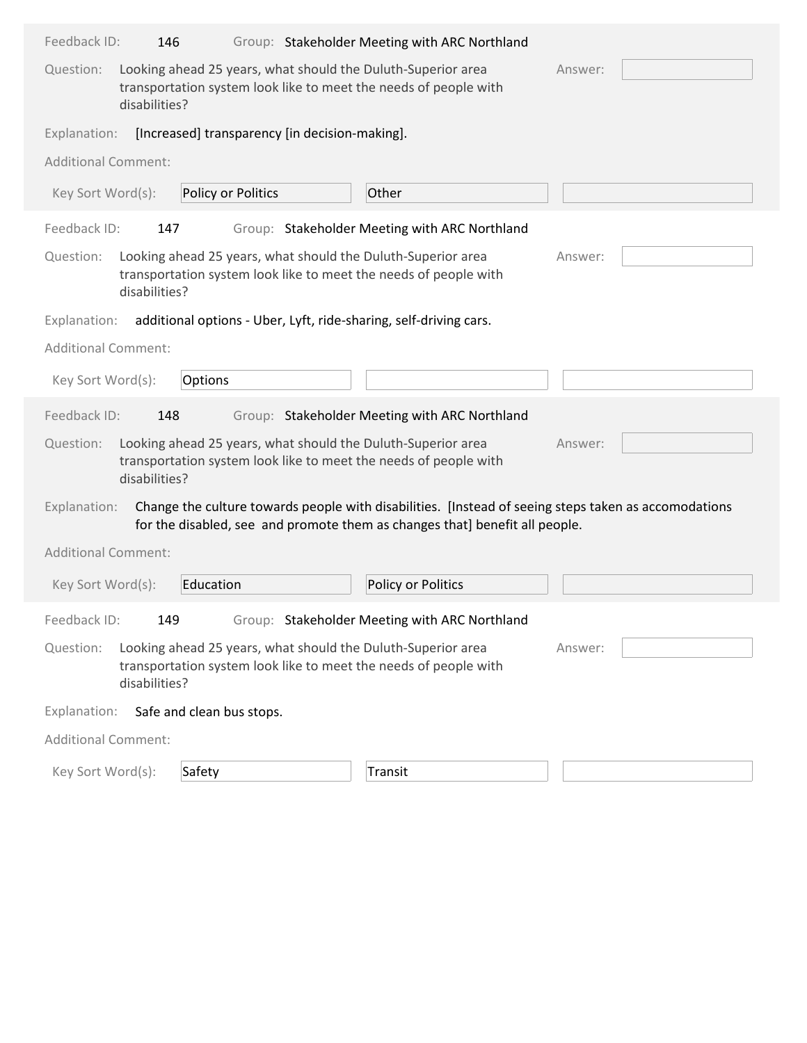Feedback ID: 146 Group: Stakeholder Meeting with ARC Northland

Question: Looking ahead 25 years, what should the Duluth-Superior area transportation system look like to meet the needs of people with disabilities?

Answer:

Explanation: [Increased] transparency [in decision-making].

Additional Comment:

Key Sort Word(s): Policy or Politics | Other

---

Feedback ID: 147 Group: Stakeholder Meeting with ARC Northland

Question: Looking ahead 25 years, what should the Duluth-Superior area transportation system look like to meet the needs of people with disabilities?

Answer:

Explanation: additional options - Uber, Lyft, ride-sharing, self-driving cars.

Additional Comment:

Key Sort Word(s): Options

---

Feedback ID: 148 Group: Stakeholder Meeting with ARC Northland

Question: Looking ahead 25 years, what should the Duluth-Superior area transportation system look like to meet the needs of people with disabilities?

Answer:

Explanation: Change the culture towards people with disabilities. [Instead of seeing steps taken as accomodations for the disabled, see and promote them as changes that] benefit all people.

Additional Comment:

Key Sort Word(s): Education | Policy or Politics

---

Feedback ID: 149 Group: Stakeholder Meeting with ARC Northland

Question: Looking ahead 25 years, what should the Duluth-Superior area transportation system look like to meet the needs of people with disabilities?

Answer:

Explanation: Safe and clean bus stops.

Additional Comment:

Key Sort Word(s): Safety | Transit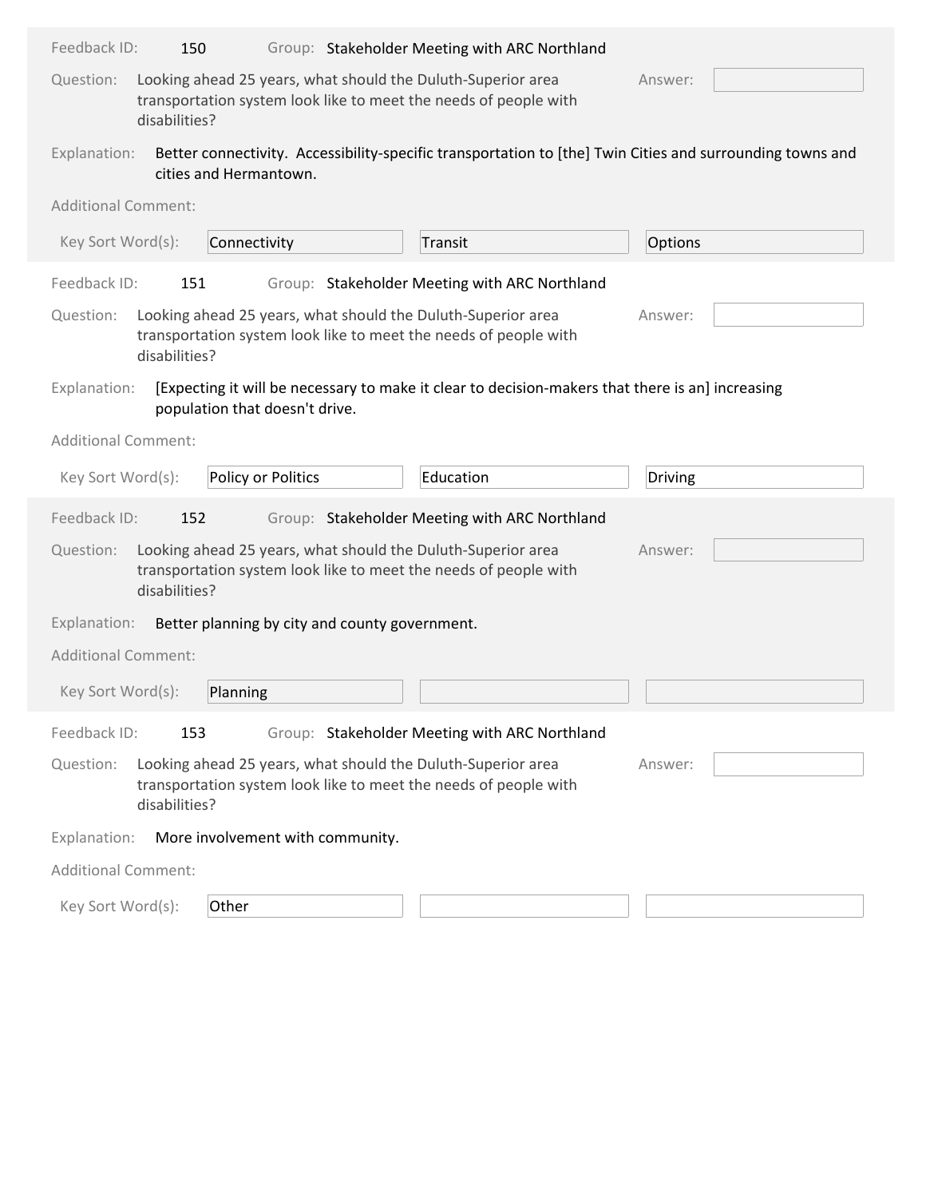Feedback ID: 150 Group: Stakeholder Meeting with ARC Northland

Question: Looking ahead 25 years, what should the Duluth-Superior area transportation system look like to meet the needs of people with disabilities?

Answer:

Explanation: Better connectivity. Accessibility-specific transportation to [the] Twin Cities and surrounding towns and cities and Hermantown.

Additional Comment:

Key Sort Word(s): Connectivity | Transit | Options

Feedback ID: 151 Group: Stakeholder Meeting with ARC Northland

Question: Looking ahead 25 years, what should the Duluth-Superior area transportation system look like to meet the needs of people with disabilities?

Answer:

Explanation: [Expecting it will be necessary to make it clear to decision-makers that there is an] increasing population that doesn't drive.

Additional Comment:

Key Sort Word(s): Policy or Politics | Education | Driving

Feedback ID: 152 Group: Stakeholder Meeting with ARC Northland

Question: Looking ahead 25 years, what should the Duluth-Superior area transportation system look like to meet the needs of people with disabilities?

Answer:

Explanation: Better planning by city and county government.

Additional Comment:

Key Sort Word(s): Planning

Feedback ID: 153 Group: Stakeholder Meeting with ARC Northland

Question: Looking ahead 25 years, what should the Duluth-Superior area transportation system look like to meet the needs of people with disabilities?

Answer:

Explanation: More involvement with community.

Additional Comment:

Key Sort Word(s): Other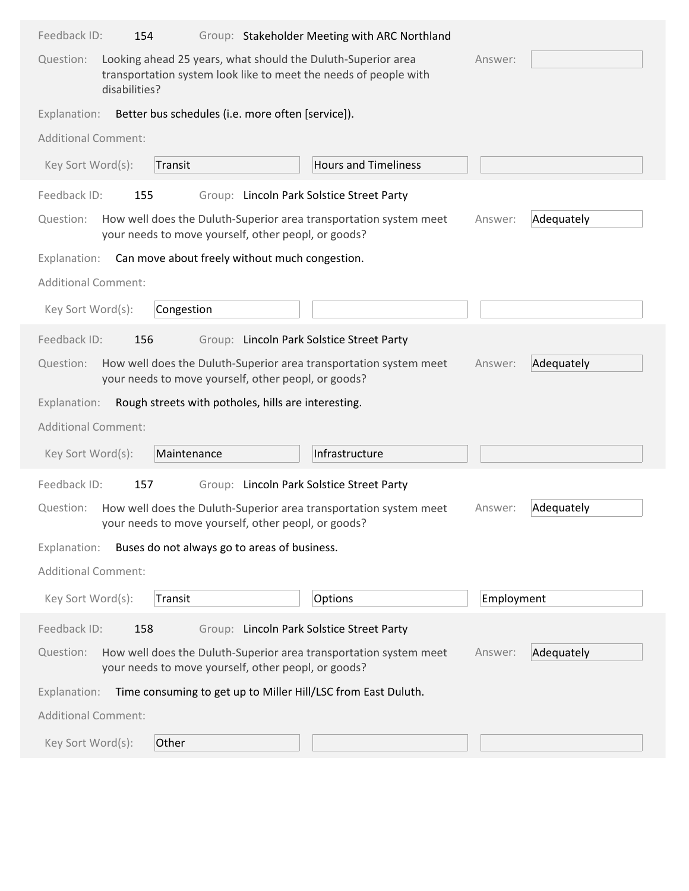Feedback ID: 154 Group: Stakeholder Meeting with ARC Northland

Question: Looking ahead 25 years, what should the Duluth-Superior area transportation system look like to meet the needs of people with disabilities?

Answer:

Explanation: Better bus schedules (i.e. more often [service]).

Additional Comment:

Key Sort Word(s): Transit | Hours and Timeliness

---

Feedback ID: 155 Group: Lincoln Park Solstice Street Party

Question: How well does the Duluth-Superior area transportation system meet your needs to move yourself, other peopl, or goods?

Answer: Adequately

Explanation: Can move about freely without much congestion.

Additional Comment:

Key Sort Word(s): Congestion

---

Feedback ID: 156 Group: Lincoln Park Solstice Street Party

Question: How well does the Duluth-Superior area transportation system meet your needs to move yourself, other peopl, or goods?

Answer: Adequately

Explanation: Rough streets with potholes, hills are interesting.

Additional Comment:

Key Sort Word(s): Maintenance | Infrastructure

---

Feedback ID: 157 Group: Lincoln Park Solstice Street Party

Question: How well does the Duluth-Superior area transportation system meet your needs to move yourself, other peopl, or goods?

Answer: Adequately

Explanation: Buses do not always go to areas of business.

Additional Comment:

Key Sort Word(s): Transit | Options | Employment

---

Feedback ID: 158 Group: Lincoln Park Solstice Street Party

Question: How well does the Duluth-Superior area transportation system meet your needs to move yourself, other peopl, or goods?

Answer: Adequately

Explanation: Time consuming to get up to Miller Hill/LSC from East Duluth.

Additional Comment:

Key Sort Word(s): Other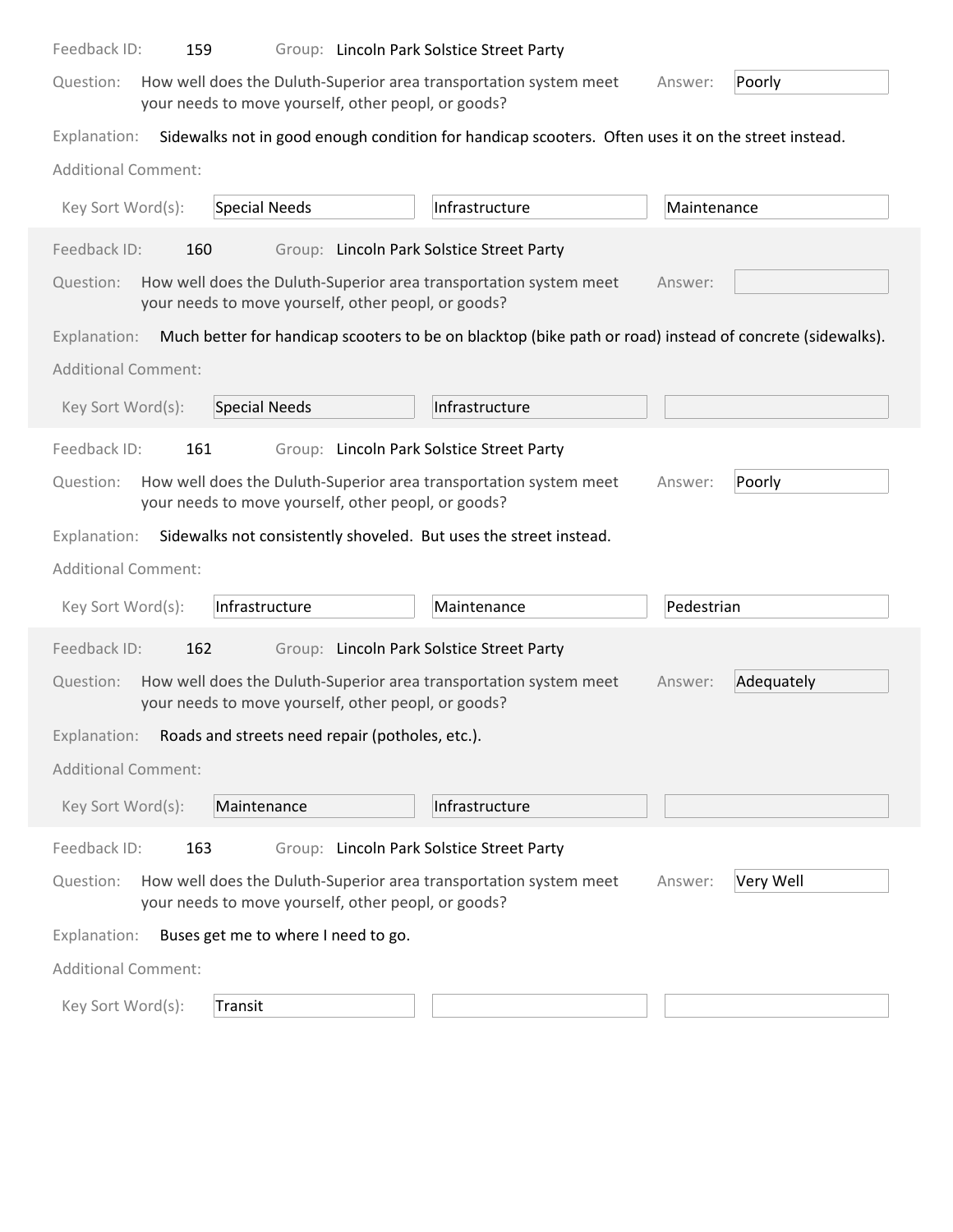Feedback ID: 159 Group: Lincoln Park Solstice Street Party

Question: How well does the Duluth-Superior area transportation system meet your needs to move yourself, other peopl, or goods?

Answer: Poorly

Explanation: Sidewalks not in good enough condition for handicap scooters. Often uses it on the street instead.

Additional Comment:

Key Sort Word(s): Special Needs | Infrastructure | Maintenance

---

Feedback ID: 160 Group: Lincoln Park Solstice Street Party

Question: How well does the Duluth-Superior area transportation system meet your needs to move yourself, other peopl, or goods?

Answer:

Explanation: Much better for handicap scooters to be on blacktop (bike path or road) instead of concrete (sidewalks).

Additional Comment:

Key Sort Word(s): Special Needs | Infrastructure

---

Feedback ID: 161 Group: Lincoln Park Solstice Street Party

Question: How well does the Duluth-Superior area transportation system meet your needs to move yourself, other peopl, or goods?

Answer: Poorly

Explanation: Sidewalks not consistently shoveled. But uses the street instead.

Additional Comment:

Key Sort Word(s): Infrastructure | Maintenance | Pedestrian

---

Feedback ID: 162 Group: Lincoln Park Solstice Street Party

Question: How well does the Duluth-Superior area transportation system meet your needs to move yourself, other peopl, or goods?

Answer: Adequately

Explanation: Roads and streets need repair (potholes, etc.).

Additional Comment:

Key Sort Word(s): Maintenance | Infrastructure

---

Feedback ID: 163 Group: Lincoln Park Solstice Street Party

Question: How well does the Duluth-Superior area transportation system meet your needs to move yourself, other peopl, or goods?

Answer: Very Well

Explanation: Buses get me to where I need to go.

Additional Comment:

Key Sort Word(s): Transit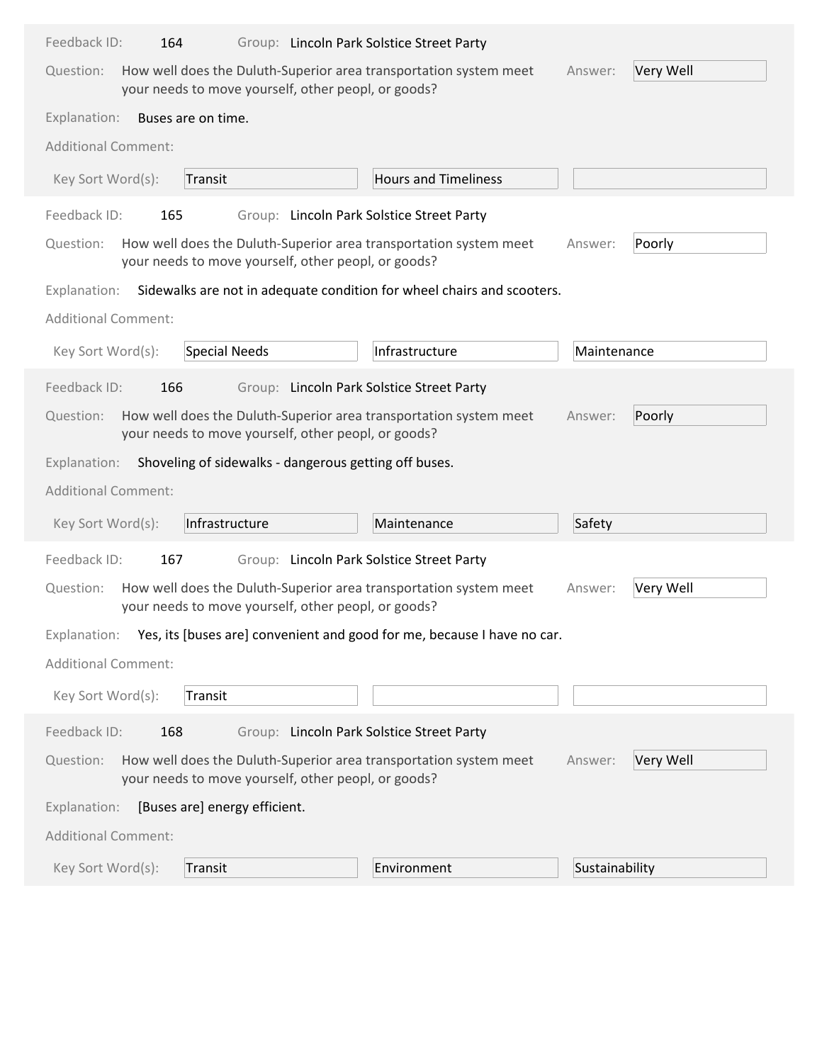Feedback ID: 164 Group: Lincoln Park Solstice Street Party

Question: How well does the Duluth-Superior area transportation system meet your needs to move yourself, other peopl, or goods?

Answer: Very Well

Explanation: Buses are on time.

Additional Comment:

Key Sort Word(s): Transit | Hours and Timeliness

---

Feedback ID: 165 Group: Lincoln Park Solstice Street Party

Question: How well does the Duluth-Superior area transportation system meet your needs to move yourself, other peopl, or goods?

Answer: Poorly

Explanation: Sidewalks are not in adequate condition for wheel chairs and scooters.

Additional Comment:

Key Sort Word(s): Special Needs | Infrastructure | Maintenance

---

Feedback ID: 166 Group: Lincoln Park Solstice Street Party

Question: How well does the Duluth-Superior area transportation system meet your needs to move yourself, other peopl, or goods?

Answer: Poorly

Explanation: Shoveling of sidewalks - dangerous getting off buses.

Additional Comment:

Key Sort Word(s): Infrastructure | Maintenance | Safety

---

Feedback ID: 167 Group: Lincoln Park Solstice Street Party

Question: How well does the Duluth-Superior area transportation system meet your needs to move yourself, other peopl, or goods?

Answer: Very Well

Explanation: Yes, its [buses are] convenient and good for me, because I have no car.

Additional Comment:

Key Sort Word(s): Transit

---

Feedback ID: 168 Group: Lincoln Park Solstice Street Party

Question: How well does the Duluth-Superior area transportation system meet your needs to move yourself, other peopl, or goods?

Answer: Very Well

Explanation: [Buses are] energy efficient.

Additional Comment:

Key Sort Word(s): Transit | Environment | Sustainability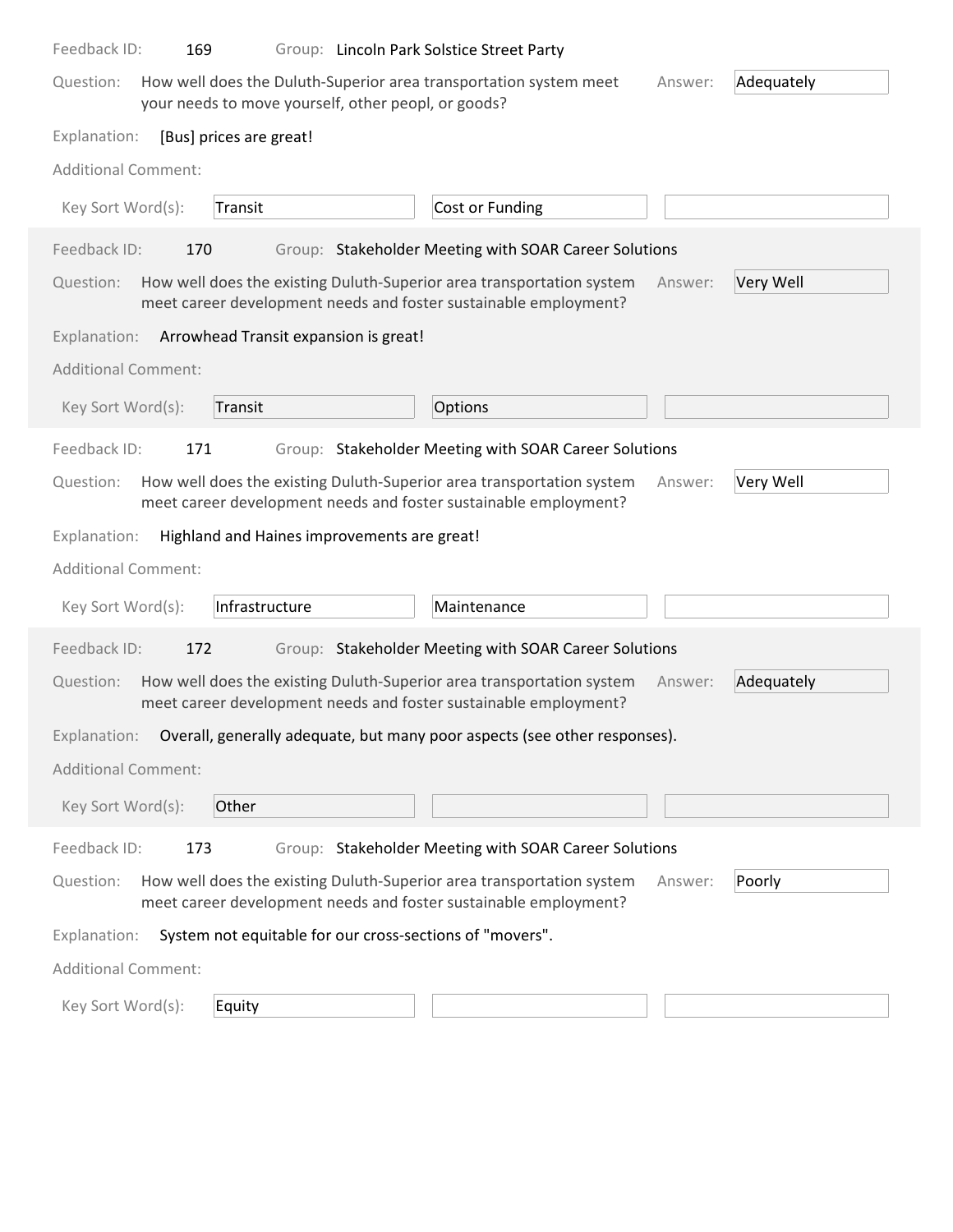Feedback ID: 169 Group: Lincoln Park Solstice Street Party

Question: How well does the Duluth-Superior area transportation system meet your needs to move yourself, other peopl, or goods?

Answer: Adequately

Explanation: [Bus] prices are great!

Additional Comment:

Key Sort Word(s): Transit | Cost or Funding

---

Feedback ID: 170 Group: Stakeholder Meeting with SOAR Career Solutions

Question: How well does the existing Duluth-Superior area transportation system meet career development needs and foster sustainable employment?

Answer: Very Well

Explanation: Arrowhead Transit expansion is great!

Additional Comment:

Key Sort Word(s): Transit | Options

---

Feedback ID: 171 Group: Stakeholder Meeting with SOAR Career Solutions

Question: How well does the existing Duluth-Superior area transportation system meet career development needs and foster sustainable employment?

Answer: Very Well

Explanation: Highland and Haines improvements are great!

Additional Comment:

Key Sort Word(s): Infrastructure | Maintenance

---

Feedback ID: 172 Group: Stakeholder Meeting with SOAR Career Solutions

Question: How well does the existing Duluth-Superior area transportation system meet career development needs and foster sustainable employment?

Answer: Adequately

Explanation: Overall, generally adequate, but many poor aspects (see other responses).

Additional Comment:

Key Sort Word(s): Other

---

Feedback ID: 173 Group: Stakeholder Meeting with SOAR Career Solutions

Question: How well does the existing Duluth-Superior area transportation system meet career development needs and foster sustainable employment?

Answer: Poorly

Explanation: System not equitable for our cross-sections of "movers".

Additional Comment:

Key Sort Word(s): Equity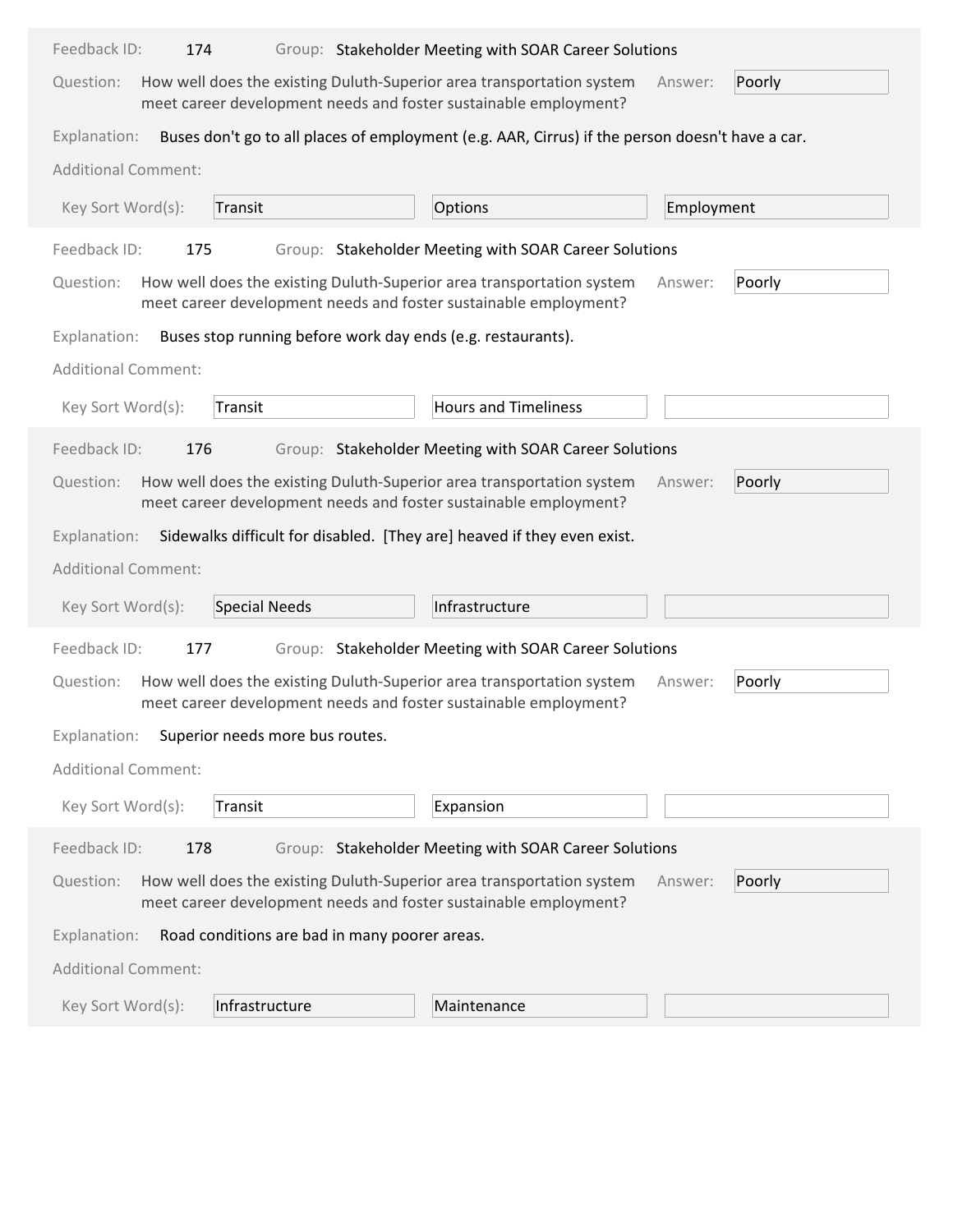Feedback ID: 174 Group: Stakeholder Meeting with SOAR Career Solutions

Question: How well does the existing Duluth-Superior area transportation system meet career development needs and foster sustainable employment? Answer: Poorly

Explanation: Buses don't go to all places of employment (e.g. AAR, Cirrus) if the person doesn't have a car.

Additional Comment:

Key Sort Word(s): Transit | Options | Employment

---

Feedback ID: 175 Group: Stakeholder Meeting with SOAR Career Solutions

Question: How well does the existing Duluth-Superior area transportation system meet career development needs and foster sustainable employment? Answer: Poorly

Explanation: Buses stop running before work day ends (e.g. restaurants).

Additional Comment:

Key Sort Word(s): Transit | Hours and Timeliness

---

Feedback ID: 176 Group: Stakeholder Meeting with SOAR Career Solutions

Question: How well does the existing Duluth-Superior area transportation system meet career development needs and foster sustainable employment? Answer: Poorly

Explanation: Sidewalks difficult for disabled. [They are] heaved if they even exist.

Additional Comment:

Key Sort Word(s): Special Needs | Infrastructure

---

Feedback ID: 177 Group: Stakeholder Meeting with SOAR Career Solutions

Question: How well does the existing Duluth-Superior area transportation system meet career development needs and foster sustainable employment? Answer: Poorly

Explanation: Superior needs more bus routes.

Additional Comment:

Key Sort Word(s): Transit | Expansion

---

Feedback ID: 178 Group: Stakeholder Meeting with SOAR Career Solutions

Question: How well does the existing Duluth-Superior area transportation system meet career development needs and foster sustainable employment? Answer: Poorly

Explanation: Road conditions are bad in many poorer areas.

Additional Comment:

Key Sort Word(s): Infrastructure | Maintenance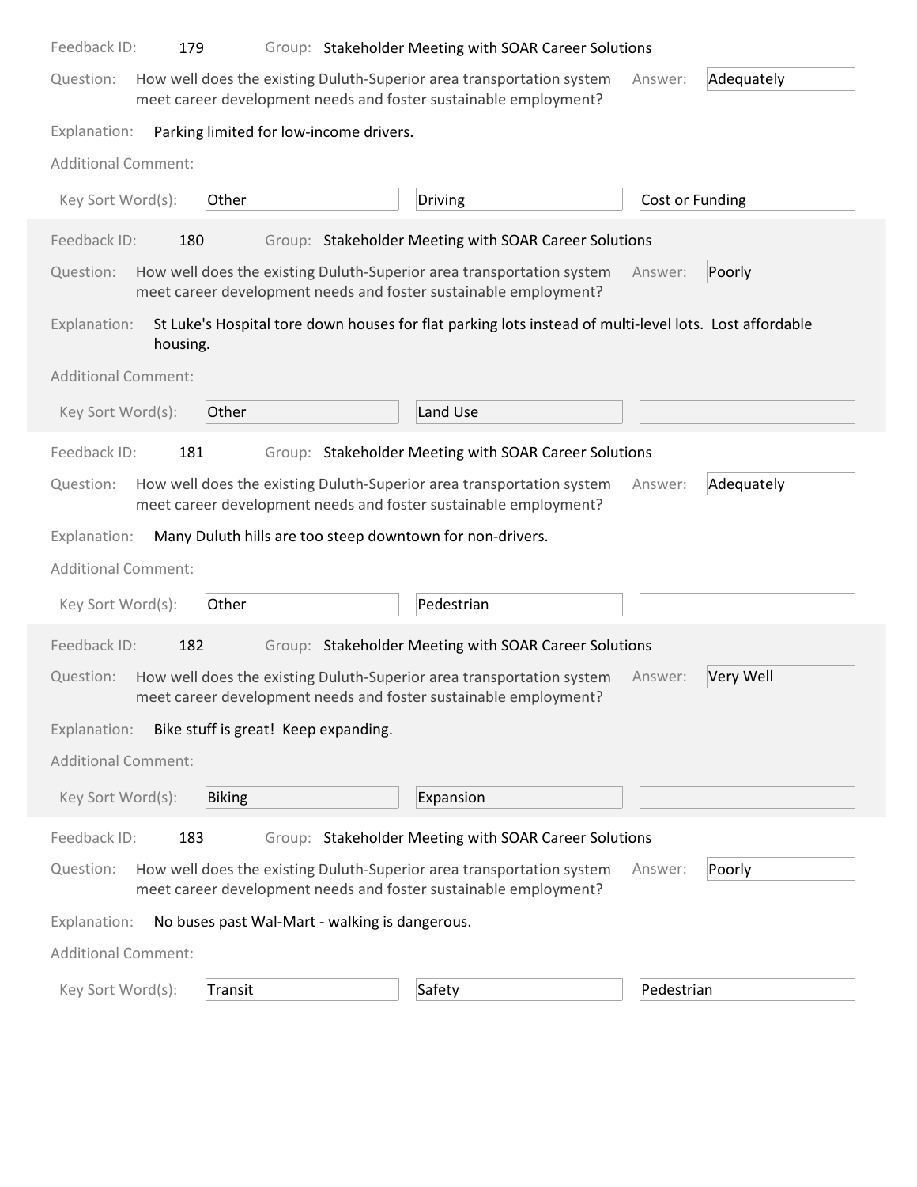Feedback ID: 179 Group: Stakeholder Meeting with SOAR Career Solutions

Question: How well does the existing Duluth-Superior area transportation system meet career development needs and foster sustainable employment? Answer: Adequately

Explanation: Parking limited for low-income drivers.

Additional Comment:

Key Sort Word(s): Other | Driving | Cost or Funding

---

Feedback ID: 180 Group: Stakeholder Meeting with SOAR Career Solutions

Question: How well does the existing Duluth-Superior area transportation system meet career development needs and foster sustainable employment? Answer: Poorly

Explanation: St Luke's Hospital tore down houses for flat parking lots instead of multi-level lots. Lost affordable housing.

Additional Comment:

Key Sort Word(s): Other | Land Use

---

Feedback ID: 181 Group: Stakeholder Meeting with SOAR Career Solutions

Question: How well does the existing Duluth-Superior area transportation system meet career development needs and foster sustainable employment? Answer: Adequately

Explanation: Many Duluth hills are too steep downtown for non-drivers.

Additional Comment:

Key Sort Word(s): Other | Pedestrian

---

Feedback ID: 182 Group: Stakeholder Meeting with SOAR Career Solutions

Question: How well does the existing Duluth-Superior area transportation system meet career development needs and foster sustainable employment? Answer: Very Well

Explanation: Bike stuff is great! Keep expanding.

Additional Comment:

Key Sort Word(s): Biking | Expansion

---

Feedback ID: 183 Group: Stakeholder Meeting with SOAR Career Solutions

Question: How well does the existing Duluth-Superior area transportation system meet career development needs and foster sustainable employment? Answer: Poorly

Explanation: No buses past Wal-Mart - walking is dangerous.

Additional Comment:

Key Sort Word(s): Transit | Safety | Pedestrian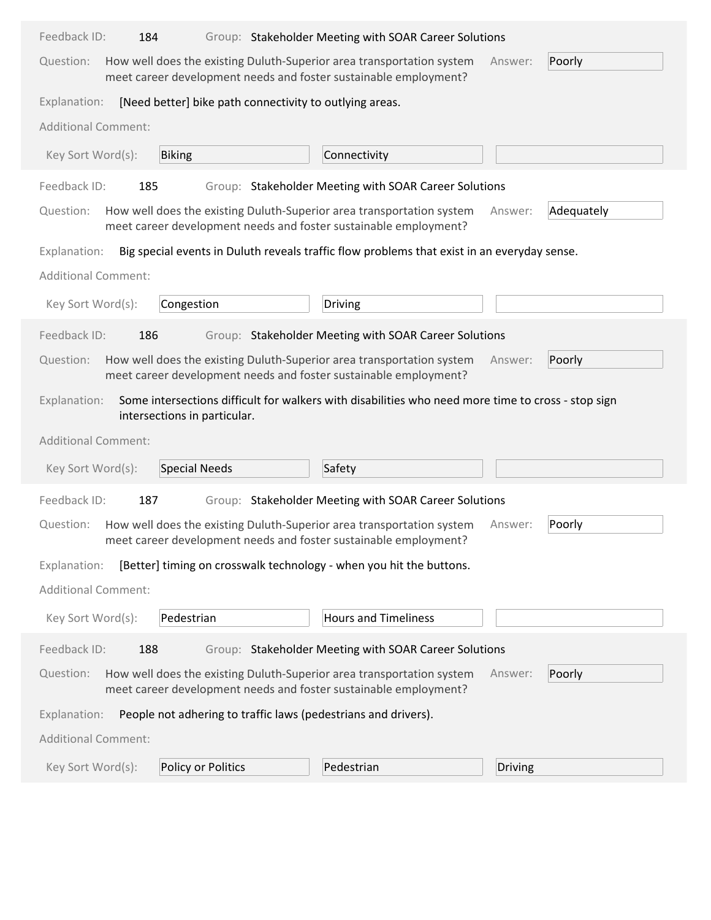Feedback ID: 184 Group: Stakeholder Meeting with SOAR Career Solutions

Question: How well does the existing Duluth-Superior area transportation system meet career development needs and foster sustainable employment? Answer: Poorly

Explanation: [Need better] bike path connectivity to outlying areas.

Additional Comment:

Key Sort Word(s): Biking | Connectivity

---

Feedback ID: 185 Group: Stakeholder Meeting with SOAR Career Solutions

Question: How well does the existing Duluth-Superior area transportation system meet career development needs and foster sustainable employment? Answer: Adequately

Explanation: Big special events in Duluth reveals traffic flow problems that exist in an everyday sense.

Additional Comment:

Key Sort Word(s): Congestion | Driving

---

Feedback ID: 186 Group: Stakeholder Meeting with SOAR Career Solutions

Question: How well does the existing Duluth-Superior area transportation system meet career development needs and foster sustainable employment? Answer: Poorly

Explanation: Some intersections difficult for walkers with disabilities who need more time to cross - stop sign intersections in particular.

Additional Comment:

Key Sort Word(s): Special Needs | Safety

---

Feedback ID: 187 Group: Stakeholder Meeting with SOAR Career Solutions

Question: How well does the existing Duluth-Superior area transportation system meet career development needs and foster sustainable employment? Answer: Poorly

Explanation: [Better] timing on crosswalk technology - when you hit the buttons.

Additional Comment:

Key Sort Word(s): Pedestrian | Hours and Timeliness

---

Feedback ID: 188 Group: Stakeholder Meeting with SOAR Career Solutions

Question: How well does the existing Duluth-Superior area transportation system meet career development needs and foster sustainable employment? Answer: Poorly

Explanation: People not adhering to traffic laws (pedestrians and drivers).

Additional Comment:

Key Sort Word(s): Policy or Politics | Pedestrian | Driving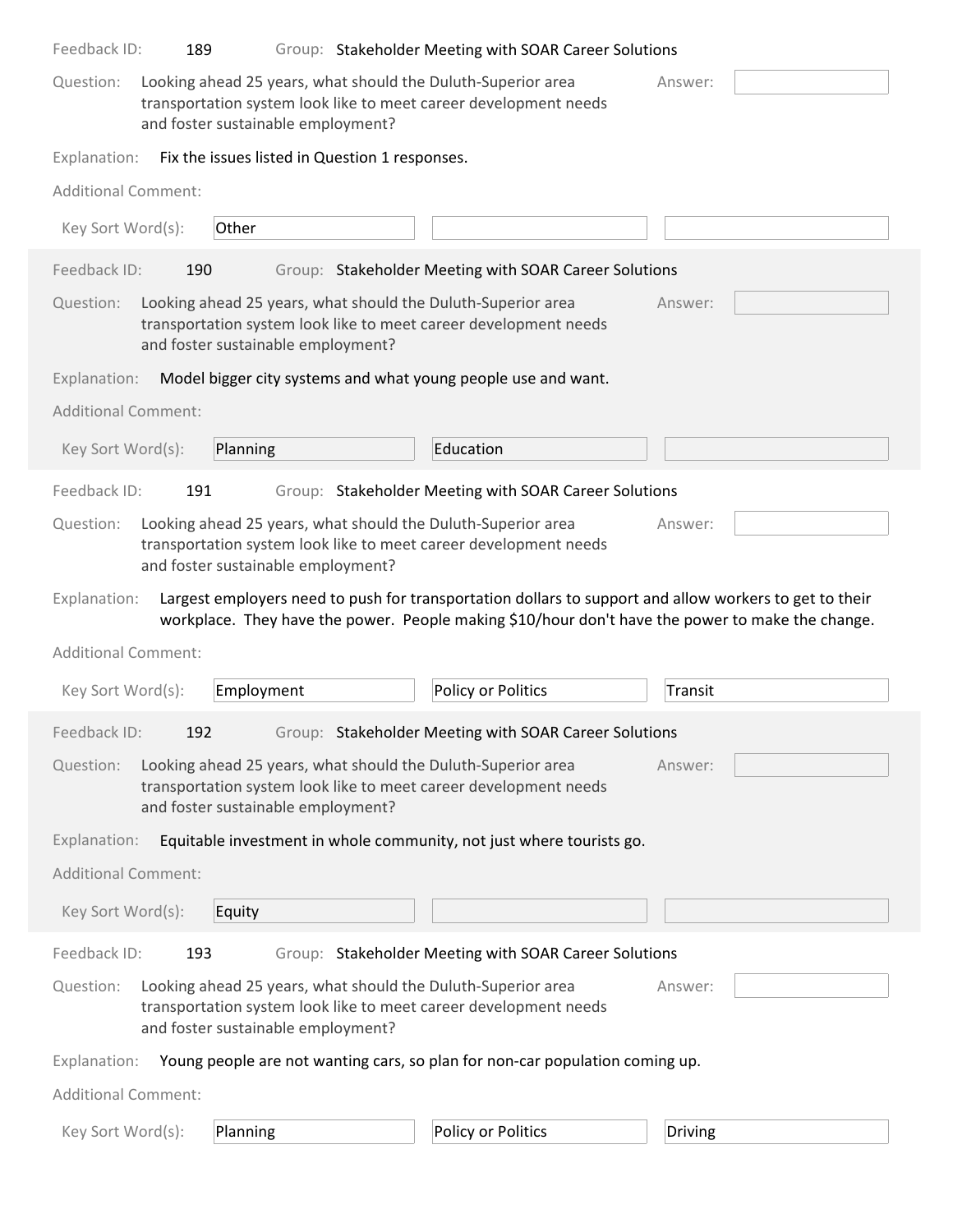Feedback ID: 189 Group: Stakeholder Meeting with SOAR Career Solutions

Question: Looking ahead 25 years, what should the Duluth-Superior area transportation system look like to meet career development needs and foster sustainable employment?

Answer:

Explanation: Fix the issues listed in Question 1 responses.

Additional Comment:

Key Sort Word(s): Other

---

Feedback ID: 190 Group: Stakeholder Meeting with SOAR Career Solutions

Question: Looking ahead 25 years, what should the Duluth-Superior area transportation system look like to meet career development needs and foster sustainable employment?

Answer:

Explanation: Model bigger city systems and what young people use and want.

Additional Comment:

Key Sort Word(s): Planning | Education

---

Feedback ID: 191 Group: Stakeholder Meeting with SOAR Career Solutions

Question: Looking ahead 25 years, what should the Duluth-Superior area transportation system look like to meet career development needs and foster sustainable employment?

Answer:

Explanation: Largest employers need to push for transportation dollars to support and allow workers to get to their workplace. They have the power. People making $10/hour don't have the power to make the change.

Additional Comment:

Key Sort Word(s): Employment | Policy or Politics | Transit

---

Feedback ID: 192 Group: Stakeholder Meeting with SOAR Career Solutions

Question: Looking ahead 25 years, what should the Duluth-Superior area transportation system look like to meet career development needs and foster sustainable employment?

Answer:

Explanation: Equitable investment in whole community, not just where tourists go.

Additional Comment:

Key Sort Word(s): Equity

---

Feedback ID: 193 Group: Stakeholder Meeting with SOAR Career Solutions

Question: Looking ahead 25 years, what should the Duluth-Superior area transportation system look like to meet career development needs and foster sustainable employment?

Answer:

Explanation: Young people are not wanting cars, so plan for non-car population coming up.

Additional Comment:

Key Sort Word(s): Planning | Policy or Politics | Driving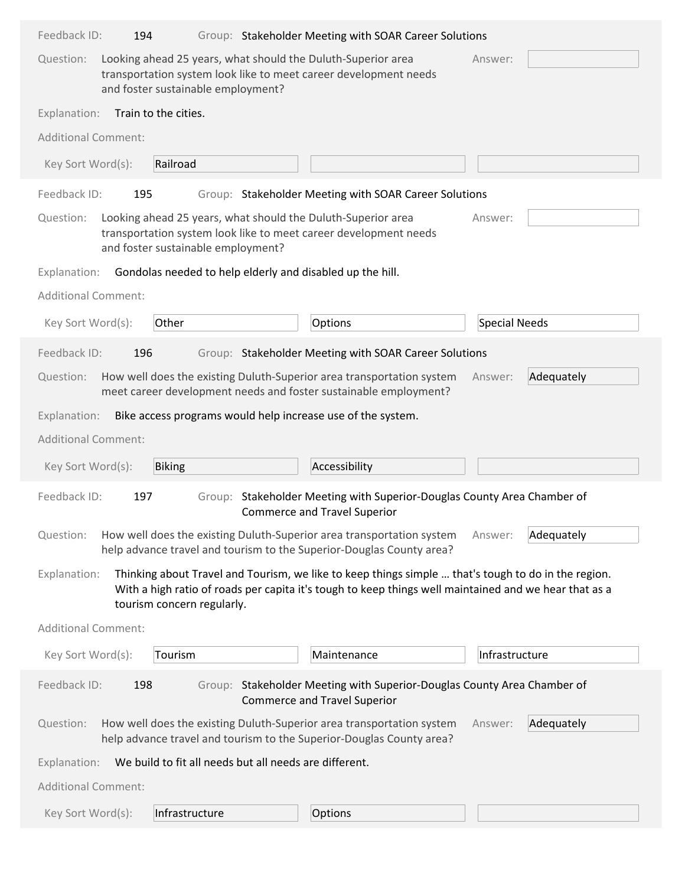Feedback ID: 194 Group: Stakeholder Meeting with SOAR Career Solutions

Question: Looking ahead 25 years, what should the Duluth-Superior area transportation system look like to meet career development needs and foster sustainable employment?

Answer:

Explanation: Train to the cities.

Additional Comment:

Key Sort Word(s): Railroad

---

Feedback ID: 195 Group: Stakeholder Meeting with SOAR Career Solutions

Question: Looking ahead 25 years, what should the Duluth-Superior area transportation system look like to meet career development needs and foster sustainable employment?

Answer:

Explanation: Gondolas needed to help elderly and disabled up the hill.

Additional Comment:

Key Sort Word(s): Other | Options | Special Needs

---

Feedback ID: 196 Group: Stakeholder Meeting with SOAR Career Solutions

Question: How well does the existing Duluth-Superior area transportation system meet career development needs and foster sustainable employment?

Answer: Adequately

Explanation: Bike access programs would help increase use of the system.

Additional Comment:

Key Sort Word(s): Biking | Accessibility

---

Feedback ID: 197 Group: Stakeholder Meeting with Superior-Douglas County Area Chamber of Commerce and Travel Superior

Question: How well does the existing Duluth-Superior area transportation system help advance travel and tourism to the Superior-Douglas County area?

Answer: Adequately

Explanation: Thinking about Travel and Tourism, we like to keep things simple … that's tough to do in the region. With a high ratio of roads per capita it's tough to keep things well maintained and we hear that as a tourism concern regularly.

Additional Comment:

Key Sort Word(s): Tourism | Maintenance | Infrastructure

---

Feedback ID: 198 Group: Stakeholder Meeting with Superior-Douglas County Area Chamber of Commerce and Travel Superior

Question: How well does the existing Duluth-Superior area transportation system help advance travel and tourism to the Superior-Douglas County area?

Answer: Adequately

Explanation: We build to fit all needs but all needs are different.

Additional Comment:

Key Sort Word(s): Infrastructure | Options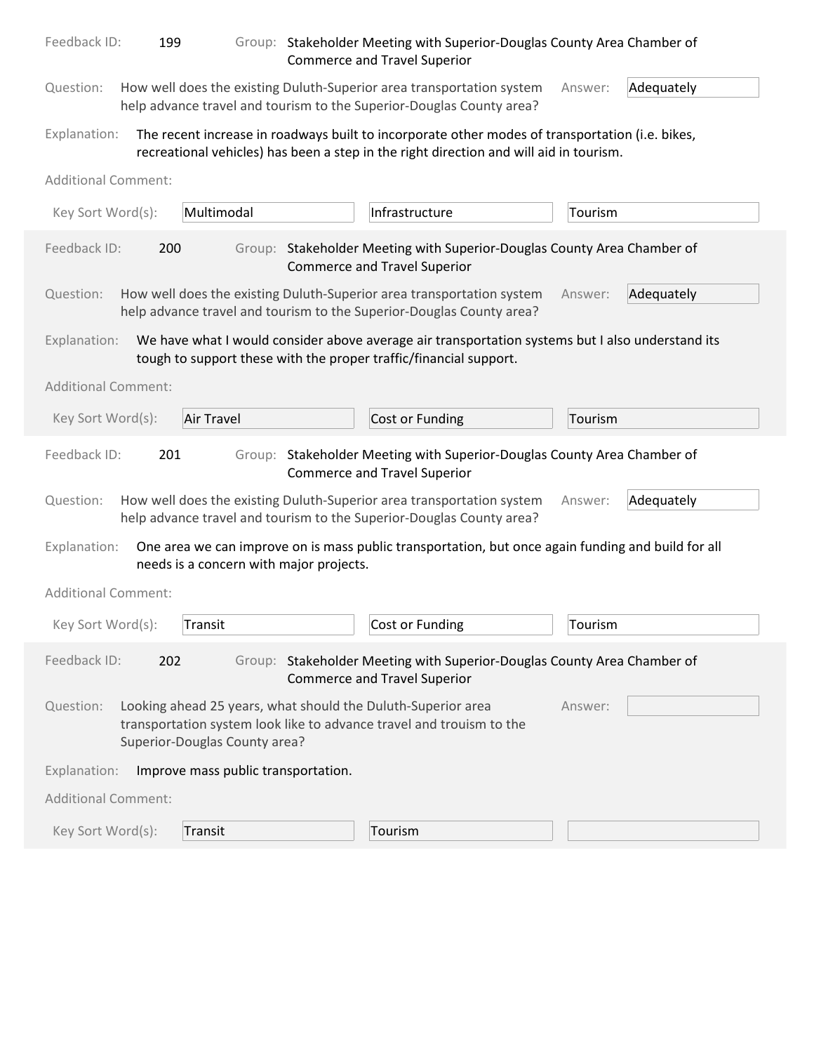Feedback ID: 199

Group: Stakeholder Meeting with Superior-Douglas County Area Chamber of Commerce and Travel Superior

Question: How well does the existing Duluth-Superior area transportation system help advance travel and tourism to the Superior-Douglas County area?

Answer: Adequately

Explanation: The recent increase in roadways built to incorporate other modes of transportation (i.e. bikes, recreational vehicles) has been a step in the right direction and will aid in tourism.

Additional Comment:

Key Sort Word(s): Multimodal | Infrastructure | Tourism

---

Feedback ID: 200

Group: Stakeholder Meeting with Superior-Douglas County Area Chamber of Commerce and Travel Superior

Question: How well does the existing Duluth-Superior area transportation system help advance travel and tourism to the Superior-Douglas County area?

Answer: Adequately

Explanation: We have what I would consider above average air transportation systems but I also understand its tough to support these with the proper traffic/financial support.

Additional Comment:

Key Sort Word(s): Air Travel | Cost or Funding | Tourism

---

Feedback ID: 201

Group: Stakeholder Meeting with Superior-Douglas County Area Chamber of Commerce and Travel Superior

Question: How well does the existing Duluth-Superior area transportation system help advance travel and tourism to the Superior-Douglas County area?

Answer: Adequately

Explanation: One area we can improve on is mass public transportation, but once again funding and build for all needs is a concern with major projects.

Additional Comment:

Key Sort Word(s): Transit | Cost or Funding | Tourism

---

Feedback ID: 202

Group: Stakeholder Meeting with Superior-Douglas County Area Chamber of Commerce and Travel Superior

Question: Looking ahead 25 years, what should the Duluth-Superior area transportation system look like to advance travel and trouism to the Superior-Douglas County area?

Answer:

Explanation: Improve mass public transportation.

Additional Comment:

Key Sort Word(s): Transit | Tourism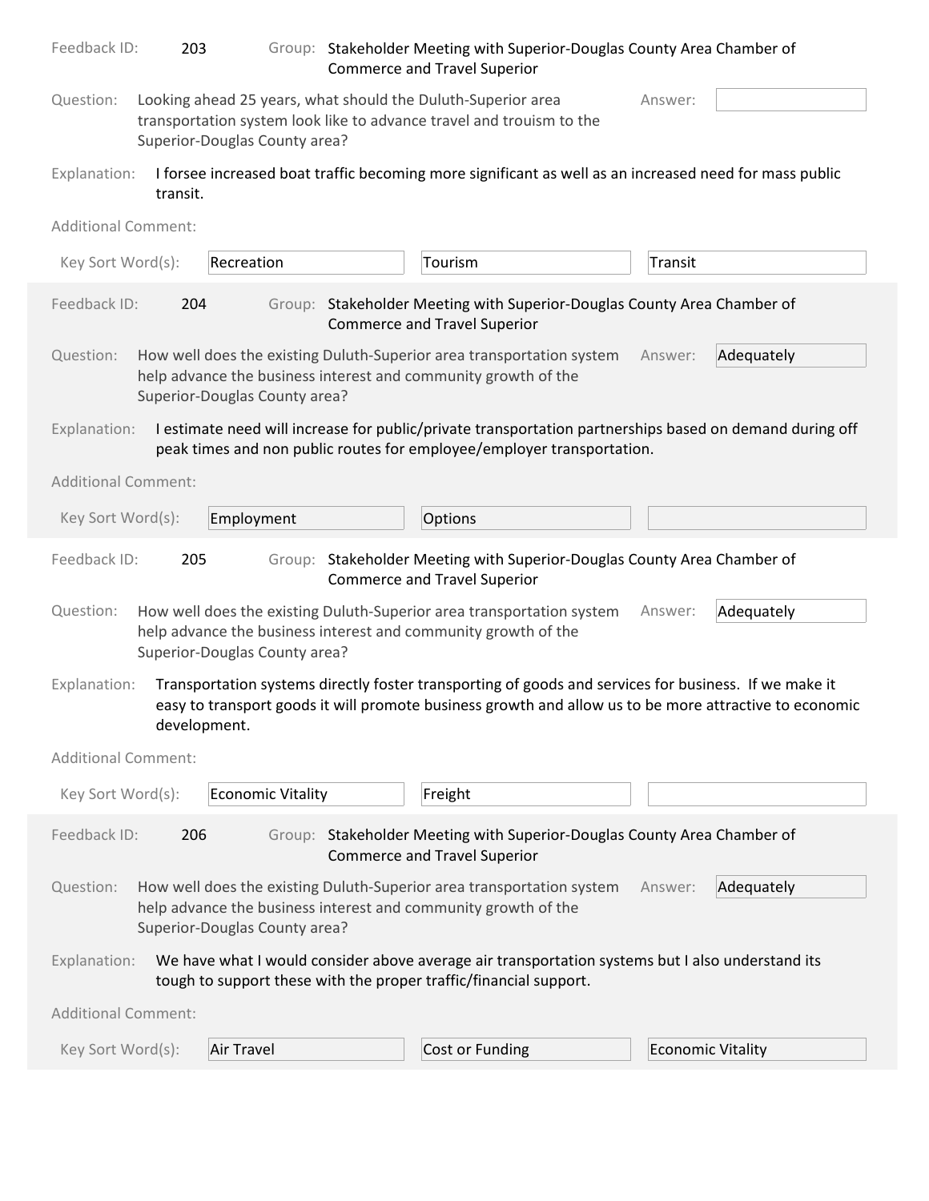Feedback ID: 203

Group: Stakeholder Meeting with Superior-Douglas County Area Chamber of Commerce and Travel Superior

Question: Looking ahead 25 years, what should the Duluth-Superior area transportation system look like to advance travel and trouism to the Superior-Douglas County area?

Answer:

Explanation: I forsee increased boat traffic becoming more significant as well as an increased need for mass public transit.

Additional Comment:

Key Sort Word(s): Recreation | Tourism | Transit

---

Feedback ID: 204

Group: Stakeholder Meeting with Superior-Douglas County Area Chamber of Commerce and Travel Superior

Question: How well does the existing Duluth-Superior area transportation system help advance the business interest and community growth of the Superior-Douglas County area?

Answer: Adequately

Explanation: I estimate need will increase for public/private transportation partnerships based on demand during off peak times and non public routes for employee/employer transportation.

Additional Comment:

Key Sort Word(s): Employment | Options

---

Feedback ID: 205

Group: Stakeholder Meeting with Superior-Douglas County Area Chamber of Commerce and Travel Superior

Question: How well does the existing Duluth-Superior area transportation system help advance the business interest and community growth of the Superior-Douglas County area?

Answer: Adequately

Explanation: Transportation systems directly foster transporting of goods and services for business. If we make it easy to transport goods it will promote business growth and allow us to be more attractive to economic development.

Additional Comment:

Key Sort Word(s): Economic Vitality | Freight

---

Feedback ID: 206

Group: Stakeholder Meeting with Superior-Douglas County Area Chamber of Commerce and Travel Superior

Question: How well does the existing Duluth-Superior area transportation system help advance the business interest and community growth of the Superior-Douglas County area?

Answer: Adequately

Explanation: We have what I would consider above average air transportation systems but I also understand its tough to support these with the proper traffic/financial support.

Additional Comment:

Key Sort Word(s): Air Travel | Cost or Funding | Economic Vitality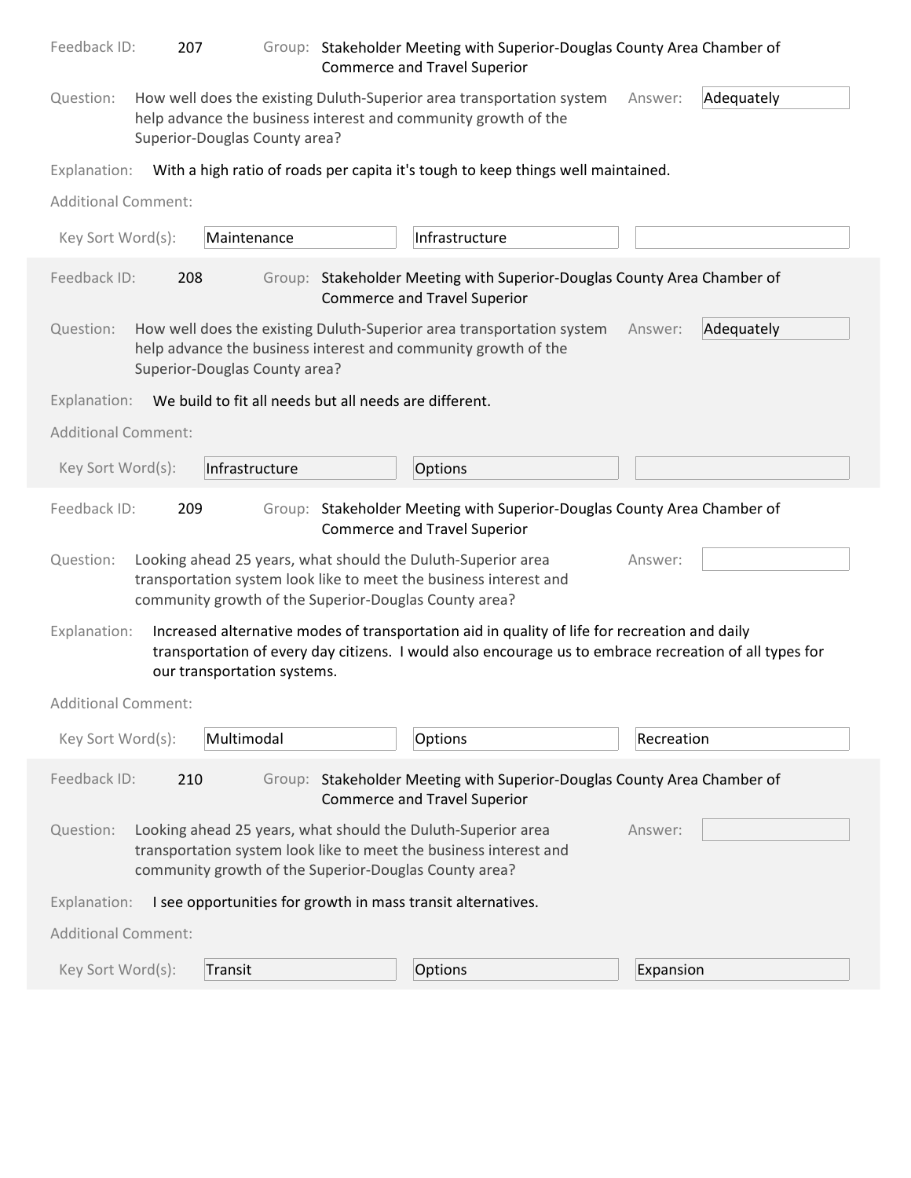Feedback ID: 207

Group: Stakeholder Meeting with Superior-Douglas County Area Chamber of Commerce and Travel Superior

Question: How well does the existing Duluth-Superior area transportation system help advance the business interest and community growth of the Superior-Douglas County area?

Answer: Adequately

Explanation: With a high ratio of roads per capita it's tough to keep things well maintained.

Additional Comment:

Key Sort Word(s): Maintenance | Infrastructure

---

Feedback ID: 208

Group: Stakeholder Meeting with Superior-Douglas County Area Chamber of Commerce and Travel Superior

Question: How well does the existing Duluth-Superior area transportation system help advance the business interest and community growth of the Superior-Douglas County area?

Answer: Adequately

Explanation: We build to fit all needs but all needs are different.

Additional Comment:

Key Sort Word(s): Infrastructure | Options

---

Feedback ID: 209

Group: Stakeholder Meeting with Superior-Douglas County Area Chamber of Commerce and Travel Superior

Question: Looking ahead 25 years, what should the Duluth-Superior area transportation system look like to meet the business interest and community growth of the Superior-Douglas County area?

Answer:

Explanation: Increased alternative modes of transportation aid in quality of life for recreation and daily transportation of every day citizens. I would also encourage us to embrace recreation of all types for our transportation systems.

Additional Comment:

Key Sort Word(s): Multimodal | Options | Recreation

---

Feedback ID: 210

Group: Stakeholder Meeting with Superior-Douglas County Area Chamber of Commerce and Travel Superior

Question: Looking ahead 25 years, what should the Duluth-Superior area transportation system look like to meet the business interest and community growth of the Superior-Douglas County area?

Answer:

Explanation: I see opportunities for growth in mass transit alternatives.

Additional Comment:

Key Sort Word(s): Transit | Options | Expansion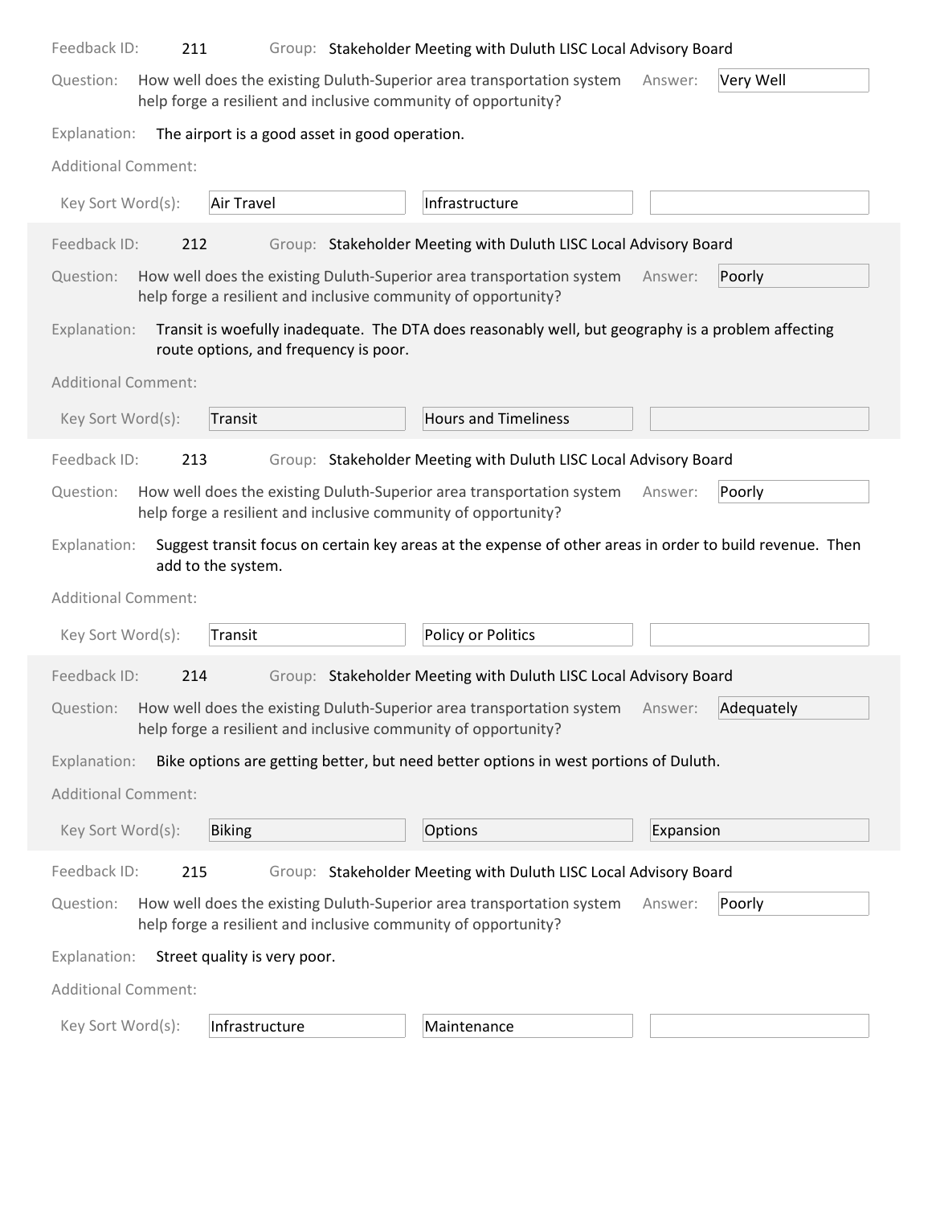Feedback ID: 211 Group: Stakeholder Meeting with Duluth LISC Local Advisory Board

Question: How well does the existing Duluth-Superior area transportation system help forge a resilient and inclusive community of opportunity? Answer: Very Well

Explanation: The airport is a good asset in good operation.

Additional Comment:

Key Sort Word(s): Air Travel | Infrastructure

---

Feedback ID: 212 Group: Stakeholder Meeting with Duluth LISC Local Advisory Board

Question: How well does the existing Duluth-Superior area transportation system help forge a resilient and inclusive community of opportunity? Answer: Poorly

Explanation: Transit is woefully inadequate. The DTA does reasonably well, but geography is a problem affecting route options, and frequency is poor.

Additional Comment:

Key Sort Word(s): Transit | Hours and Timeliness

---

Feedback ID: 213 Group: Stakeholder Meeting with Duluth LISC Local Advisory Board

Question: How well does the existing Duluth-Superior area transportation system help forge a resilient and inclusive community of opportunity? Answer: Poorly

Explanation: Suggest transit focus on certain key areas at the expense of other areas in order to build revenue. Then add to the system.

Additional Comment:

Key Sort Word(s): Transit | Policy or Politics

---

Feedback ID: 214 Group: Stakeholder Meeting with Duluth LISC Local Advisory Board

Question: How well does the existing Duluth-Superior area transportation system help forge a resilient and inclusive community of opportunity? Answer: Adequately

Explanation: Bike options are getting better, but need better options in west portions of Duluth.

Additional Comment:

Key Sort Word(s): Biking | Options | Expansion

---

Feedback ID: 215 Group: Stakeholder Meeting with Duluth LISC Local Advisory Board

Question: How well does the existing Duluth-Superior area transportation system help forge a resilient and inclusive community of opportunity? Answer: Poorly

Explanation: Street quality is very poor.

Additional Comment:

Key Sort Word(s): Infrastructure | Maintenance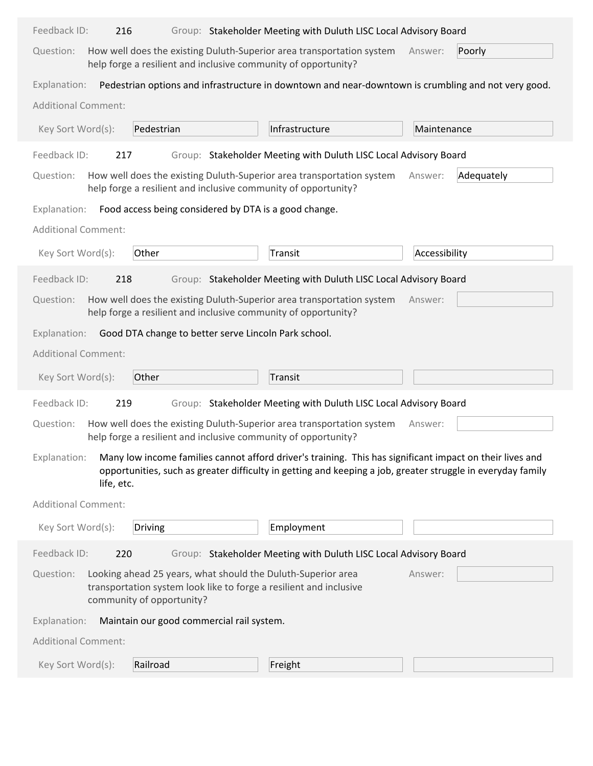Feedback ID: 216 Group: Stakeholder Meeting with Duluth LISC Local Advisory Board

Question: How well does the existing Duluth-Superior area transportation system help forge a resilient and inclusive community of opportunity?

Answer: Poorly

Explanation: Pedestrian options and infrastructure in downtown and near-downtown is crumbling and not very good.

Additional Comment:

Key Sort Word(s): Pedestrian | Infrastructure | Maintenance

---

Feedback ID: 217 Group: Stakeholder Meeting with Duluth LISC Local Advisory Board

Question: How well does the existing Duluth-Superior area transportation system help forge a resilient and inclusive community of opportunity?

Answer: Adequately

Explanation: Food access being considered by DTA is a good change.

Additional Comment:

Key Sort Word(s): Other | Transit | Accessibility

---

Feedback ID: 218 Group: Stakeholder Meeting with Duluth LISC Local Advisory Board

Question: How well does the existing Duluth-Superior area transportation system help forge a resilient and inclusive community of opportunity?

Answer:

Explanation: Good DTA change to better serve Lincoln Park school.

Additional Comment:

Key Sort Word(s): Other | Transit

---

Feedback ID: 219 Group: Stakeholder Meeting with Duluth LISC Local Advisory Board

Question: How well does the existing Duluth-Superior area transportation system help forge a resilient and inclusive community of opportunity?

Answer:

Explanation: Many low income families cannot afford driver's training. This has significant impact on their lives and opportunities, such as greater difficulty in getting and keeping a job, greater struggle in everyday family life, etc.

Additional Comment:

Key Sort Word(s): Driving | Employment

---

Feedback ID: 220 Group: Stakeholder Meeting with Duluth LISC Local Advisory Board

Question: Looking ahead 25 years, what should the Duluth-Superior area transportation system look like to forge a resilient and inclusive community of opportunity?

Answer:

Explanation: Maintain our good commercial rail system.

Additional Comment:

Key Sort Word(s): Railroad | Freight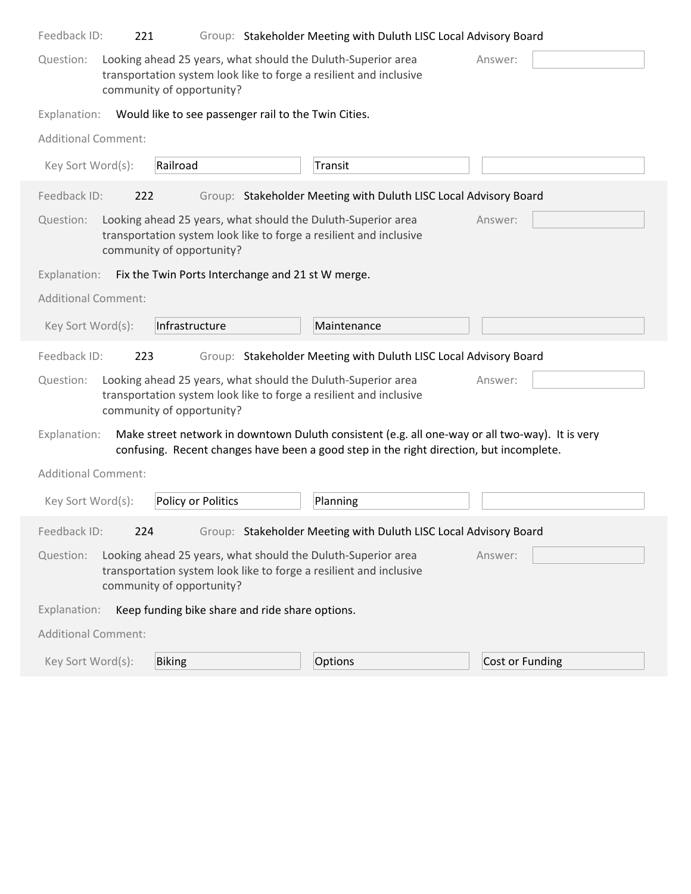Feedback ID: 221 Group: Stakeholder Meeting with Duluth LISC Local Advisory Board

Question: Looking ahead 25 years, what should the Duluth-Superior area transportation system look like to forge a resilient and inclusive community of opportunity?

Answer:

Explanation: Would like to see passenger rail to the Twin Cities.

Additional Comment:

Key Sort Word(s): Railroad | Transit

---

Feedback ID: 222 Group: Stakeholder Meeting with Duluth LISC Local Advisory Board

Question: Looking ahead 25 years, what should the Duluth-Superior area transportation system look like to forge a resilient and inclusive community of opportunity?

Answer:

Explanation: Fix the Twin Ports Interchange and 21 st W merge.

Additional Comment:

Key Sort Word(s): Infrastructure | Maintenance

---

Feedback ID: 223 Group: Stakeholder Meeting with Duluth LISC Local Advisory Board

Question: Looking ahead 25 years, what should the Duluth-Superior area transportation system look like to forge a resilient and inclusive community of opportunity?

Answer:

Explanation: Make street network in downtown Duluth consistent (e.g. all one-way or all two-way). It is very confusing. Recent changes have been a good step in the right direction, but incomplete.

Additional Comment:

Key Sort Word(s): Policy or Politics | Planning

---

Feedback ID: 224 Group: Stakeholder Meeting with Duluth LISC Local Advisory Board

Question: Looking ahead 25 years, what should the Duluth-Superior area transportation system look like to forge a resilient and inclusive community of opportunity?

Answer:

Explanation: Keep funding bike share and ride share options.

Additional Comment:

Key Sort Word(s): Biking | Options | Cost or Funding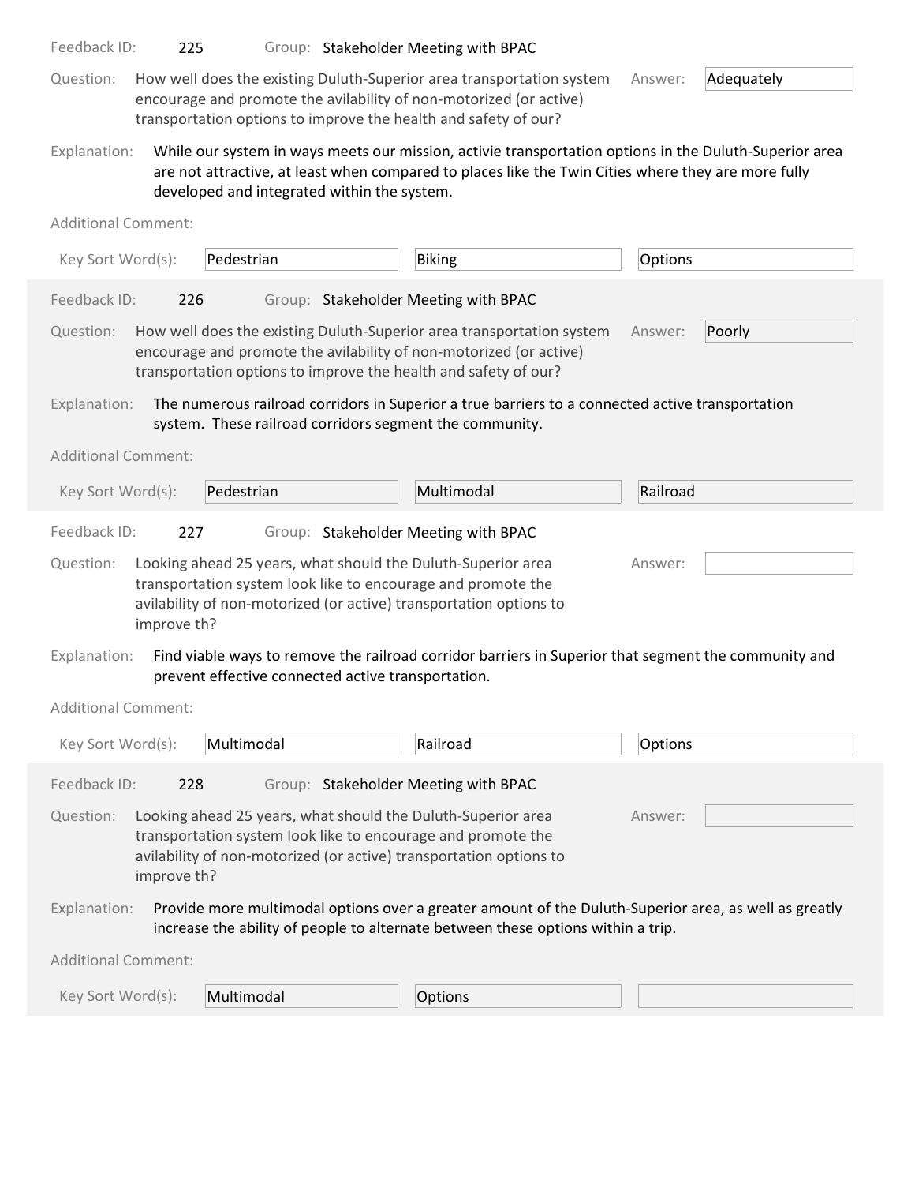Feedback ID: 225 Group: Stakeholder Meeting with BPAC

Question: How well does the existing Duluth-Superior area transportation system encourage and promote the avilability of non-motorized (or active) transportation options to improve the health and safety of our?

Answer: Adequately

Explanation: While our system in ways meets our mission, activie transportation options in the Duluth-Superior area are not attractive, at least when compared to places like the Twin Cities where they are more fully developed and integrated within the system.

Additional Comment:

Key Sort Word(s): Pedestrian | Biking | Options

---

Feedback ID: 226 Group: Stakeholder Meeting with BPAC

Question: How well does the existing Duluth-Superior area transportation system encourage and promote the avilability of non-motorized (or active) transportation options to improve the health and safety of our?

Answer: Poorly

Explanation: The numerous railroad corridors in Superior a true barriers to a connected active transportation system. These railroad corridors segment the community.

Additional Comment:

Key Sort Word(s): Pedestrian | Multimodal | Railroad

---

Feedback ID: 227 Group: Stakeholder Meeting with BPAC

Question: Looking ahead 25 years, what should the Duluth-Superior area transportation system look like to encourage and promote the avilability of non-motorized (or active) transportation options to improve th?

Answer:

Explanation: Find viable ways to remove the railroad corridor barriers in Superior that segment the community and prevent effective connected active transportation.

Additional Comment:

Key Sort Word(s): Multimodal | Railroad | Options

---

Feedback ID: 228 Group: Stakeholder Meeting with BPAC

Question: Looking ahead 25 years, what should the Duluth-Superior area transportation system look like to encourage and promote the avilability of non-motorized (or active) transportation options to improve th?

Answer:

Explanation: Provide more multimodal options over a greater amount of the Duluth-Superior area, as well as greatly increase the ability of people to alternate between these options within a trip.

Additional Comment:

Key Sort Word(s): Multimodal | Options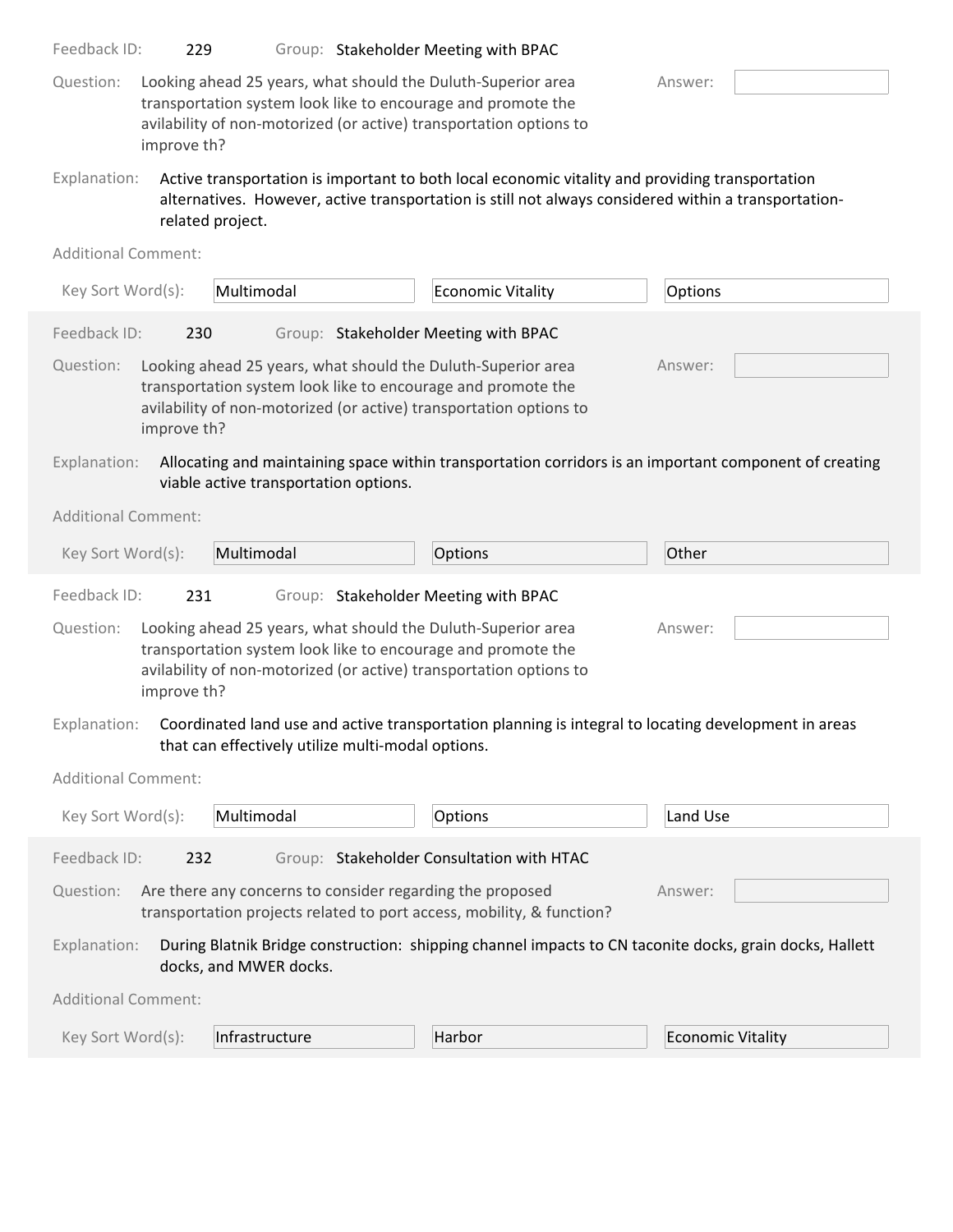Feedback ID: 229 Group: Stakeholder Meeting with BPAC

Question: Looking ahead 25 years, what should the Duluth-Superior area transportation system look like to encourage and promote the avilability of non-motorized (or active) transportation options to improve th?

Answer:

Explanation: Active transportation is important to both local economic vitality and providing transportation alternatives. However, active transportation is still not always considered within a transportation-related project.

Additional Comment:

Key Sort Word(s): Multimodal | Economic Vitality | Options

---

Feedback ID: 230 Group: Stakeholder Meeting with BPAC

Question: Looking ahead 25 years, what should the Duluth-Superior area transportation system look like to encourage and promote the avilability of non-motorized (or active) transportation options to improve th?

Answer:

Explanation: Allocating and maintaining space within transportation corridors is an important component of creating viable active transportation options.

Additional Comment:

Key Sort Word(s): Multimodal | Options | Other

---

Feedback ID: 231 Group: Stakeholder Meeting with BPAC

Question: Looking ahead 25 years, what should the Duluth-Superior area transportation system look like to encourage and promote the avilability of non-motorized (or active) transportation options to improve th?

Answer:

Explanation: Coordinated land use and active transportation planning is integral to locating development in areas that can effectively utilize multi-modal options.

Additional Comment:

Key Sort Word(s): Multimodal | Options | Land Use

---

Feedback ID: 232 Group: Stakeholder Consultation with HTAC

Question: Are there any concerns to consider regarding the proposed transportation projects related to port access, mobility, & function?

Answer:

Explanation: During Blatnik Bridge construction: shipping channel impacts to CN taconite docks, grain docks, Hallett docks, and MWER docks.

Additional Comment:

Key Sort Word(s): Infrastructure | Harbor | Economic Vitality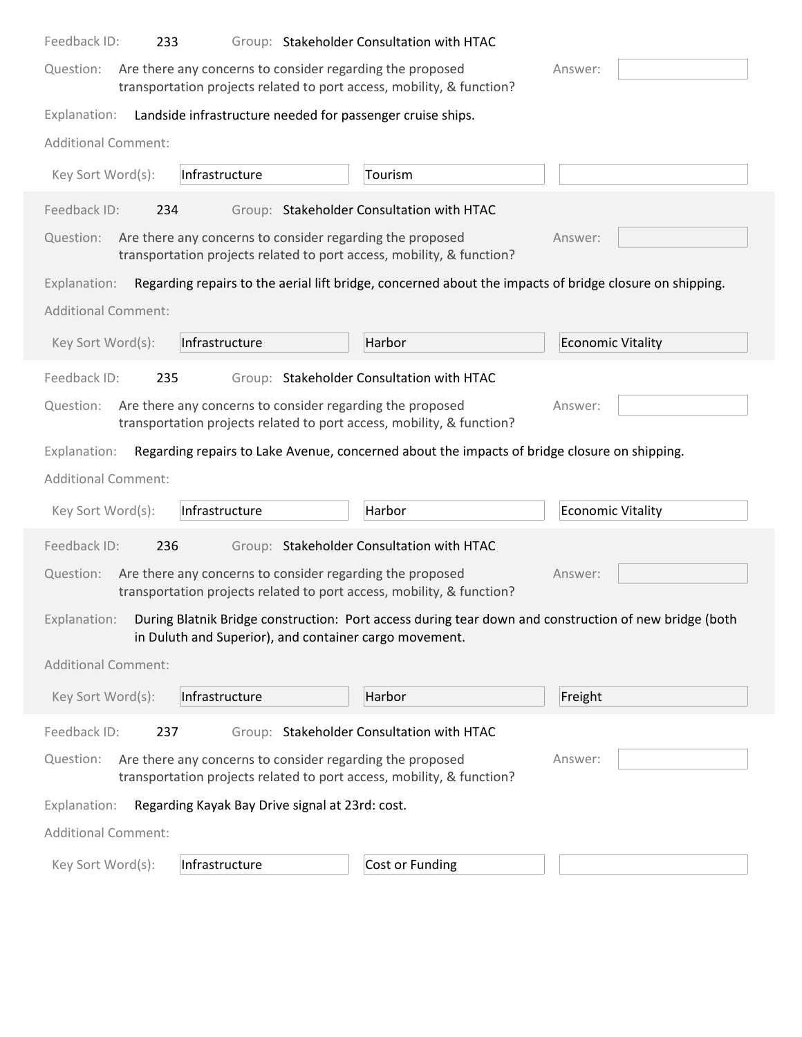Feedback ID: 233 Group: Stakeholder Consultation with HTAC

Question: Are there any concerns to consider regarding the proposed transportation projects related to port access, mobility, & function? Answer:

Explanation: Landside infrastructure needed for passenger cruise ships.

Additional Comment:

Key Sort Word(s): Infrastructure | Tourism |

---

Feedback ID: 234 Group: Stakeholder Consultation with HTAC

Question: Are there any concerns to consider regarding the proposed transportation projects related to port access, mobility, & function? Answer:

Explanation: Regarding repairs to the aerial lift bridge, concerned about the impacts of bridge closure on shipping.

Additional Comment:

Key Sort Word(s): Infrastructure | Harbor | Economic Vitality

---

Feedback ID: 235 Group: Stakeholder Consultation with HTAC

Question: Are there any concerns to consider regarding the proposed transportation projects related to port access, mobility, & function? Answer:

Explanation: Regarding repairs to Lake Avenue, concerned about the impacts of bridge closure on shipping.

Additional Comment:

Key Sort Word(s): Infrastructure | Harbor | Economic Vitality

---

Feedback ID: 236 Group: Stakeholder Consultation with HTAC

Question: Are there any concerns to consider regarding the proposed transportation projects related to port access, mobility, & function? Answer:

Explanation: During Blatnik Bridge construction: Port access during tear down and construction of new bridge (both in Duluth and Superior), and container cargo movement.

Additional Comment:

Key Sort Word(s): Infrastructure | Harbor | Freight

---

Feedback ID: 237 Group: Stakeholder Consultation with HTAC

Question: Are there any concerns to consider regarding the proposed transportation projects related to port access, mobility, & function? Answer:

Explanation: Regarding Kayak Bay Drive signal at 23rd: cost.

Additional Comment:

Key Sort Word(s): Infrastructure | Cost or Funding |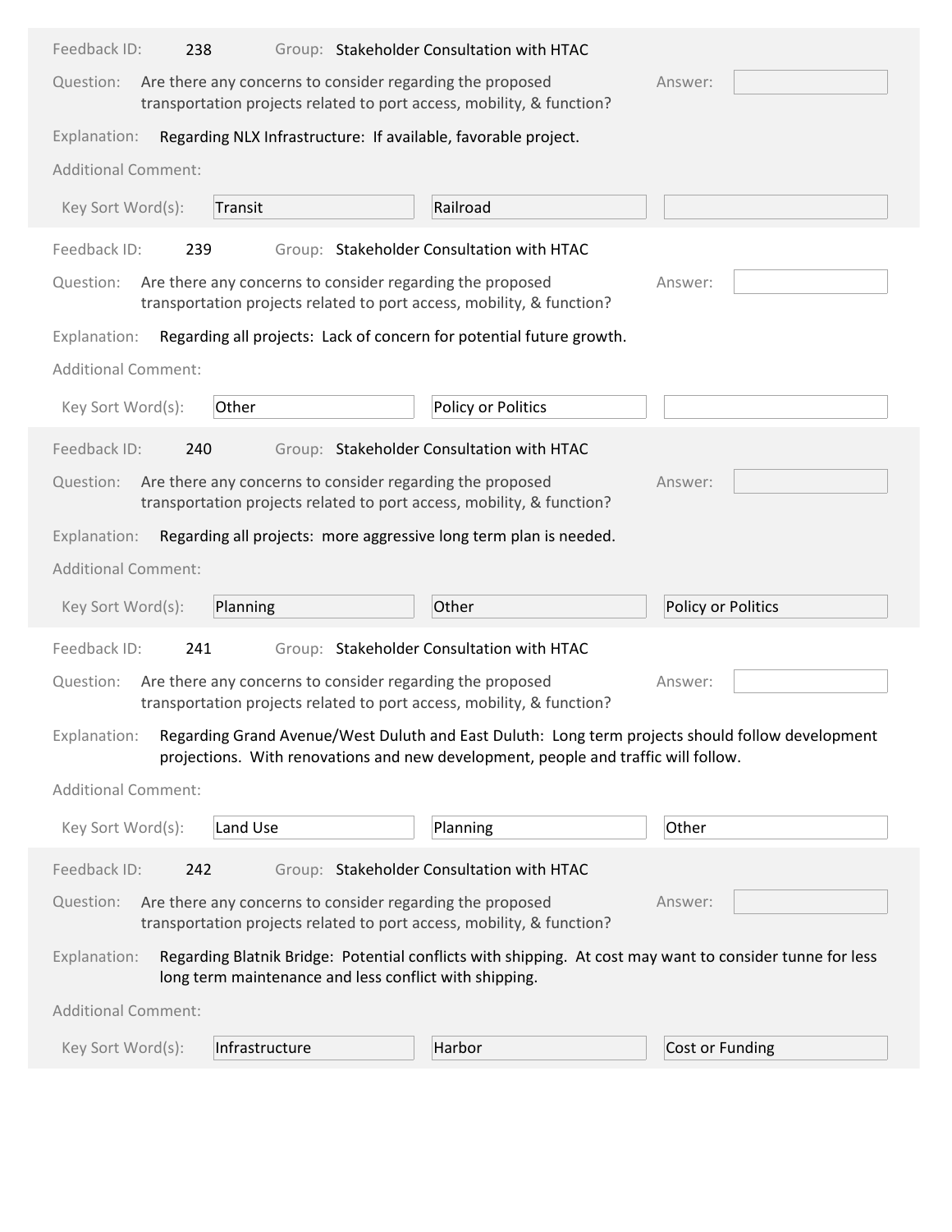Feedback ID: 238 Group: Stakeholder Consultation with HTAC

Question: Are there any concerns to consider regarding the proposed transportation projects related to port access, mobility, & function?

Answer:

Explanation: Regarding NLX Infrastructure: If available, favorable project.

Additional Comment:

Key Sort Word(s): Transit | Railroad

---

Feedback ID: 239 Group: Stakeholder Consultation with HTAC

Question: Are there any concerns to consider regarding the proposed transportation projects related to port access, mobility, & function?

Answer:

Explanation: Regarding all projects: Lack of concern for potential future growth.

Additional Comment:

Key Sort Word(s): Other | Policy or Politics

---

Feedback ID: 240 Group: Stakeholder Consultation with HTAC

Question: Are there any concerns to consider regarding the proposed transportation projects related to port access, mobility, & function?

Answer:

Explanation: Regarding all projects: more aggressive long term plan is needed.

Additional Comment:

Key Sort Word(s): Planning | Other | Policy or Politics

---

Feedback ID: 241 Group: Stakeholder Consultation with HTAC

Question: Are there any concerns to consider regarding the proposed transportation projects related to port access, mobility, & function?

Answer:

Explanation: Regarding Grand Avenue/West Duluth and East Duluth: Long term projects should follow development projections. With renovations and new development, people and traffic will follow.

Additional Comment:

Key Sort Word(s): Land Use | Planning | Other

---

Feedback ID: 242 Group: Stakeholder Consultation with HTAC

Question: Are there any concerns to consider regarding the proposed transportation projects related to port access, mobility, & function?

Answer:

Explanation: Regarding Blatnik Bridge: Potential conflicts with shipping. At cost may want to consider tunne for less long term maintenance and less conflict with shipping.

Additional Comment:

Key Sort Word(s): Infrastructure | Harbor | Cost or Funding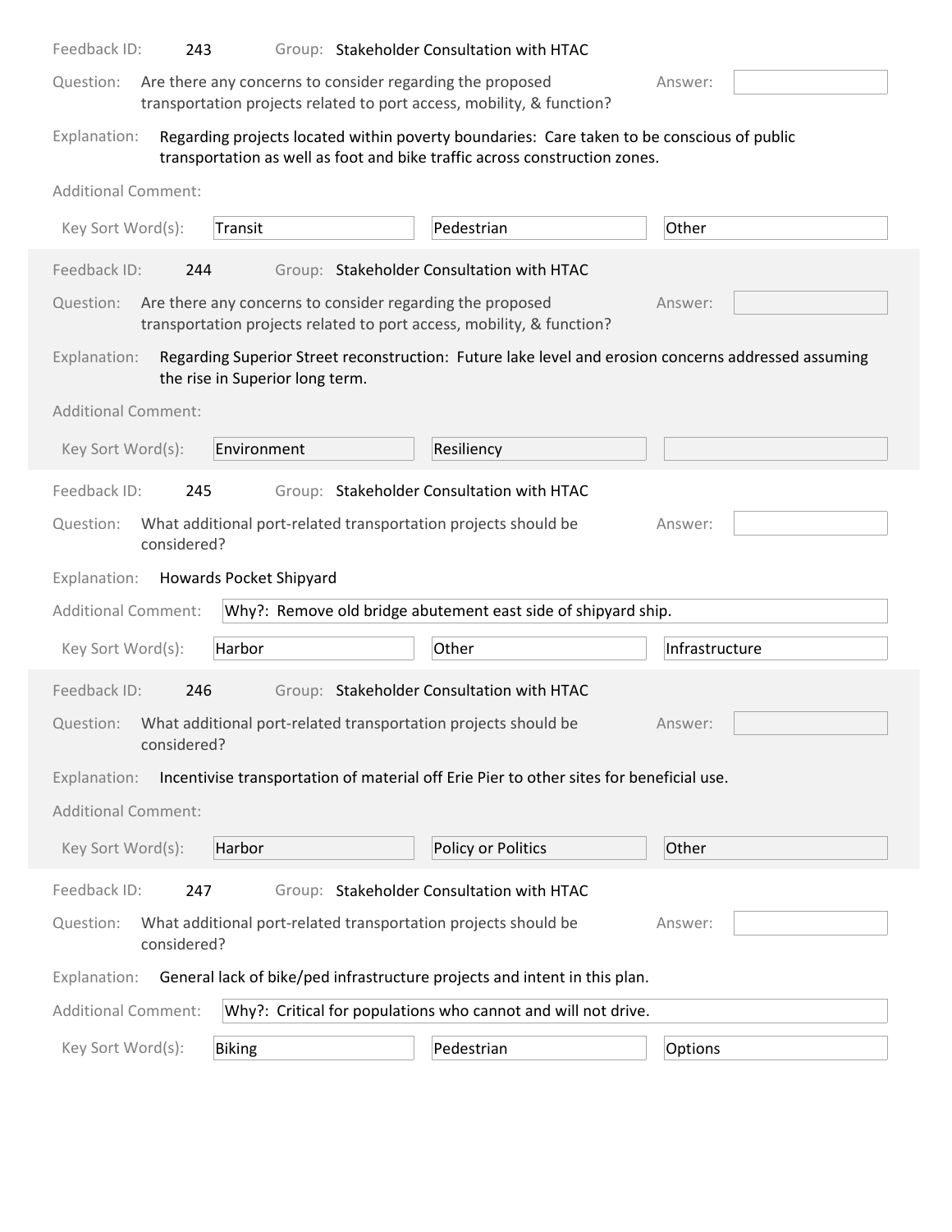Feedback ID: 243 Group: Stakeholder Consultation with HTAC

Question: Are there any concerns to consider regarding the proposed transportation projects related to port access, mobility, & function?

Answer:

Explanation: Regarding projects located within poverty boundaries: Care taken to be conscious of public transportation as well as foot and bike traffic across construction zones.

Additional Comment:

Key Sort Word(s): Transit | Pedestrian | Other

---

Feedback ID: 244 Group: Stakeholder Consultation with HTAC

Question: Are there any concerns to consider regarding the proposed transportation projects related to port access, mobility, & function?

Answer:

Explanation: Regarding Superior Street reconstruction: Future lake level and erosion concerns addressed assuming the rise in Superior long term.

Additional Comment:

Key Sort Word(s): Environment | Resiliency

---

Feedback ID: 245 Group: Stakeholder Consultation with HTAC

Question: What additional port-related transportation projects should be considered?

Answer:

Explanation: Howards Pocket Shipyard

Additional Comment: Why?: Remove old bridge abutement east side of shipyard ship.

Key Sort Word(s): Harbor | Other | Infrastructure

---

Feedback ID: 246 Group: Stakeholder Consultation with HTAC

Question: What additional port-related transportation projects should be considered?

Answer:

Explanation: Incentivise transportation of material off Erie Pier to other sites for beneficial use.

Additional Comment:

Key Sort Word(s): Harbor | Policy or Politics | Other

---

Feedback ID: 247 Group: Stakeholder Consultation with HTAC

Question: What additional port-related transportation projects should be considered?

Answer:

Explanation: General lack of bike/ped infrastructure projects and intent in this plan.

Additional Comment: Why?: Critical for populations who cannot and will not drive.

Key Sort Word(s): Biking | Pedestrian | Options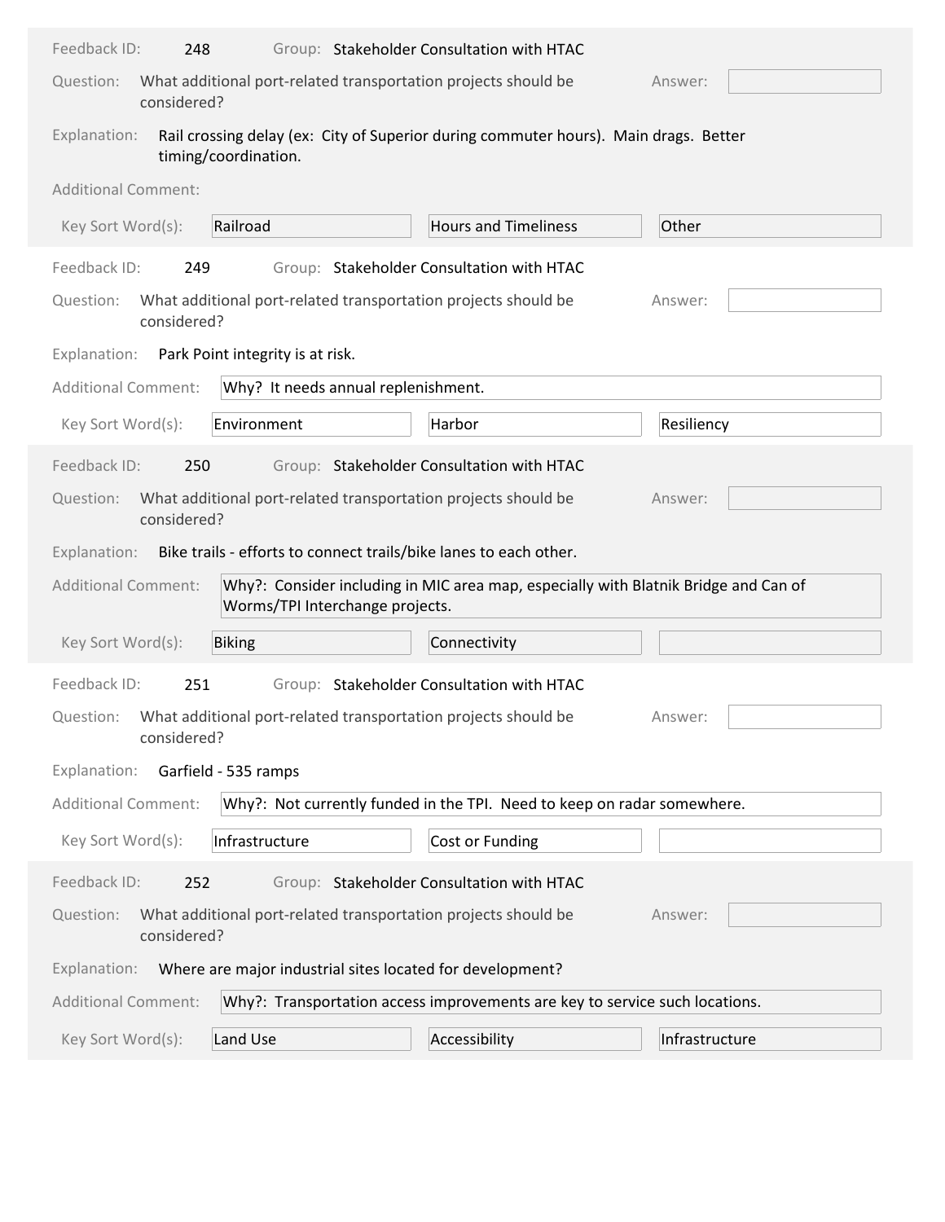Feedback ID: 248 Group: Stakeholder Consultation with HTAC

Question: What additional port-related transportation projects should be considered?

Answer:

Explanation: Rail crossing delay (ex: City of Superior during commuter hours). Main drags. Better timing/coordination.

Additional Comment:

Key Sort Word(s): Railroad | Hours and Timeliness | Other

---

Feedback ID: 249 Group: Stakeholder Consultation with HTAC

Question: What additional port-related transportation projects should be considered?

Answer:

Explanation: Park Point integrity is at risk.

Additional Comment: Why? It needs annual replenishment.

Key Sort Word(s): Environment | Harbor | Resiliency

---

Feedback ID: 250 Group: Stakeholder Consultation with HTAC

Question: What additional port-related transportation projects should be considered?

Answer:

Explanation: Bike trails - efforts to connect trails/bike lanes to each other.

Additional Comment: Why?: Consider including in MIC area map, especially with Blatnik Bridge and Can of Worms/TPI Interchange projects.

Key Sort Word(s): Biking | Connectivity

---

Feedback ID: 251 Group: Stakeholder Consultation with HTAC

Question: What additional port-related transportation projects should be considered?

Answer:

Explanation: Garfield - 535 ramps

Additional Comment: Why?: Not currently funded in the TPI. Need to keep on radar somewhere.

Key Sort Word(s): Infrastructure | Cost or Funding

---

Feedback ID: 252 Group: Stakeholder Consultation with HTAC

Question: What additional port-related transportation projects should be considered?

Answer:

Explanation: Where are major industrial sites located for development?

Additional Comment: Why?: Transportation access improvements are key to service such locations.

Key Sort Word(s): Land Use | Accessibility | Infrastructure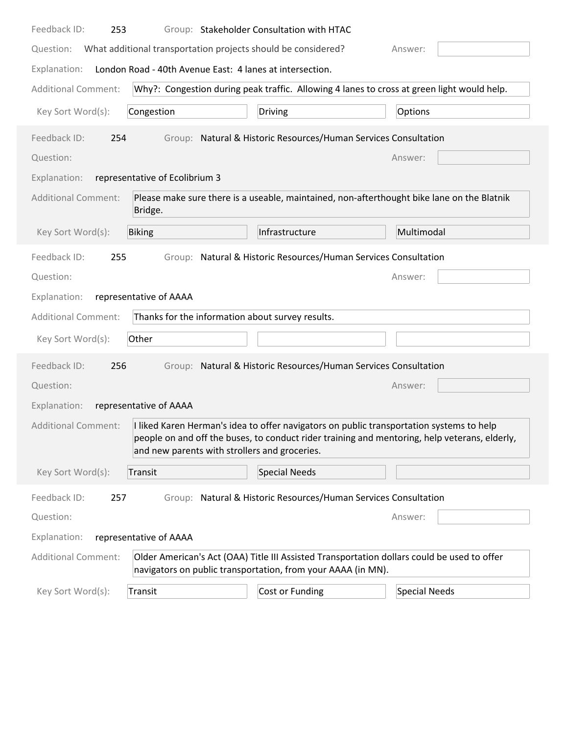Feedback ID: 253 Group: Stakeholder Consultation with HTAC

Question: What additional transportation projects should be considered? Answer:

Explanation: London Road - 40th Avenue East: 4 lanes at intersection.

Additional Comment: Why?: Congestion during peak traffic. Allowing 4 lanes to cross at green light would help.

Key Sort Word(s): Congestion | Driving | Options

---

Feedback ID: 254 Group: Natural & Historic Resources/Human Services Consultation

Question: Answer:

Explanation: representative of Ecolibrium 3

Additional Comment: Please make sure there is a useable, maintained, non-afterthought bike lane on the Blatnik Bridge.

Key Sort Word(s): Biking | Infrastructure | Multimodal

---

Feedback ID: 255 Group: Natural & Historic Resources/Human Services Consultation

Question: Answer:

Explanation: representative of AAAA

Additional Comment: Thanks for the information about survey results.

Key Sort Word(s): Other

---

Feedback ID: 256 Group: Natural & Historic Resources/Human Services Consultation

Question: Answer:

Explanation: representative of AAAA

Additional Comment: I liked Karen Herman's idea to offer navigators on public transportation systems to help people on and off the buses, to conduct rider training and mentoring, help veterans, elderly, and new parents with strollers and groceries.

Key Sort Word(s): Transit | Special Needs

---

Feedback ID: 257 Group: Natural & Historic Resources/Human Services Consultation

Question: Answer:

Explanation: representative of AAAA

Additional Comment: Older American's Act (OAA) Title III Assisted Transportation dollars could be used to offer navigators on public transportation, from your AAAA (in MN).

Key Sort Word(s): Transit | Cost or Funding | Special Needs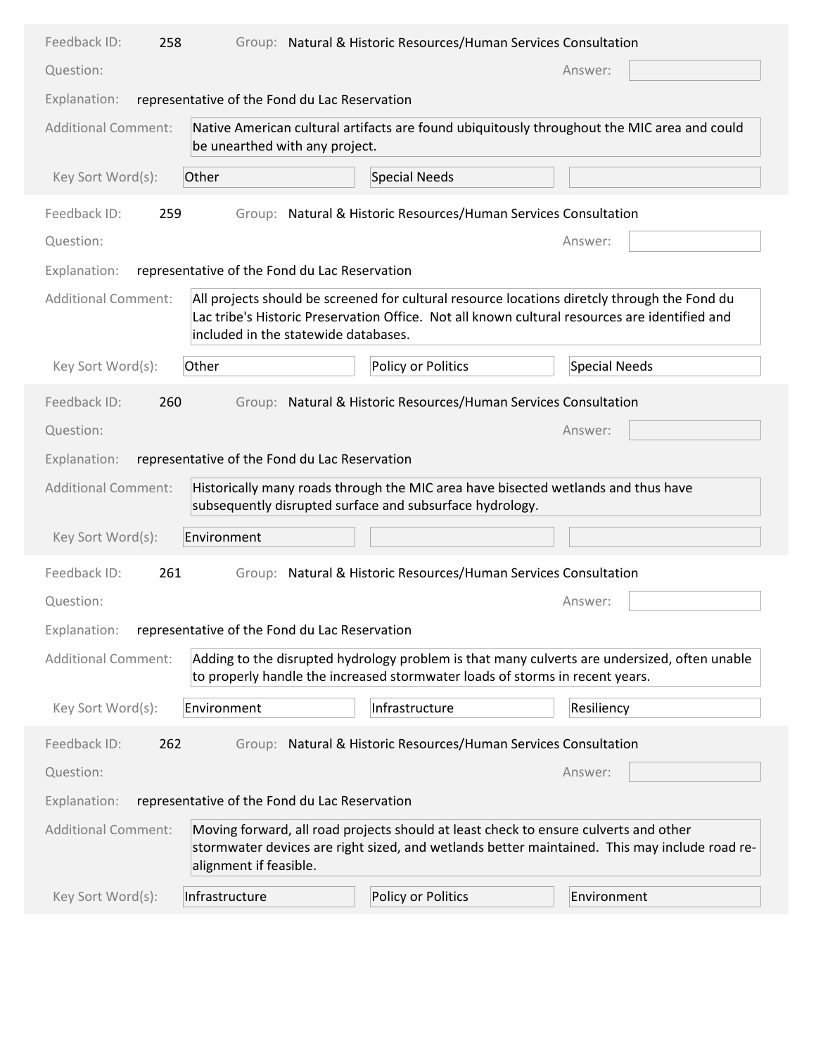Feedback ID: 258 Group: Natural & Historic Resources/Human Services Consultation

Question:

Answer:

Explanation: representative of the Fond du Lac Reservation

Additional Comment: Native American cultural artifacts are found ubiquitously throughout the MIC area and could be unearthed with any project.

Key Sort Word(s): Other | Special Needs

---

Feedback ID: 259 Group: Natural & Historic Resources/Human Services Consultation

Question:

Answer:

Explanation: representative of the Fond du Lac Reservation

Additional Comment: All projects should be screened for cultural resource locations diretcly through the Fond du Lac tribe's Historic Preservation Office. Not all known cultural resources are identified and included in the statewide databases.

Key Sort Word(s): Other | Policy or Politics | Special Needs

---

Feedback ID: 260 Group: Natural & Historic Resources/Human Services Consultation

Question:

Answer:

Explanation: representative of the Fond du Lac Reservation

Additional Comment: Historically many roads through the MIC area have bisected wetlands and thus have subsequently disrupted surface and subsurface hydrology.

Key Sort Word(s): Environment

---

Feedback ID: 261 Group: Natural & Historic Resources/Human Services Consultation

Question:

Answer:

Explanation: representative of the Fond du Lac Reservation

Additional Comment: Adding to the disrupted hydrology problem is that many culverts are undersized, often unable to properly handle the increased stormwater loads of storms in recent years.

Key Sort Word(s): Environment | Infrastructure | Resiliency

---

Feedback ID: 262 Group: Natural & Historic Resources/Human Services Consultation

Question:

Answer:

Explanation: representative of the Fond du Lac Reservation

Additional Comment: Moving forward, all road projects should at least check to ensure culverts and other stormwater devices are right sized, and wetlands better maintained. This may include road re-alignment if feasible.

Key Sort Word(s): Infrastructure | Policy or Politics | Environment